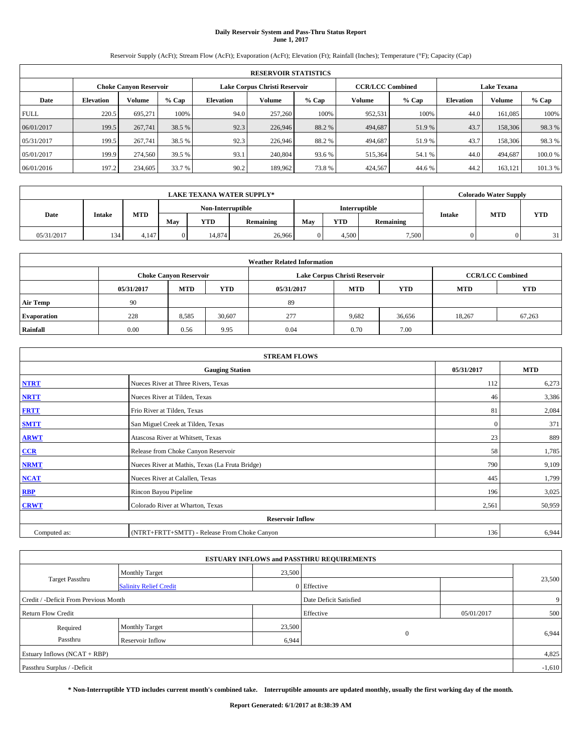# Daily Reservoir System and Pass-Thru Status Report
## June 1, 2017

Reservoir Supply (AcFt); Stream Flow (AcFt); Evaporation (AcFt); Elevation (Ft); Rainfall (Inches); Temperature (°F); Capacity (Cap)

| RESERVOIR STATISTICS | | | | | | | | | | | |
|---|---|---|---|---|---|---|---|---|---|---|---|
| | Choke Canyon Reservoir | | | Lake Corpus Christi Reservoir | | | CCR/LCC Combined | | Lake Texana | | |
| Date | Elevation | Volume | % Cap | Elevation | Volume | % Cap | Volume | % Cap | Elevation | Volume | % Cap |
| FULL | 220.5 | 695,271 | 100% | 94.0 | 257,260 | 100% | 952,531 | 100% | 44.0 | 161,085 | 100% |
| 06/01/2017 | 199.5 | 267,741 | 38.5 % | 92.3 | 226,946 | 88.2 % | 494,687 | 51.9 % | 43.7 | 158,306 | 98.3 % |
| 05/31/2017 | 199.5 | 267,741 | 38.5 % | 92.3 | 226,946 | 88.2 % | 494,687 | 51.9 % | 43.7 | 158,306 | 98.3 % |
| 05/01/2017 | 199.9 | 274,560 | 39.5 % | 93.1 | 240,804 | 93.6 % | 515,364 | 54.1 % | 44.0 | 494,687 | 100.0 % |
| 06/01/2016 | 197.2 | 234,605 | 33.7 % | 90.2 | 189,962 | 73.8 % | 424,567 | 44.6 % | 44.2 | 163,121 | 101.3 % |

| LAKE TEXANA WATER SUPPLY* | | | | | | | | | Colorado Water Supply | | |
|---|---|---|---|---|---|---|---|---|---|---|---|
| Date | Intake | MTD | Non-Interruptible | | | Interruptible | | | Intake | MTD | YTD |
| | | | May | YTD | Remaining | May | YTD | Remaining | | | |
| 05/31/2017 | 134 | 4,147 | 0 | 14,874 | 26,966 | 0 | 4,500 | 7,500 | 0 | 0 | 31 |

| Weather Related Information | | | | | | | | |
|---|---|---|---|---|---|---|---|---|
| | Choke Canyon Reservoir | | | Lake Corpus Christi Reservoir | | | CCR/LCC Combined | |
| | 05/31/2017 | MTD | YTD | 05/31/2017 | MTD | YTD | MTD | YTD |
| Air Temp | 90 | | | 89 | | | | |
| Evaporation | 228 | 8,585 | 30,607 | 277 | 9,682 | 36,656 | 18,267 | 67,263 |
| Rainfall | 0.00 | 0.56 | 9.95 | 0.04 | 0.70 | 7.00 | | |

| STREAM FLOWS | | | |
|---|---|---|---|
| Gauging Station | | 05/31/2017 | MTD |
| NTRT | Nueces River at Three Rivers, Texas | 112 | 6,273 |
| NRTT | Nueces River at Tilden, Texas | 46 | 3,386 |
| FRTT | Frio River at Tilden, Texas | 81 | 2,084 |
| SMTT | San Miguel Creek at Tilden, Texas | 0 | 371 |
| ARWT | Atascosa River at Whitsett, Texas | 23 | 889 |
| CCR | Release from Choke Canyon Reservoir | 58 | 1,785 |
| NRMT | Nueces River at Mathis, Texas (La Fruta Bridge) | 790 | 9,109 |
| NCAT | Nueces River at Calallen, Texas | 445 | 1,799 |
| RBP | Rincon Bayou Pipeline | 196 | 3,025 |
| CRWT | Colorado River at Wharton, Texas | 2,561 | 50,959 |
| Reservoir Inflow | | | |
| Computed as: | (NTRT+FRTT+SMTT) - Release From Choke Canyon | 136 | 6,944 |

| ESTUARY INFLOWS and PASSTHRU REQUIREMENTS | | | | | |
|---|---|---|---|---|---|
| Target Passthru | Monthly Target | 23,500 | | | 23,500 |
| | Salinity Relief Credit | 0 | Effective | | |
| Credit / -Deficit From Previous Month | | | Date Deficit Satisfied | | 9 |
| Return Flow Credit | | | Effective | 05/01/2017 | 500 |
| Required Passthru | Monthly Target | 23,500 | 0 | | 6,944 |
| | Reservoir Inflow | 6,944 | | | |
| Estuary Inflows (NCAT + RBP) | | | | | 4,825 |
| Passthru Surplus / -Deficit | | | | | -1,610 |

**\* Non-Interruptible YTD includes current month's combined take. Interruptible amounts are updated monthly, usually the first working day of the month.**

**Report Generated: 6/1/2017 at 8:38:39 AM**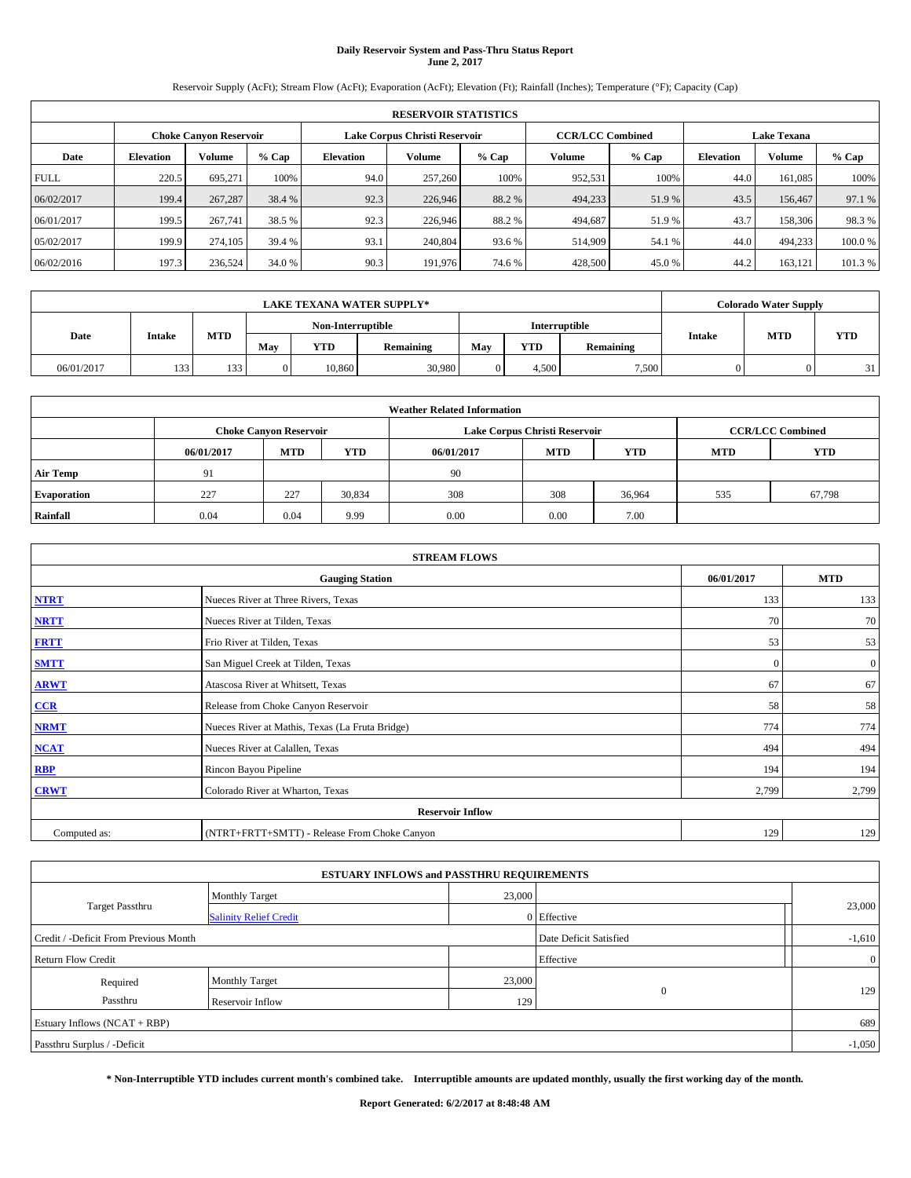# Daily Reservoir System and Pass-Thru Status Report
## June 2, 2017

Reservoir Supply (AcFt); Stream Flow (AcFt); Evaporation (AcFt); Elevation (Ft); Rainfall (Inches); Temperature (°F); Capacity (Cap)

| RESERVOIR STATISTICS | | | | | | | | | | | |
|---|---|---|---|---|---|---|---|---|---|---|---|
| | Choke Canyon Reservoir | | | Lake Corpus Christi Reservoir | | | CCR/LCC Combined | | Lake Texana | | |
| Date | Elevation | Volume | % Cap | Elevation | Volume | % Cap | Volume | % Cap | Elevation | Volume | % Cap |
| FULL | 220.5 | 695,271 | 100% | 94.0 | 257,260 | 100% | 952,531 | 100% | 44.0 | 161,085 | 100% |
| 06/02/2017 | 199.4 | 267,287 | 38.4 % | 92.3 | 226,946 | 88.2 % | 494,233 | 51.9 % | 43.5 | 156,467 | 97.1 % |
| 06/01/2017 | 199.5 | 267,741 | 38.5 % | 92.3 | 226,946 | 88.2 % | 494,687 | 51.9 % | 43.7 | 158,306 | 98.3 % |
| 05/02/2017 | 199.9 | 274,105 | 39.4 % | 93.1 | 240,804 | 93.6 % | 514,909 | 54.1 % | 44.0 | 494,233 | 100.0 % |
| 06/02/2016 | 197.3 | 236,524 | 34.0 % | 90.3 | 191,976 | 74.6 % | 428,500 | 45.0 % | 44.2 | 163,121 | 101.3 % |

| LAKE TEXANA WATER SUPPLY* | | | | | | | | | Colorado Water Supply | | |
|---|---|---|---|---|---|---|---|---|---|---|---|
| | | | Non-Interruptible | | | Interruptible | | | | | |
| Date | Intake | MTD | May | YTD | Remaining | May | YTD | Remaining | Intake | MTD | YTD |
| 06/01/2017 | 133 | 133 | 0 | 10,860 | 30,980 | 0 | 4,500 | 7,500 | 0 | 0 | 31 |

| Weather Related Information | | | | | | | | |
|---|---|---|---|---|---|---|---|---|
| | Choke Canyon Reservoir | | | Lake Corpus Christi Reservoir | | | CCR/LCC Combined | |
| | 06/01/2017 | MTD | YTD | 06/01/2017 | MTD | YTD | MTD | YTD |
| Air Temp | 91 | | | 90 | | | | |
| Evaporation | 227 | 227 | 30,834 | 308 | 308 | 36,964 | 535 | 67,798 |
| Rainfall | 0.04 | 0.04 | 9.99 | 0.00 | 0.00 | 7.00 | | |

| STREAM FLOWS | | | |
|---|---|---|---|
| | Gauging Station | 06/01/2017 | MTD |
| NTRT | Nueces River at Three Rivers, Texas | 133 | 133 |
| NRTT | Nueces River at Tilden, Texas | 70 | 70 |
| FRTT | Frio River at Tilden, Texas | 53 | 53 |
| SMTT | San Miguel Creek at Tilden, Texas | 0 | 0 |
| ARWT | Atascosa River at Whitsett, Texas | 67 | 67 |
| CCR | Release from Choke Canyon Reservoir | 58 | 58 |
| NRMT | Nueces River at Mathis, Texas (La Fruta Bridge) | 774 | 774 |
| NCAT | Nueces River at Calallen, Texas | 494 | 494 |
| RBP | Rincon Bayou Pipeline | 194 | 194 |
| CRWT | Colorado River at Wharton, Texas | 2,799 | 2,799 |
| | Reservoir Inflow | | |
| Computed as: | (NTRT+FRTT+SMTT) - Release From Choke Canyon | 129 | 129 |

| ESTUARY INFLOWS and PASSTHRU REQUIREMENTS | | | | |
|---|---|---|---|---|
| Target Passthru | Monthly Target | 23,000 | | 23,000 |
| | Salinity Relief Credit | 0 | Effective | |
| Credit / -Deficit From Previous Month | | | Date Deficit Satisfied | -1,610 |
| Return Flow Credit | | | Effective | 0 |
| Required Passthru | Monthly Target | 23,000 | 0 | 129 |
| | Reservoir Inflow | 129 | | |
| Estuary Inflows (NCAT + RBP) | | | | 689 |
| Passthru Surplus / -Deficit | | | | -1,050 |

**\* Non-Interruptible YTD includes current month's combined take. Interruptible amounts are updated monthly, usually the first working day of the month.**

**Report Generated: 6/2/2017 at 8:48:48 AM**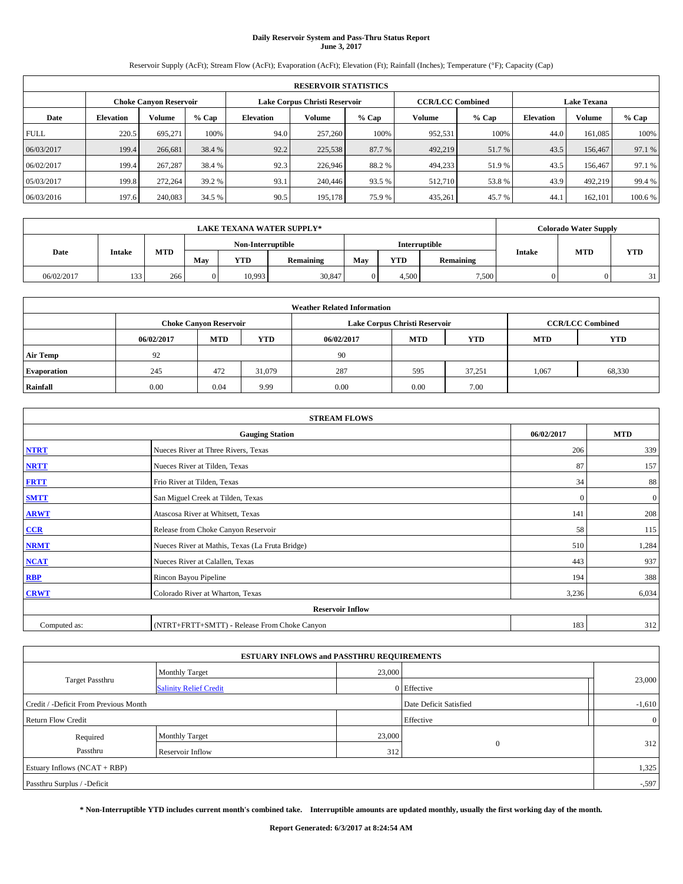# Daily Reservoir System and Pass-Thru Status Report
## June 3, 2017

Reservoir Supply (AcFt); Stream Flow (AcFt); Evaporation (AcFt); Elevation (Ft); Rainfall (Inches); Temperature (°F); Capacity (Cap)

| RESERVOIR STATISTICS | | | | | | | | | | | |
|---|---|---|---|---|---|---|---|---|---|---|---|
| | Choke Canyon Reservoir | | | Lake Corpus Christi Reservoir | | | CCR/LCC Combined | | Lake Texana | | |
| Date | Elevation | Volume | % Cap | Elevation | Volume | % Cap | Volume | % Cap | Elevation | Volume | % Cap |
| FULL | 220.5 | 695,271 | 100% | 94.0 | 257,260 | 100% | 952,531 | 100% | 44.0 | 161,085 | 100% |
| 06/03/2017 | 199.4 | 266,681 | 38.4 % | 92.2 | 225,538 | 87.7 % | 492,219 | 51.7 % | 43.5 | 156,467 | 97.1 % |
| 06/02/2017 | 199.4 | 267,287 | 38.4 % | 92.3 | 226,946 | 88.2 % | 494,233 | 51.9 % | 43.5 | 156,467 | 97.1 % |
| 05/03/2017 | 199.8 | 272,264 | 39.2 % | 93.1 | 240,446 | 93.5 % | 512,710 | 53.8 % | 43.9 | 492,219 | 99.4 % |
| 06/03/2016 | 197.6 | 240,083 | 34.5 % | 90.5 | 195,178 | 75.9 % | 435,261 | 45.7 % | 44.1 | 162,101 | 100.6 % |

| LAKE TEXANA WATER SUPPLY* | | | | | | | | | Colorado Water Supply | | |
|---|---|---|---|---|---|---|---|---|---|---|---|
| Date | Intake | MTD | Non-Interruptible | | | Interruptible | | | Intake | MTD | YTD |
| | | | May | YTD | Remaining | May | YTD | Remaining | | | |
| 06/02/2017 | 133 | 266 | 0 | 10,993 | 30,847 | 0 | 4,500 | 7,500 | 0 | 0 | 31 |

| Weather Related Information | | | | | | | | |
|---|---|---|---|---|---|---|---|---|
| | Choke Canyon Reservoir | | | Lake Corpus Christi Reservoir | | | CCR/LCC Combined | |
| | 06/02/2017 | MTD | YTD | 06/02/2017 | MTD | YTD | MTD | YTD |
| Air Temp | 92 | | | 90 | | | | |
| Evaporation | 245 | 472 | 31,079 | 287 | 595 | 37,251 | 1,067 | 68,330 |
| Rainfall | 0.00 | 0.04 | 9.99 | 0.00 | 0.00 | 7.00 | | |

| STREAM FLOWS | | | |
|---|---|---|---|
| Gauging Station | | 06/02/2017 | MTD |
| NTRT | Nueces River at Three Rivers, Texas | 206 | 339 |
| NRTT | Nueces River at Tilden, Texas | 87 | 157 |
| FRTT | Frio River at Tilden, Texas | 34 | 88 |
| SMTT | San Miguel Creek at Tilden, Texas | 0 | 0 |
| ARWT | Atascosa River at Whitsett, Texas | 141 | 208 |
| CCR | Release from Choke Canyon Reservoir | 58 | 115 |
| NRMT | Nueces River at Mathis, Texas (La Fruta Bridge) | 510 | 1,284 |
| NCAT | Nueces River at Calallen, Texas | 443 | 937 |
| RBP | Rincon Bayou Pipeline | 194 | 388 |
| CRWT | Colorado River at Wharton, Texas | 3,236 | 6,034 |
| Reservoir Inflow | | | |
| Computed as: | (NTRT+FRTT+SMTT) - Release From Choke Canyon | 183 | 312 |

| ESTUARY INFLOWS and PASSTHRU REQUIREMENTS | | | | |
|---|---|---|---|---|
| Target Passthru | Monthly Target | 23,000 | | 23,000 |
| | Salinity Relief Credit | 0 | Effective | |
| Credit / -Deficit From Previous Month | | | Date Deficit Satisfied | -1,610 |
| Return Flow Credit | | | Effective | 0 |
| Required Passthru | Monthly Target | 23,000 | 0 | 312 |
| | Reservoir Inflow | 312 | | |
| Estuary Inflows (NCAT + RBP) | | | | 1,325 |
| Passthru Surplus / -Deficit | | | | -,597 |

**\* Non-Interruptible YTD includes current month's combined take. Interruptible amounts are updated monthly, usually the first working day of the month.**

**Report Generated: 6/3/2017 at 8:24:54 AM**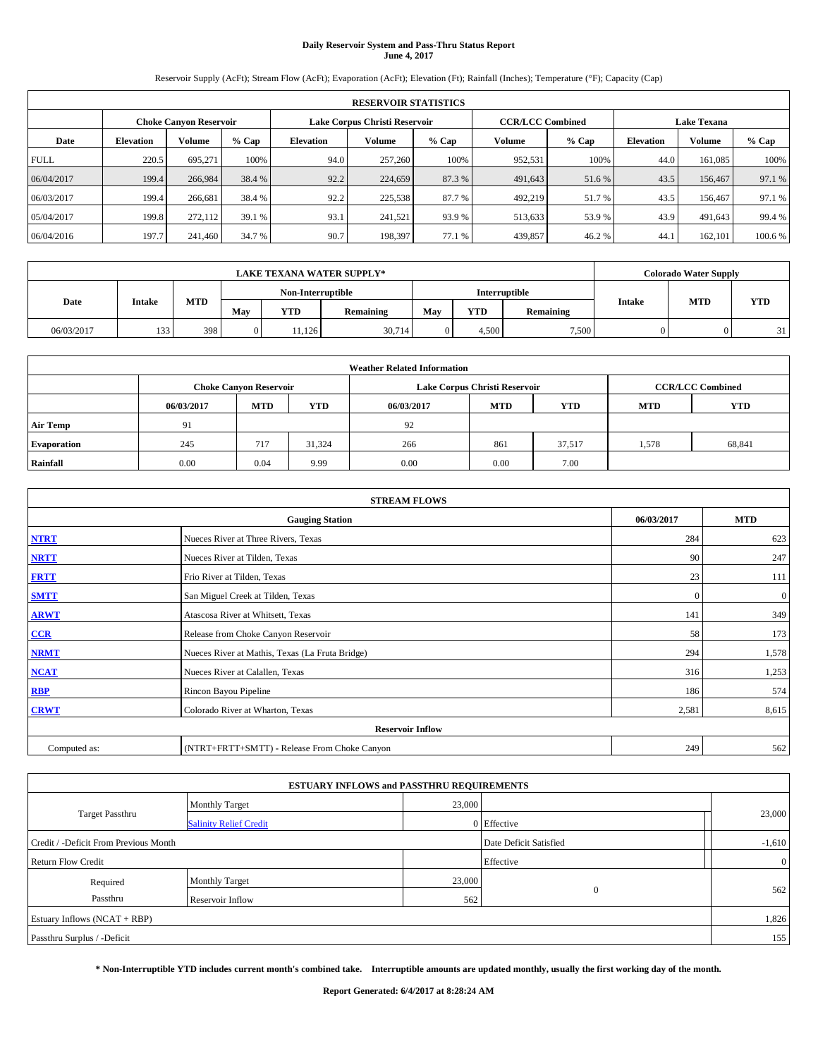# Daily Reservoir System and Pass-Thru Status Report
## June 4, 2017

Reservoir Supply (AcFt); Stream Flow (AcFt); Evaporation (AcFt); Elevation (Ft); Rainfall (Inches); Temperature (°F); Capacity (Cap)

| RESERVOIR STATISTICS | | | | | | | | | | | |
|---|---|---|---|---|---|---|---|---|---|---|---|
| | Choke Canyon Reservoir | | | Lake Corpus Christi Reservoir | | | CCR/LCC Combined | | Lake Texana | | |
| Date | Elevation | Volume | % Cap | Elevation | Volume | % Cap | Volume | % Cap | Elevation | Volume | % Cap |
| FULL | 220.5 | 695,271 | 100% | 94.0 | 257,260 | 100% | 952,531 | 100% | 44.0 | 161,085 | 100% |
| 06/04/2017 | 199.4 | 266,984 | 38.4 % | 92.2 | 224,659 | 87.3 % | 491,643 | 51.6 % | 43.5 | 156,467 | 97.1 % |
| 06/03/2017 | 199.4 | 266,681 | 38.4 % | 92.2 | 225,538 | 87.7 % | 492,219 | 51.7 % | 43.5 | 156,467 | 97.1 % |
| 05/04/2017 | 199.8 | 272,112 | 39.1 % | 93.1 | 241,521 | 93.9 % | 513,633 | 53.9 % | 43.9 | 491,643 | 99.4 % |
| 06/04/2016 | 197.7 | 241,460 | 34.7 % | 90.7 | 198,397 | 77.1 % | 439,857 | 46.2 % | 44.1 | 162,101 | 100.6 % |

| LAKE TEXANA WATER SUPPLY* | | | | | | | | | Colorado Water Supply | | |
|---|---|---|---|---|---|---|---|---|---|---|---|
| Date | Intake | MTD | Non-Interruptible | | | Interruptible | | | Intake | MTD | YTD |
| | | | May | YTD | Remaining | May | YTD | Remaining | | | |
| 06/03/2017 | 133 | 398 | 0 | 11,126 | 30,714 | 0 | 4,500 | 7,500 | 0 | 0 | 31 |

| Weather Related Information | | | | | | | | |
|---|---|---|---|---|---|---|---|---|
| | Choke Canyon Reservoir | | | Lake Corpus Christi Reservoir | | | CCR/LCC Combined | |
| | 06/03/2017 | MTD | YTD | 06/03/2017 | MTD | YTD | MTD | YTD |
| Air Temp | 91 | | | 92 | | | | |
| Evaporation | 245 | 717 | 31,324 | 266 | 861 | 37,517 | 1,578 | 68,841 |
| Rainfall | 0.00 | 0.04 | 9.99 | 0.00 | 0.00 | 7.00 | | |

| STREAM FLOWS | | | |
|---|---|---|---|
| Gauging Station | | 06/03/2017 | MTD |
| NTRT | Nueces River at Three Rivers, Texas | 284 | 623 |
| NRTT | Nueces River at Tilden, Texas | 90 | 247 |
| FRTT | Frio River at Tilden, Texas | 23 | 111 |
| SMTT | San Miguel Creek at Tilden, Texas | 0 | 0 |
| ARWT | Atascosa River at Whitsett, Texas | 141 | 349 |
| CCR | Release from Choke Canyon Reservoir | 58 | 173 |
| NRMT | Nueces River at Mathis, Texas (La Fruta Bridge) | 294 | 1,578 |
| NCAT | Nueces River at Calallen, Texas | 316 | 1,253 |
| RBP | Rincon Bayou Pipeline | 186 | 574 |
| CRWT | Colorado River at Wharton, Texas | 2,581 | 8,615 |
| Reservoir Inflow | | | |
| Computed as: | (NTRT+FRTT+SMTT) - Release From Choke Canyon | 249 | 562 |

| ESTUARY INFLOWS and PASSTHRU REQUIREMENTS | | | | |
|---|---|---|---|---|
| Target Passthru | Monthly Target | 23,000 | | 23,000 |
| | Salinity Relief Credit | 0 | Effective | |
| Credit / -Deficit From Previous Month | | | Date Deficit Satisfied | -1,610 |
| Return Flow Credit | | | Effective | 0 |
| Required Passthru | Monthly Target | 23,000 | 0 | 562 |
| | Reservoir Inflow | 562 | | |
| Estuary Inflows (NCAT + RBP) | | | | 1,826 |
| Passthru Surplus / -Deficit | | | | 155 |

**\* Non-Interruptible YTD includes current month's combined take. Interruptible amounts are updated monthly, usually the first working day of the month.**

**Report Generated: 6/4/2017 at 8:28:24 AM**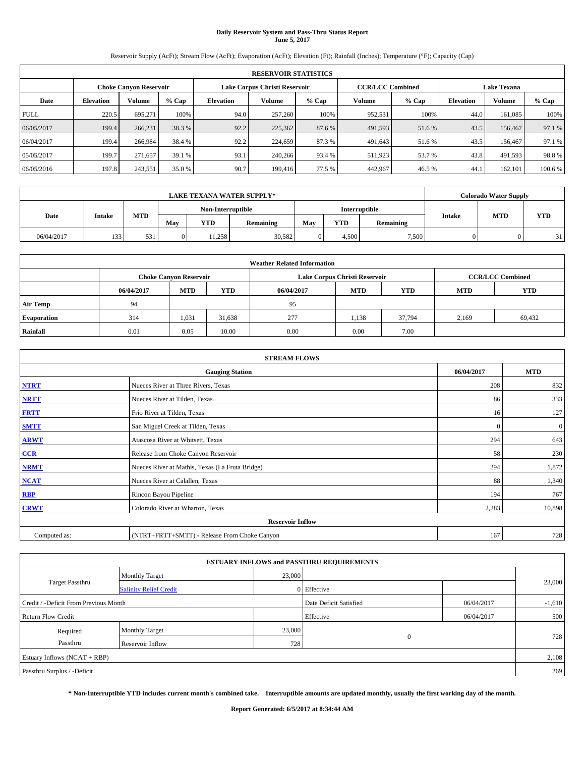# Daily Reservoir System and Pass-Thru Status Report
## June 5, 2017

Reservoir Supply (AcFt); Stream Flow (AcFt); Evaporation (AcFt); Elevation (Ft); Rainfall (Inches); Temperature (°F); Capacity (Cap)

| RESERVOIR STATISTICS | | | | | | | | | | | |
|---|---|---|---|---|---|---|---|---|---|---|---|
| | Choke Canyon Reservoir | | | Lake Corpus Christi Reservoir | | | CCR/LCC Combined | | Lake Texana | | |
| Date | Elevation | Volume | % Cap | Elevation | Volume | % Cap | Volume | % Cap | Elevation | Volume | % Cap |
| FULL | 220.5 | 695,271 | 100% | 94.0 | 257,260 | 100% | 952,531 | 100% | 44.0 | 161,085 | 100% |
| 06/05/2017 | 199.4 | 266,231 | 38.3 % | 92.2 | 225,362 | 87.6 % | 491,593 | 51.6 % | 43.5 | 156,467 | 97.1 % |
| 06/04/2017 | 199.4 | 266,984 | 38.4 % | 92.2 | 224,659 | 87.3 % | 491,643 | 51.6 % | 43.5 | 156,467 | 97.1 % |
| 05/05/2017 | 199.7 | 271,657 | 39.1 % | 93.1 | 240,266 | 93.4 % | 511,923 | 53.7 % | 43.8 | 491,593 | 98.8 % |
| 06/05/2016 | 197.8 | 243,551 | 35.0 % | 90.7 | 199,416 | 77.5 % | 442,967 | 46.5 % | 44.1 | 162,101 | 100.6 % |

| LAKE TEXANA WATER SUPPLY* | | | | | | | | | Colorado Water Supply | | |
|---|---|---|---|---|---|---|---|---|---|---|---|
| Date | Intake | MTD | Non-Interruptible | | | Interruptible | | | Intake | MTD | YTD |
| | | | May | YTD | Remaining | May | YTD | Remaining | | | |
| 06/04/2017 | 133 | 531 | 0 | 11,258 | 30,582 | 0 | 4,500 | 7,500 | 0 | 0 | 31 |

| Weather Related Information | | | | | | | | |
|---|---|---|---|---|---|---|---|---|
| | Choke Canyon Reservoir | | | Lake Corpus Christi Reservoir | | | CCR/LCC Combined | |
| | 06/04/2017 | MTD | YTD | 06/04/2017 | MTD | YTD | MTD | YTD |
| Air Temp | 94 | | | 95 | | | | |
| Evaporation | 314 | 1,031 | 31,638 | 277 | 1,138 | 37,794 | 2,169 | 69,432 |
| Rainfall | 0.01 | 0.05 | 10.00 | 0.00 | 0.00 | 7.00 | | |

| STREAM FLOWS | | | |
|---|---|---|---|
| Gauging Station | | 06/04/2017 | MTD |
| NTRT | Nueces River at Three Rivers, Texas | 208 | 832 |
| NRTT | Nueces River at Tilden, Texas | 86 | 333 |
| FRTT | Frio River at Tilden, Texas | 16 | 127 |
| SMTT | San Miguel Creek at Tilden, Texas | 0 | 0 |
| ARWT | Atascosa River at Whitsett, Texas | 294 | 643 |
| CCR | Release from Choke Canyon Reservoir | 58 | 230 |
| NRMT | Nueces River at Mathis, Texas (La Fruta Bridge) | 294 | 1,872 |
| NCAT | Nueces River at Calallen, Texas | 88 | 1,340 |
| RBP | Rincon Bayou Pipeline | 194 | 767 |
| CRWT | Colorado River at Wharton, Texas | 2,283 | 10,898 |
| Reservoir Inflow | | | |
| Computed as: | (NTRT+FRTT+SMTT) - Release From Choke Canyon | 167 | 728 |

| ESTUARY INFLOWS and PASSTHRU REQUIREMENTS | | | | | |
|---|---|---|---|---|---|
| Target Passthru | Monthly Target | 23,000 | | | 23,000 |
| | Salinity Relief Credit | 0 | Effective | | |
| Credit / -Deficit From Previous Month | | | Date Deficit Satisfied | 06/04/2017 | -1,610 |
| Return Flow Credit | | | Effective | 06/04/2017 | 500 |
| Required Passthru | Monthly Target | 23,000 | 0 | | 728 |
| | Reservoir Inflow | 728 | | | |
| Estuary Inflows (NCAT + RBP) | | | | | 2,108 |
| Passthru Surplus / -Deficit | | | | | 269 |

**\* Non-Interruptible YTD includes current month's combined take. Interruptible amounts are updated monthly, usually the first working day of the month.**

**Report Generated: 6/5/2017 at 8:34:44 AM**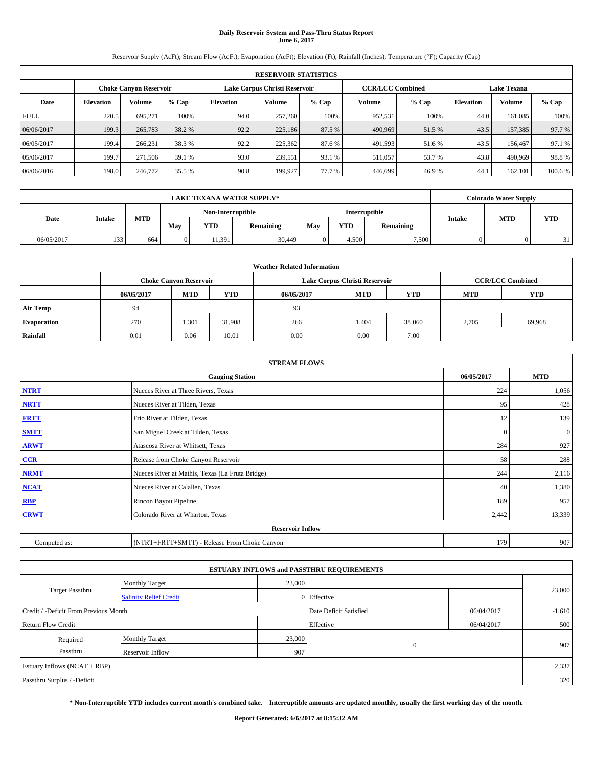# Daily Reservoir System and Pass-Thru Status Report
## June 6, 2017

Reservoir Supply (AcFt); Stream Flow (AcFt); Evaporation (AcFt); Elevation (Ft); Rainfall (Inches); Temperature (°F); Capacity (Cap)

| RESERVOIR STATISTICS | | | | | | | | | | | |
|---|---|---|---|---|---|---|---|---|---|---|---|
| | Choke Canyon Reservoir | | | Lake Corpus Christi Reservoir | | | CCR/LCC Combined | | Lake Texana | | |
| Date | Elevation | Volume | % Cap | Elevation | Volume | % Cap | Volume | % Cap | Elevation | Volume | % Cap |
| FULL | 220.5 | 695,271 | 100% | 94.0 | 257,260 | 100% | 952,531 | 100% | 44.0 | 161,085 | 100% |
| 06/06/2017 | 199.3 | 265,783 | 38.2 % | 92.2 | 225,186 | 87.5 % | 490,969 | 51.5 % | 43.5 | 157,385 | 97.7 % |
| 06/05/2017 | 199.4 | 266,231 | 38.3 % | 92.2 | 225,362 | 87.6 % | 491,593 | 51.6 % | 43.5 | 156,467 | 97.1 % |
| 05/06/2017 | 199.7 | 271,506 | 39.1 % | 93.0 | 239,551 | 93.1 % | 511,057 | 53.7 % | 43.8 | 490,969 | 98.8 % |
| 06/06/2016 | 198.0 | 246,772 | 35.5 % | 90.8 | 199,927 | 77.7 % | 446,699 | 46.9 % | 44.1 | 162,101 | 100.6 % |

| LAKE TEXANA WATER SUPPLY* | | | | | | | | | Colorado Water Supply | | |
|---|---|---|---|---|---|---|---|---|---|---|---|
| Date | Intake | MTD | Non-Interruptible | | | Interruptible | | | Intake | MTD | YTD |
| | | | May | YTD | Remaining | May | YTD | Remaining | | | |
| 06/05/2017 | 133 | 664 | 0 | 11,391 | 30,449 | 0 | 4,500 | 7,500 | 0 | 0 | 31 |

| Weather Related Information | | | | | | | | |
|---|---|---|---|---|---|---|---|---|
| | Choke Canyon Reservoir | | | Lake Corpus Christi Reservoir | | | CCR/LCC Combined | |
| | 06/05/2017 | MTD | YTD | 06/05/2017 | MTD | YTD | MTD | YTD |
| Air Temp | 94 | | | 93 | | | | |
| Evaporation | 270 | 1,301 | 31,908 | 266 | 1,404 | 38,060 | 2,705 | 69,968 |
| Rainfall | 0.01 | 0.06 | 10.01 | 0.00 | 0.00 | 7.00 | | |

| STREAM FLOWS | | | |
|---|---|---|---|
| Gauging Station | | 06/05/2017 | MTD |
| NTRT | Nueces River at Three Rivers, Texas | 224 | 1,056 |
| NRTT | Nueces River at Tilden, Texas | 95 | 428 |
| FRTT | Frio River at Tilden, Texas | 12 | 139 |
| SMTT | San Miguel Creek at Tilden, Texas | 0 | 0 |
| ARWT | Atascosa River at Whitsett, Texas | 284 | 927 |
| CCR | Release from Choke Canyon Reservoir | 58 | 288 |
| NRMT | Nueces River at Mathis, Texas (La Fruta Bridge) | 244 | 2,116 |
| NCAT | Nueces River at Calallen, Texas | 40 | 1,380 |
| RBP | Rincon Bayou Pipeline | 189 | 957 |
| CRWT | Colorado River at Wharton, Texas | 2,442 | 13,339 |
| Reservoir Inflow | | | |
| Computed as: | (NTRT+FRTT+SMTT) - Release From Choke Canyon | 179 | 907 |

| ESTUARY INFLOWS and PASSTHRU REQUIREMENTS | | | | | |
|---|---|---|---|---|---|
| Target Passthru | Monthly Target | 23,000 | | | 23,000 |
| | Salinity Relief Credit | 0 | Effective | | |
| Credit / -Deficit From Previous Month | | | Date Deficit Satisfied | 06/04/2017 | -1,610 |
| Return Flow Credit | | | Effective | 06/04/2017 | 500 |
| Required Passthru | Monthly Target | 23,000 | 0 | | 907 |
| | Reservoir Inflow | 907 | | | |
| Estuary Inflows (NCAT + RBP) | | | | | 2,337 |
| Passthru Surplus / -Deficit | | | | | 320 |

**\* Non-Interruptible YTD includes current month's combined take. Interruptible amounts are updated monthly, usually the first working day of the month.**

**Report Generated: 6/6/2017 at 8:15:32 AM**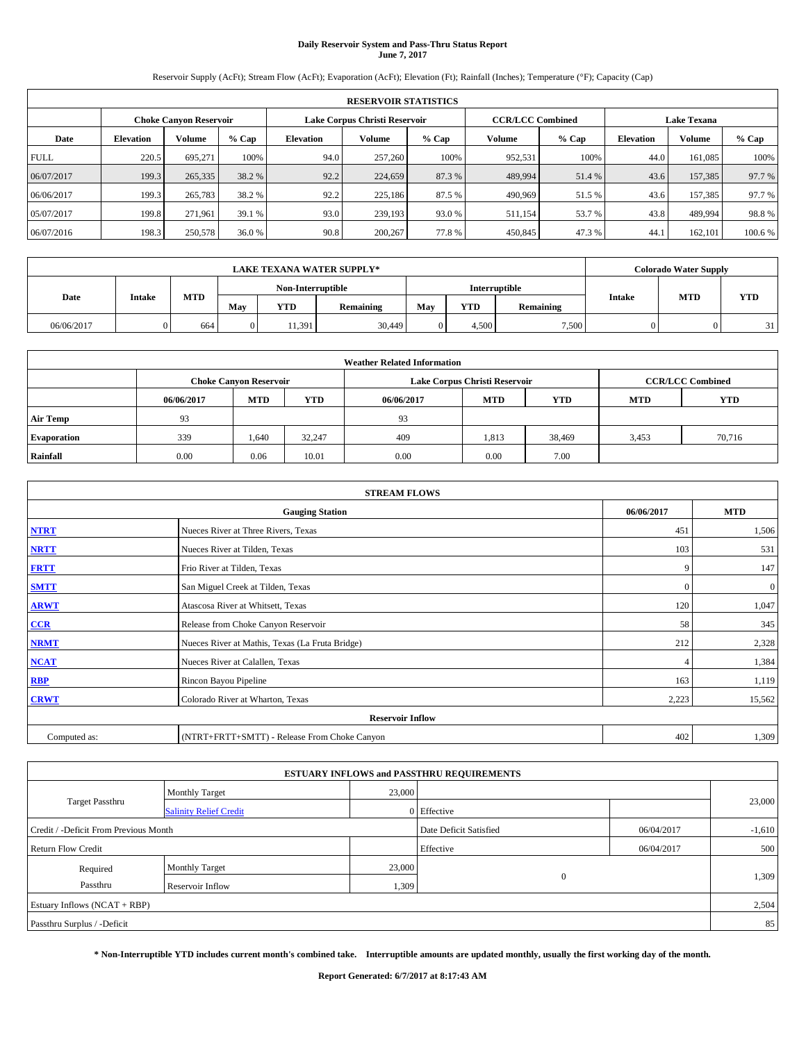# Daily Reservoir System and Pass-Thru Status Report
## June 7, 2017

Reservoir Supply (AcFt); Stream Flow (AcFt); Evaporation (AcFt); Elevation (Ft); Rainfall (Inches); Temperature (°F); Capacity (Cap)

| RESERVOIR STATISTICS | | | | | | | | | | | |
|---|---|---|---|---|---|---|---|---|---|---|---|
| | Choke Canyon Reservoir | | | Lake Corpus Christi Reservoir | | | CCR/LCC Combined | | Lake Texana | | |
| Date | Elevation | Volume | % Cap | Elevation | Volume | % Cap | Volume | % Cap | Elevation | Volume | % Cap |
| FULL | 220.5 | 695,271 | 100% | 94.0 | 257,260 | 100% | 952,531 | 100% | 44.0 | 161,085 | 100% |
| 06/07/2017 | 199.3 | 265,335 | 38.2 % | 92.2 | 224,659 | 87.3 % | 489,994 | 51.4 % | 43.6 | 157,385 | 97.7 % |
| 06/06/2017 | 199.3 | 265,783 | 38.2 % | 92.2 | 225,186 | 87.5 % | 490,969 | 51.5 % | 43.6 | 157,385 | 97.7 % |
| 05/07/2017 | 199.8 | 271,961 | 39.1 % | 93.0 | 239,193 | 93.0 % | 511,154 | 53.7 % | 43.8 | 489,994 | 98.8 % |
| 06/07/2016 | 198.3 | 250,578 | 36.0 % | 90.8 | 200,267 | 77.8 % | 450,845 | 47.3 % | 44.1 | 162,101 | 100.6 % |

| LAKE TEXANA WATER SUPPLY* | | | | | | | | | Colorado Water Supply | | |
|---|---|---|---|---|---|---|---|---|---|---|---|
| Date | Intake | MTD | Non-Interruptible | | | Interruptible | | | Intake | MTD | YTD |
| | | | May | YTD | Remaining | May | YTD | Remaining | | | |
| 06/06/2017 | 0 | 664 | 0 | 11,391 | 30,449 | 0 | 4,500 | 7,500 | 0 | 0 | 31 |

| Weather Related Information | | | | | | | | |
|---|---|---|---|---|---|---|---|---|
| | Choke Canyon Reservoir | | | Lake Corpus Christi Reservoir | | | CCR/LCC Combined | |
| | 06/06/2017 | MTD | YTD | 06/06/2017 | MTD | YTD | MTD | YTD |
| Air Temp | 93 | | | 93 | | | | |
| Evaporation | 339 | 1,640 | 32,247 | 409 | 1,813 | 38,469 | 3,453 | 70,716 |
| Rainfall | 0.00 | 0.06 | 10.01 | 0.00 | 0.00 | 7.00 | | |

| STREAM FLOWS | | | |
|---|---|---|---|
| Gauging Station | | 06/06/2017 | MTD |
| NTRT | Nueces River at Three Rivers, Texas | 451 | 1,506 |
| NRTT | Nueces River at Tilden, Texas | 103 | 531 |
| FRTT | Frio River at Tilden, Texas | 9 | 147 |
| SMTT | San Miguel Creek at Tilden, Texas | 0 | 0 |
| ARWT | Atascosa River at Whitsett, Texas | 120 | 1,047 |
| CCR | Release from Choke Canyon Reservoir | 58 | 345 |
| NRMT | Nueces River at Mathis, Texas (La Fruta Bridge) | 212 | 2,328 |
| NCAT | Nueces River at Calallen, Texas | 4 | 1,384 |
| RBP | Rincon Bayou Pipeline | 163 | 1,119 |
| CRWT | Colorado River at Wharton, Texas | 2,223 | 15,562 |
| Reservoir Inflow | | | |
| Computed as: | (NTRT+FRTT+SMTT) - Release From Choke Canyon | 402 | 1,309 |

| ESTUARY INFLOWS and PASSTHRU REQUIREMENTS | | | | | |
|---|---|---|---|---|---|
| Target Passthru | Monthly Target | 23,000 | | | 23,000 |
| | Salinity Relief Credit | 0 | Effective | | |
| Credit / -Deficit From Previous Month | | | Date Deficit Satisfied | 06/04/2017 | -1,610 |
| Return Flow Credit | | | Effective | 06/04/2017 | 500 |
| Required Passthru | Monthly Target | 23,000 | 0 | | 1,309 |
| | Reservoir Inflow | 1,309 | | | |
| Estuary Inflows (NCAT + RBP) | | | | | 2,504 |
| Passthru Surplus / -Deficit | | | | | 85 |

**\* Non-Interruptible YTD includes current month's combined take. Interruptible amounts are updated monthly, usually the first working day of the month.**

**Report Generated: 6/7/2017 at 8:17:43 AM**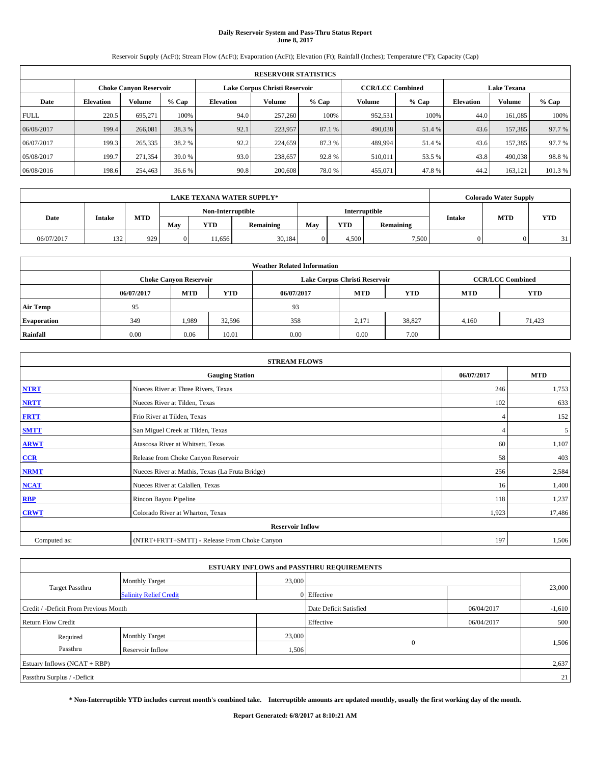**Daily Reservoir System and Pass-Thru Status Report**
**June 8, 2017**

Reservoir Supply (AcFt); Stream Flow (AcFt); Evaporation (AcFt); Elevation (Ft); Rainfall (Inches); Temperature (°F); Capacity (Cap)

| RESERVOIR STATISTICS | | | | | | | | | | | |
|---|---|---|---|---|---|---|---|---|---|---|---|
| | Choke Canyon Reservoir | | | Lake Corpus Christi Reservoir | | | CCR/LCC Combined | | Lake Texana | | |
| Date | Elevation | Volume | % Cap | Elevation | Volume | % Cap | Volume | % Cap | Elevation | Volume | % Cap |
| FULL | 220.5 | 695,271 | 100% | 94.0 | 257,260 | 100% | 952,531 | 100% | 44.0 | 161,085 | 100% |
| 06/08/2017 | 199.4 | 266,081 | 38.3 % | 92.1 | 223,957 | 87.1 % | 490,038 | 51.4 % | 43.6 | 157,385 | 97.7 % |
| 06/07/2017 | 199.3 | 265,335 | 38.2 % | 92.2 | 224,659 | 87.3 % | 489,994 | 51.4 % | 43.6 | 157,385 | 97.7 % |
| 05/08/2017 | 199.7 | 271,354 | 39.0 % | 93.0 | 238,657 | 92.8 % | 510,011 | 53.5 % | 43.8 | 490,038 | 98.8 % |
| 06/08/2016 | 198.6 | 254,463 | 36.6 % | 90.8 | 200,608 | 78.0 % | 455,071 | 47.8 % | 44.2 | 163,121 | 101.3 % |

| LAKE TEXANA WATER SUPPLY* | | | | | | | | | Colorado Water Supply | | |
|---|---|---|---|---|---|---|---|---|---|---|---|
| Date | Intake | MTD | Non-Interruptible | | | Interruptible | | | Intake | MTD | YTD |
| | | | May | YTD | Remaining | May | YTD | Remaining | | | |
| 06/07/2017 | 132 | 929 | 0 | 11,656 | 30,184 | 0 | 4,500 | 7,500 | 0 | 0 | 31 |

| Weather Related Information | | | | | | | | |
|---|---|---|---|---|---|---|---|---|
| | Choke Canyon Reservoir | | | Lake Corpus Christi Reservoir | | | CCR/LCC Combined | |
| | 06/07/2017 | MTD | YTD | 06/07/2017 | MTD | YTD | MTD | YTD |
| Air Temp | 95 | | | 93 | | | | |
| Evaporation | 349 | 1,989 | 32,596 | 358 | 2,171 | 38,827 | 4,160 | 71,423 |
| Rainfall | 0.00 | 0.06 | 10.01 | 0.00 | 0.00 | 7.00 | | |

| STREAM FLOWS | | | |
|---|---|---|---|
| | Gauging Station | 06/07/2017 | MTD |
| NTRT | Nueces River at Three Rivers, Texas | 246 | 1,753 |
| NRTT | Nueces River at Tilden, Texas | 102 | 633 |
| FRTT | Frio River at Tilden, Texas | 4 | 152 |
| SMTT | San Miguel Creek at Tilden, Texas | 4 | 5 |
| ARWT | Atascosa River at Whitsett, Texas | 60 | 1,107 |
| CCR | Release from Choke Canyon Reservoir | 58 | 403 |
| NRMT | Nueces River at Mathis, Texas (La Fruta Bridge) | 256 | 2,584 |
| NCAT | Nueces River at Calallen, Texas | 16 | 1,400 |
| RBP | Rincon Bayou Pipeline | 118 | 1,237 |
| CRWT | Colorado River at Wharton, Texas | 1,923 | 17,486 |
| Reservoir Inflow | | | |
| Computed as: | (NTRT+FRTT+SMTT) - Release From Choke Canyon | 197 | 1,506 |

| ESTUARY INFLOWS and PASSTHRU REQUIREMENTS | | | | | |
|---|---|---|---|---|---|
| Target Passthru | Monthly Target | 23,000 | | | 23,000 |
| | Salinity Relief Credit | 0 | Effective | | |
| Credit / -Deficit From Previous Month | | | Date Deficit Satisfied | 06/04/2017 | -1,610 |
| Return Flow Credit | | | Effective | 06/04/2017 | 500 |
| Required Passthru | Monthly Target | 23,000 | 0 | | 1,506 |
| | Reservoir Inflow | 1,506 | | | |
| Estuary Inflows (NCAT + RBP) | | | | | 2,637 |
| Passthru Surplus / -Deficit | | | | | 21 |

**\* Non-Interruptible YTD includes current month's combined take. Interruptible amounts are updated monthly, usually the first working day of the month.**

**Report Generated: 6/8/2017 at 8:10:21 AM**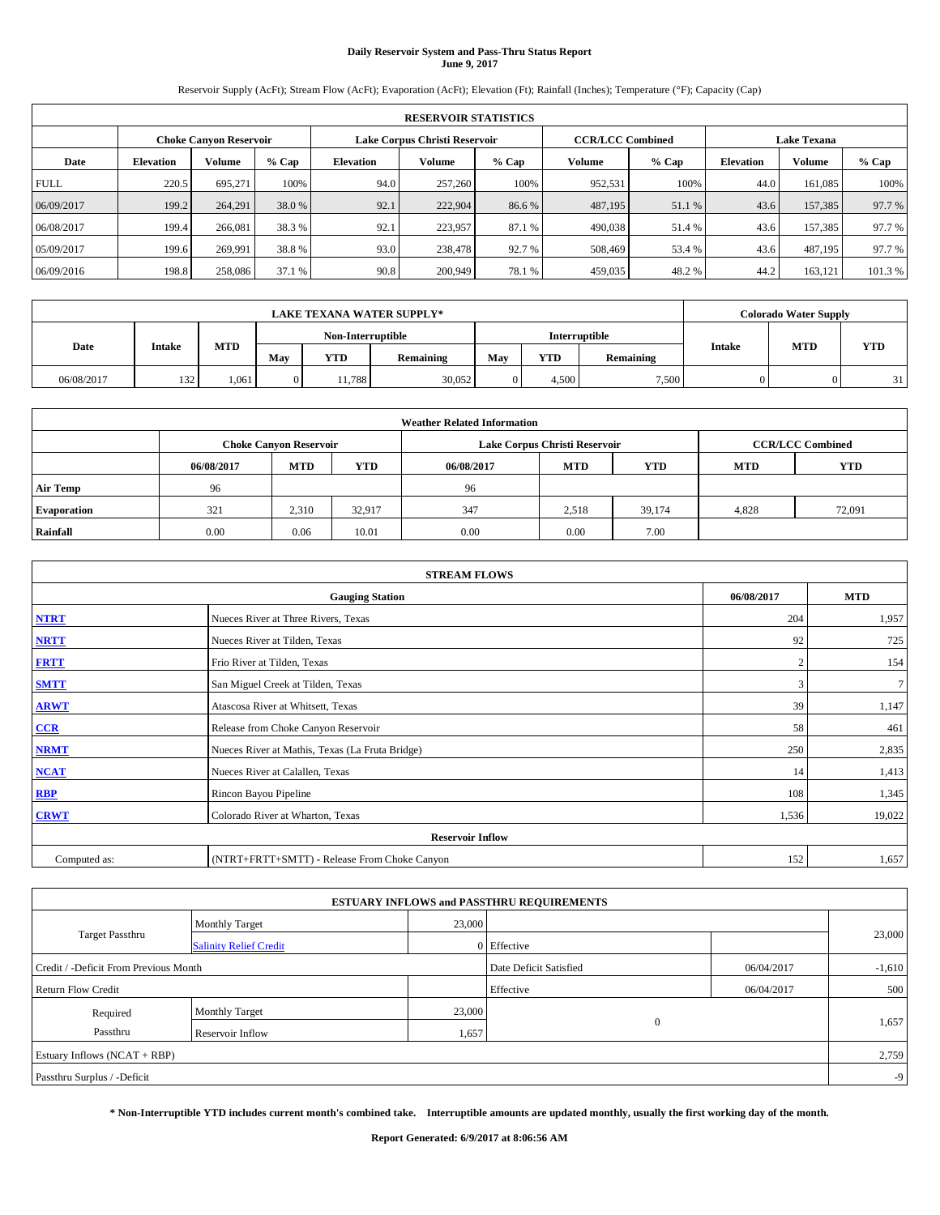# Daily Reservoir System and Pass-Thru Status Report
**June 9, 2017**

Reservoir Supply (AcFt); Stream Flow (AcFt); Evaporation (AcFt); Elevation (Ft); Rainfall (Inches); Temperature (°F); Capacity (Cap)

| RESERVOIR STATISTICS | | | | | | | | | | | |
|---|---|---|---|---|---|---|---|---|---|---|---|
| | Choke Canyon Reservoir | | | Lake Corpus Christi Reservoir | | | CCR/LCC Combined | | Lake Texana | | |
| Date | Elevation | Volume | % Cap | Elevation | Volume | % Cap | Volume | % Cap | Elevation | Volume | % Cap |
| FULL | 220.5 | 695,271 | 100% | 94.0 | 257,260 | 100% | 952,531 | 100% | 44.0 | 161,085 | 100% |
| 06/09/2017 | 199.2 | 264,291 | 38.0 % | 92.1 | 222,904 | 86.6 % | 487,195 | 51.1 % | 43.6 | 157,385 | 97.7 % |
| 06/08/2017 | 199.4 | 266,081 | 38.3 % | 92.1 | 223,957 | 87.1 % | 490,038 | 51.4 % | 43.6 | 157,385 | 97.7 % |
| 05/09/2017 | 199.6 | 269,991 | 38.8 % | 93.0 | 238,478 | 92.7 % | 508,469 | 53.4 % | 43.6 | 487,195 | 97.7 % |
| 06/09/2016 | 198.8 | 258,086 | 37.1 % | 90.8 | 200,949 | 78.1 % | 459,035 | 48.2 % | 44.2 | 163,121 | 101.3 % |

| LAKE TEXANA WATER SUPPLY* | | | | | | | | | Colorado Water Supply | | |
|---|---|---|---|---|---|---|---|---|---|---|---|
| Date | Intake | MTD | Non-Interruptible | | | Interruptible | | | Intake | MTD | YTD |
| | | | May | YTD | Remaining | May | YTD | Remaining | | | |
| 06/08/2017 | 132 | 1,061 | 0 | 11,788 | 30,052 | 0 | 4,500 | 7,500 | 0 | 0 | 31 |

| Weather Related Information | | | | | | | | |
|---|---|---|---|---|---|---|---|---|
| | Choke Canyon Reservoir | | | Lake Corpus Christi Reservoir | | | CCR/LCC Combined | |
| | 06/08/2017 | MTD | YTD | 06/08/2017 | MTD | YTD | MTD | YTD |
| Air Temp | 96 | | | 96 | | | | |
| Evaporation | 321 | 2,310 | 32,917 | 347 | 2,518 | 39,174 | 4,828 | 72,091 |
| Rainfall | 0.00 | 0.06 | 10.01 | 0.00 | 0.00 | 7.00 | | |

| STREAM FLOWS | | | |
|---|---|---|---|
| Gauging Station | | 06/08/2017 | MTD |
| NTRT | Nueces River at Three Rivers, Texas | 204 | 1,957 |
| NRTT | Nueces River at Tilden, Texas | 92 | 725 |
| FRTT | Frio River at Tilden, Texas | 2 | 154 |
| SMTT | San Miguel Creek at Tilden, Texas | 3 | 7 |
| ARWT | Atascosa River at Whitsett, Texas | 39 | 1,147 |
| CCR | Release from Choke Canyon Reservoir | 58 | 461 |
| NRMT | Nueces River at Mathis, Texas (La Fruta Bridge) | 250 | 2,835 |
| NCAT | Nueces River at Calallen, Texas | 14 | 1,413 |
| RBP | Rincon Bayou Pipeline | 108 | 1,345 |
| CRWT | Colorado River at Wharton, Texas | 1,536 | 19,022 |
| Reservoir Inflow | | | |
| Computed as: | (NTRT+FRTT+SMTT) - Release From Choke Canyon | 152 | 1,657 |

| ESTUARY INFLOWS and PASSTHRU REQUIREMENTS | | | | | |
|---|---|---|---|---|---|
| Target Passthru | Monthly Target | 23,000 | | | 23,000 |
| | Salinity Relief Credit | 0 | Effective | | |
| Credit / -Deficit From Previous Month | | | Date Deficit Satisfied | 06/04/2017 | -1,610 |
| Return Flow Credit | | | Effective | 06/04/2017 | 500 |
| Required Passthru | Monthly Target | 23,000 | 0 | | 1,657 |
| | Reservoir Inflow | 1,657 | | | |
| Estuary Inflows (NCAT + RBP) | | | | | 2,759 |
| Passthru Surplus / -Deficit | | | | | -9 |

**\* Non-Interruptible YTD includes current month's combined take. Interruptible amounts are updated monthly, usually the first working day of the month.**

**Report Generated: 6/9/2017 at 8:06:56 AM**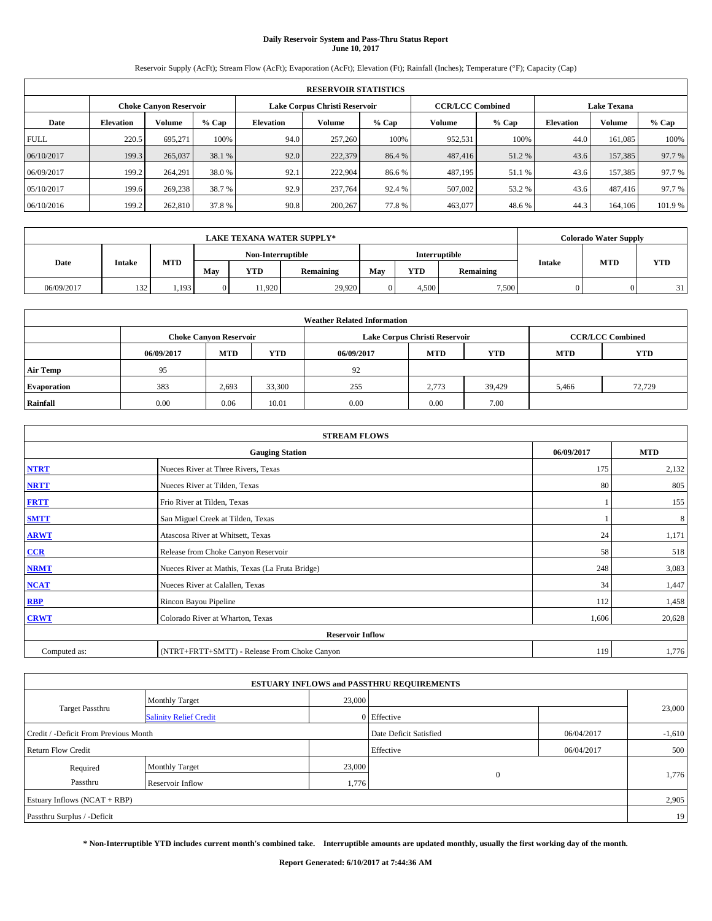# Daily Reservoir System and Pass-Thru Status Report
**June 10, 2017**

Reservoir Supply (AcFt); Stream Flow (AcFt); Evaporation (AcFt); Elevation (Ft); Rainfall (Inches); Temperature (°F); Capacity (Cap)

| RESERVOIR STATISTICS | | | | | | | | | | | |
|---|---|---|---|---|---|---|---|---|---|---|---|
| | Choke Canyon Reservoir | | | Lake Corpus Christi Reservoir | | | CCR/LCC Combined | | Lake Texana | | |
| Date | Elevation | Volume | % Cap | Elevation | Volume | % Cap | Volume | % Cap | Elevation | Volume | % Cap |
| FULL | 220.5 | 695,271 | 100% | 94.0 | 257,260 | 100% | 952,531 | 100% | 44.0 | 161,085 | 100% |
| 06/10/2017 | 199.3 | 265,037 | 38.1 % | 92.0 | 222,379 | 86.4 % | 487,416 | 51.2 % | 43.6 | 157,385 | 97.7 % |
| 06/09/2017 | 199.2 | 264,291 | 38.0 % | 92.1 | 222,904 | 86.6 % | 487,195 | 51.1 % | 43.6 | 157,385 | 97.7 % |
| 05/10/2017 | 199.6 | 269,238 | 38.7 % | 92.9 | 237,764 | 92.4 % | 507,002 | 53.2 % | 43.6 | 487,416 | 97.7 % |
| 06/10/2016 | 199.2 | 262,810 | 37.8 % | 90.8 | 200,267 | 77.8 % | 463,077 | 48.6 % | 44.3 | 164,106 | 101.9 % |

| LAKE TEXANA WATER SUPPLY* | | | | | | | | | Colorado Water Supply | | |
|---|---|---|---|---|---|---|---|---|---|---|---|
| Date | Intake | MTD | Non-Interruptible | | | Interruptible | | | Intake | MTD | YTD |
| | | | May | YTD | Remaining | May | YTD | Remaining | | | |
| 06/09/2017 | 132 | 1,193 | 0 | 11,920 | 29,920 | 0 | 4,500 | 7,500 | 0 | 0 | 31 |

| Weather Related Information | | | | | | | | |
|---|---|---|---|---|---|---|---|---|
| | Choke Canyon Reservoir | | | Lake Corpus Christi Reservoir | | | CCR/LCC Combined | |
| | 06/09/2017 | MTD | YTD | 06/09/2017 | MTD | YTD | MTD | YTD |
| Air Temp | 95 | | | 92 | | | | |
| Evaporation | 383 | 2,693 | 33,300 | 255 | 2,773 | 39,429 | 5,466 | 72,729 |
| Rainfall | 0.00 | 0.06 | 10.01 | 0.00 | 0.00 | 7.00 | | |

| STREAM FLOWS | | | |
|---|---|---|---|
| | Gauging Station | 06/09/2017 | MTD |
| NTRT | Nueces River at Three Rivers, Texas | 175 | 2,132 |
| NRTT | Nueces River at Tilden, Texas | 80 | 805 |
| FRTT | Frio River at Tilden, Texas | 1 | 155 |
| SMTT | San Miguel Creek at Tilden, Texas | 1 | 8 |
| ARWT | Atascosa River at Whitsett, Texas | 24 | 1,171 |
| CCR | Release from Choke Canyon Reservoir | 58 | 518 |
| NRMT | Nueces River at Mathis, Texas (La Fruta Bridge) | 248 | 3,083 |
| NCAT | Nueces River at Calallen, Texas | 34 | 1,447 |
| RBP | Rincon Bayou Pipeline | 112 | 1,458 |
| CRWT | Colorado River at Wharton, Texas | 1,606 | 20,628 |
| Reservoir Inflow | | | |
| Computed as: | (NTRT+FRTT+SMTT) - Release From Choke Canyon | 119 | 1,776 |

| ESTUARY INFLOWS and PASSTHRU REQUIREMENTS | | | | | |
|---|---|---|---|---|---|
| Target Passthru | Monthly Target | 23,000 | | | 23,000 |
| | Salinity Relief Credit | 0 | Effective | | |
| Credit / -Deficit From Previous Month | | | Date Deficit Satisfied | 06/04/2017 | -1,610 |
| Return Flow Credit | | | Effective | 06/04/2017 | 500 |
| Required Passthru | Monthly Target | 23,000 | 0 | | 1,776 |
| | Reservoir Inflow | 1,776 | | | |
| Estuary Inflows (NCAT + RBP) | | | | | 2,905 |
| Passthru Surplus / -Deficit | | | | | 19 |

**\* Non-Interruptible YTD includes current month's combined take. Interruptible amounts are updated monthly, usually the first working day of the month.**

**Report Generated: 6/10/2017 at 7:44:36 AM**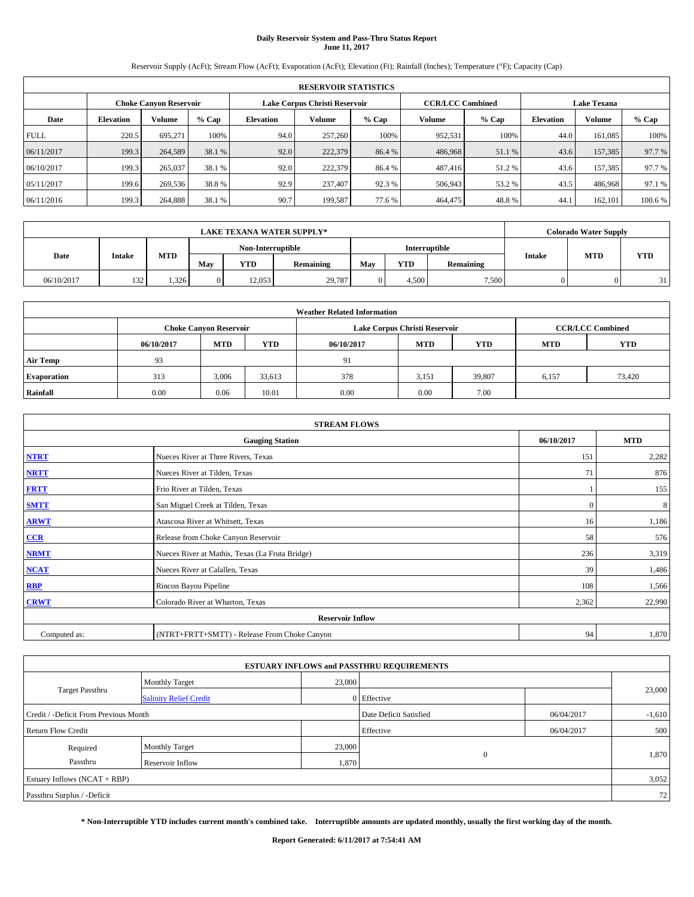# Daily Reservoir System and Pass-Thru Status Report
## June 11, 2017

Reservoir Supply (AcFt); Stream Flow (AcFt); Evaporation (AcFt); Elevation (Ft); Rainfall (Inches); Temperature (°F); Capacity (Cap)

| RESERVOIR STATISTICS | | | | | | | | | | | |
|---|---|---|---|---|---|---|---|---|---|---|---|
| | Choke Canyon Reservoir | | | Lake Corpus Christi Reservoir | | | CCR/LCC Combined | | Lake Texana | | |
| Date | Elevation | Volume | % Cap | Elevation | Volume | % Cap | Volume | % Cap | Elevation | Volume | % Cap |
| FULL | 220.5 | 695,271 | 100% | 94.0 | 257,260 | 100% | 952,531 | 100% | 44.0 | 161,085 | 100% |
| 06/11/2017 | 199.3 | 264,589 | 38.1 % | 92.0 | 222,379 | 86.4 % | 486,968 | 51.1 % | 43.6 | 157,385 | 97.7 % |
| 06/10/2017 | 199.3 | 265,037 | 38.1 % | 92.0 | 222,379 | 86.4 % | 487,416 | 51.2 % | 43.6 | 157,385 | 97.7 % |
| 05/11/2017 | 199.6 | 269,536 | 38.8 % | 92.9 | 237,407 | 92.3 % | 506,943 | 53.2 % | 43.5 | 486,968 | 97.1 % |
| 06/11/2016 | 199.3 | 264,888 | 38.1 % | 90.7 | 199,587 | 77.6 % | 464,475 | 48.8 % | 44.1 | 162,101 | 100.6 % |

| LAKE TEXANA WATER SUPPLY* | | | | | | | | | Colorado Water Supply | | |
|---|---|---|---|---|---|---|---|---|---|---|---|
| Date | Intake | MTD | Non-Interruptible | | | Interruptible | | | Intake | MTD | YTD |
| | | | May | YTD | Remaining | May | YTD | Remaining | | | |
| 06/10/2017 | 132 | 1,326 | 0 | 12,053 | 29,787 | 0 | 4,500 | 7,500 | 0 | 0 | 31 |

| Weather Related Information | | | | | | | | |
|---|---|---|---|---|---|---|---|---|
| | Choke Canyon Reservoir | | | Lake Corpus Christi Reservoir | | | CCR/LCC Combined | |
| | 06/10/2017 | MTD | YTD | 06/10/2017 | MTD | YTD | MTD | YTD |
| Air Temp | 93 | | | 91 | | | | |
| Evaporation | 313 | 3,006 | 33,613 | 378 | 3,151 | 39,807 | 6,157 | 73,420 |
| Rainfall | 0.00 | 0.06 | 10.01 | 0.00 | 0.00 | 7.00 | | |

| STREAM FLOWS | | | |
|---|---|---|---|
| Gauging Station | | 06/10/2017 | MTD |
| NTRT | Nueces River at Three Rivers, Texas | 151 | 2,282 |
| NRTT | Nueces River at Tilden, Texas | 71 | 876 |
| FRTT | Frio River at Tilden, Texas | 1 | 155 |
| SMTT | San Miguel Creek at Tilden, Texas | 0 | 8 |
| ARWT | Atascosa River at Whitsett, Texas | 16 | 1,186 |
| CCR | Release from Choke Canyon Reservoir | 58 | 576 |
| NRMT | Nueces River at Mathis, Texas (La Fruta Bridge) | 236 | 3,319 |
| NCAT | Nueces River at Calallen, Texas | 39 | 1,486 |
| RBP | Rincon Bayou Pipeline | 108 | 1,566 |
| CRWT | Colorado River at Wharton, Texas | 2,362 | 22,990 |
| Reservoir Inflow | | | |
| Computed as: | (NTRT+FRTT+SMTT) - Release From Choke Canyon | 94 | 1,870 |

| ESTUARY INFLOWS and PASSTHRU REQUIREMENTS | | | | | |
|---|---|---|---|---|---|
| Target Passthru | Monthly Target | 23,000 | | | 23,000 |
| | Salinity Relief Credit | 0 | Effective | | |
| Credit / -Deficit From Previous Month | | | Date Deficit Satisfied | 06/04/2017 | -1,610 |
| Return Flow Credit | | | Effective | 06/04/2017 | 500 |
| Required Passthru | Monthly Target | 23,000 | 0 | | 1,870 |
| | Reservoir Inflow | 1,870 | | | |
| Estuary Inflows (NCAT + RBP) | | | | | 3,052 |
| Passthru Surplus / -Deficit | | | | | 72 |

**\* Non-Interruptible YTD includes current month's combined take. Interruptible amounts are updated monthly, usually the first working day of the month.**

**Report Generated: 6/11/2017 at 7:54:41 AM**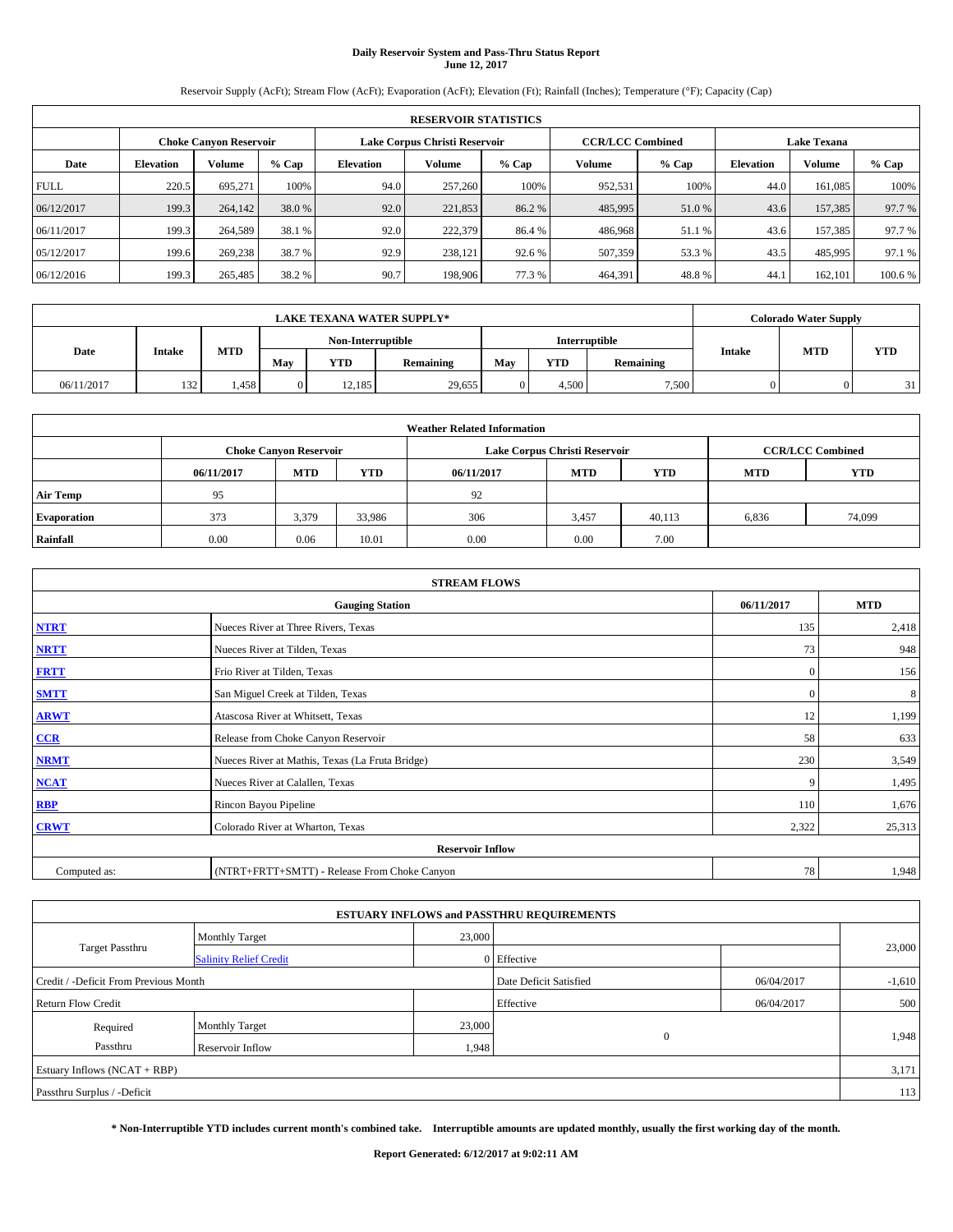# Daily Reservoir System and Pass-Thru Status Report
## June 12, 2017

Reservoir Supply (AcFt); Stream Flow (AcFt); Evaporation (AcFt); Elevation (Ft); Rainfall (Inches); Temperature (°F); Capacity (Cap)

| RESERVOIR STATISTICS | | | | | | | | | | | |
|---|---|---|---|---|---|---|---|---|---|---|---|
| | Choke Canyon Reservoir | | | Lake Corpus Christi Reservoir | | | CCR/LCC Combined | | Lake Texana | | |
| Date | Elevation | Volume | % Cap | Elevation | Volume | % Cap | Volume | % Cap | Elevation | Volume | % Cap |
| FULL | 220.5 | 695,271 | 100% | 94.0 | 257,260 | 100% | 952,531 | 100% | 44.0 | 161,085 | 100% |
| 06/12/2017 | 199.3 | 264,142 | 38.0 % | 92.0 | 221,853 | 86.2 % | 485,995 | 51.0 % | 43.6 | 157,385 | 97.7 % |
| 06/11/2017 | 199.3 | 264,589 | 38.1 % | 92.0 | 222,379 | 86.4 % | 486,968 | 51.1 % | 43.6 | 157,385 | 97.7 % |
| 05/12/2017 | 199.6 | 269,238 | 38.7 % | 92.9 | 238,121 | 92.6 % | 507,359 | 53.3 % | 43.5 | 485,995 | 97.1 % |
| 06/12/2016 | 199.3 | 265,485 | 38.2 % | 90.7 | 198,906 | 77.3 % | 464,391 | 48.8 % | 44.1 | 162,101 | 100.6 % |

| LAKE TEXANA WATER SUPPLY* | | | | | | | | | Colorado Water Supply | | |
|---|---|---|---|---|---|---|---|---|---|---|---|
| | | | Non-Interruptible | | | Interruptible | | | | | |
| Date | Intake | MTD | May | YTD | Remaining | May | YTD | Remaining | Intake | MTD | YTD |
| 06/11/2017 | 132 | 1,458 | 0 | 12,185 | 29,655 | 0 | 4,500 | 7,500 | 0 | 0 | 31 |

| Weather Related Information | | | | | | | | |
|---|---|---|---|---|---|---|---|---|
| | Choke Canyon Reservoir | | | Lake Corpus Christi Reservoir | | | CCR/LCC Combined | |
| | 06/11/2017 | MTD | YTD | 06/11/2017 | MTD | YTD | MTD | YTD |
| Air Temp | 95 | | | 92 | | | | |
| Evaporation | 373 | 3,379 | 33,986 | 306 | 3,457 | 40,113 | 6,836 | 74,099 |
| Rainfall | 0.00 | 0.06 | 10.01 | 0.00 | 0.00 | 7.00 | | |

| STREAM FLOWS | | | |
|---|---|---|---|
| | Gauging Station | 06/11/2017 | MTD |
| NTRT | Nueces River at Three Rivers, Texas | 135 | 2,418 |
| NRTT | Nueces River at Tilden, Texas | 73 | 948 |
| FRTT | Frio River at Tilden, Texas | 0 | 156 |
| SMTT | San Miguel Creek at Tilden, Texas | 0 | 8 |
| ARWT | Atascosa River at Whitsett, Texas | 12 | 1,199 |
| CCR | Release from Choke Canyon Reservoir | 58 | 633 |
| NRMT | Nueces River at Mathis, Texas (La Fruta Bridge) | 230 | 3,549 |
| NCAT | Nueces River at Calallen, Texas | 9 | 1,495 |
| RBP | Rincon Bayou Pipeline | 110 | 1,676 |
| CRWT | Colorado River at Wharton, Texas | 2,322 | 25,313 |
| | Reservoir Inflow | | |
| Computed as: | (NTRT+FRTT+SMTT) - Release From Choke Canyon | 78 | 1,948 |

| ESTUARY INFLOWS and PASSTHRU REQUIREMENTS | | | | | |
|---|---|---|---|---|---|
| Target Passthru | Monthly Target | 23,000 | | | 23,000 |
| | Salinity Relief Credit | 0 | Effective | | |
| Credit / -Deficit From Previous Month | | | Date Deficit Satisfied | 06/04/2017 | -1,610 |
| Return Flow Credit | | | Effective | 06/04/2017 | 500 |
| Required Passthru | Monthly Target | 23,000 | 0 | | 1,948 |
| | Reservoir Inflow | 1,948 | | | |
| Estuary Inflows (NCAT + RBP) | | | | | 3,171 |
| Passthru Surplus / -Deficit | | | | | 113 |

**\* Non-Interruptible YTD includes current month's combined take. Interruptible amounts are updated monthly, usually the first working day of the month.**

**Report Generated: 6/12/2017 at 9:02:11 AM**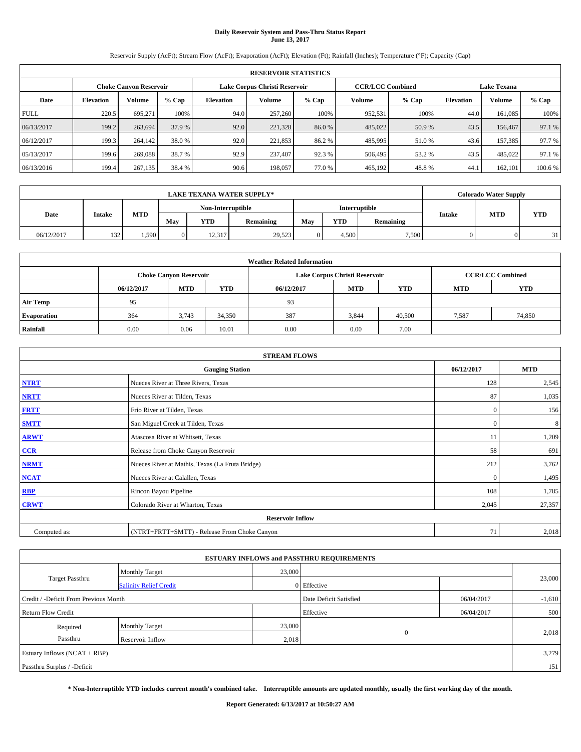# Daily Reservoir System and Pass-Thru Status Report
## June 13, 2017

Reservoir Supply (AcFt); Stream Flow (AcFt); Evaporation (AcFt); Elevation (Ft); Rainfall (Inches); Temperature (°F); Capacity (Cap)

| RESERVOIR STATISTICS | | | | | | | | | | | |
|---|---|---|---|---|---|---|---|---|---|---|---|
| | Choke Canyon Reservoir | | | Lake Corpus Christi Reservoir | | | CCR/LCC Combined | | Lake Texana | | |
| Date | Elevation | Volume | % Cap | Elevation | Volume | % Cap | Volume | % Cap | Elevation | Volume | % Cap |
| FULL | 220.5 | 695,271 | 100% | 94.0 | 257,260 | 100% | 952,531 | 100% | 44.0 | 161,085 | 100% |
| 06/13/2017 | 199.2 | 263,694 | 37.9 % | 92.0 | 221,328 | 86.0 % | 485,022 | 50.9 % | 43.5 | 156,467 | 97.1 % |
| 06/12/2017 | 199.3 | 264,142 | 38.0 % | 92.0 | 221,853 | 86.2 % | 485,995 | 51.0 % | 43.6 | 157,385 | 97.7 % |
| 05/13/2017 | 199.6 | 269,088 | 38.7 % | 92.9 | 237,407 | 92.3 % | 506,495 | 53.2 % | 43.5 | 485,022 | 97.1 % |
| 06/13/2016 | 199.4 | 267,135 | 38.4 % | 90.6 | 198,057 | 77.0 % | 465,192 | 48.8 % | 44.1 | 162,101 | 100.6 % |

| LAKE TEXANA WATER SUPPLY* | | | | | | | | | Colorado Water Supply | | |
|---|---|---|---|---|---|---|---|---|---|---|---|
| Date | Intake | MTD | Non-Interruptible | | | Interruptible | | | Intake | MTD | YTD |
| | | | May | YTD | Remaining | May | YTD | Remaining | | | |
| 06/12/2017 | 132 | 1,590 | 0 | 12,317 | 29,523 | 0 | 4,500 | 7,500 | 0 | 0 | 31 |

| Weather Related Information | | | | | | | | |
|---|---|---|---|---|---|---|---|---|
| | Choke Canyon Reservoir | | | Lake Corpus Christi Reservoir | | | CCR/LCC Combined | |
| | 06/12/2017 | MTD | YTD | 06/12/2017 | MTD | YTD | MTD | YTD |
| Air Temp | 95 | | | 93 | | | | |
| Evaporation | 364 | 3,743 | 34,350 | 387 | 3,844 | 40,500 | 7,587 | 74,850 |
| Rainfall | 0.00 | 0.06 | 10.01 | 0.00 | 0.00 | 7.00 | | |

| STREAM FLOWS | | | |
|---|---|---|---|
| | Gauging Station | 06/12/2017 | MTD |
| NTRT | Nueces River at Three Rivers, Texas | 128 | 2,545 |
| NRTT | Nueces River at Tilden, Texas | 87 | 1,035 |
| FRTT | Frio River at Tilden, Texas | 0 | 156 |
| SMTT | San Miguel Creek at Tilden, Texas | 0 | 8 |
| ARWT | Atascosa River at Whitsett, Texas | 11 | 1,209 |
| CCR | Release from Choke Canyon Reservoir | 58 | 691 |
| NRMT | Nueces River at Mathis, Texas (La Fruta Bridge) | 212 | 3,762 |
| NCAT | Nueces River at Calallen, Texas | 0 | 1,495 |
| RBP | Rincon Bayou Pipeline | 108 | 1,785 |
| CRWT | Colorado River at Wharton, Texas | 2,045 | 27,357 |
| Reservoir Inflow | | | |
| Computed as: | (NTRT+FRTT+SMTT) - Release From Choke Canyon | 71 | 2,018 |

| ESTUARY INFLOWS and PASSTHRU REQUIREMENTS | | | | | |
|---|---|---|---|---|---|
| Target Passthru | Monthly Target | 23,000 | | | 23,000 |
| | Salinity Relief Credit | 0 | Effective | | |
| Credit / -Deficit From Previous Month | | | Date Deficit Satisfied | 06/04/2017 | -1,610 |
| Return Flow Credit | | | Effective | 06/04/2017 | 500 |
| Required Passthru | Monthly Target | 23,000 | 0 | | 2,018 |
| | Reservoir Inflow | 2,018 | | | |
| Estuary Inflows (NCAT + RBP) | | | | | 3,279 |
| Passthru Surplus / -Deficit | | | | | 151 |

**\* Non-Interruptible YTD includes current month's combined take. Interruptible amounts are updated monthly, usually the first working day of the month.**

**Report Generated: 6/13/2017 at 10:50:27 AM**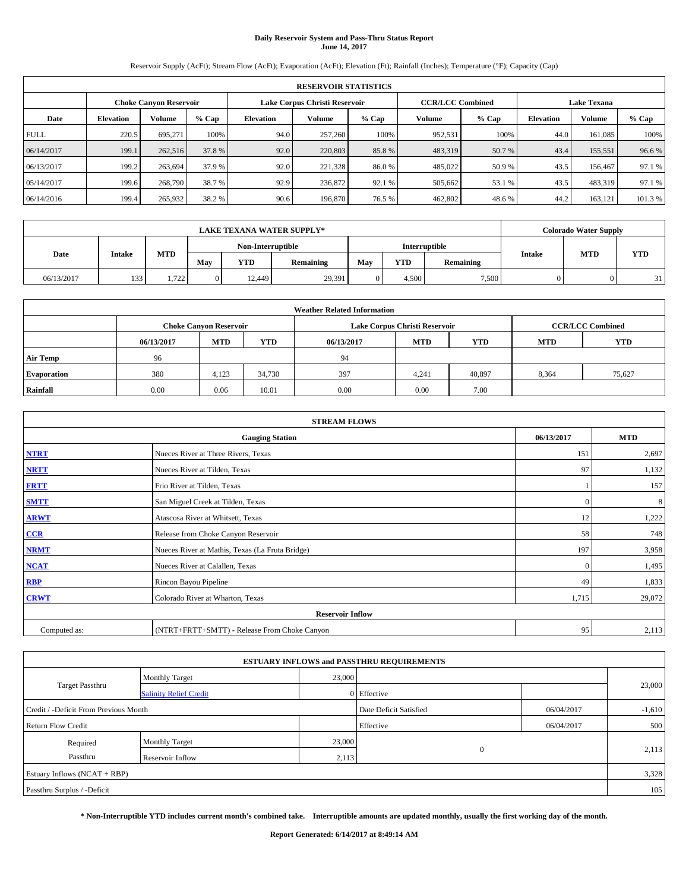# Daily Reservoir System and Pass-Thru Status Report
## June 14, 2017

Reservoir Supply (AcFt); Stream Flow (AcFt); Evaporation (AcFt); Elevation (Ft); Rainfall (Inches); Temperature (°F); Capacity (Cap)

| RESERVOIR STATISTICS | | | | | | | | | | | |
|---|---|---|---|---|---|---|---|---|---|---|---|
| | Choke Canyon Reservoir | | | Lake Corpus Christi Reservoir | | | CCR/LCC Combined | | Lake Texana | | |
| Date | Elevation | Volume | % Cap | Elevation | Volume | % Cap | Volume | % Cap | Elevation | Volume | % Cap |
| FULL | 220.5 | 695,271 | 100% | 94.0 | 257,260 | 100% | 952,531 | 100% | 44.0 | 161,085 | 100% |
| 06/14/2017 | 199.1 | 262,516 | 37.8 % | 92.0 | 220,803 | 85.8 % | 483,319 | 50.7 % | 43.4 | 155,551 | 96.6 % |
| 06/13/2017 | 199.2 | 263,694 | 37.9 % | 92.0 | 221,328 | 86.0 % | 485,022 | 50.9 % | 43.5 | 156,467 | 97.1 % |
| 05/14/2017 | 199.6 | 268,790 | 38.7 % | 92.9 | 236,872 | 92.1 % | 505,662 | 53.1 % | 43.5 | 483,319 | 97.1 % |
| 06/14/2016 | 199.4 | 265,932 | 38.2 % | 90.6 | 196,870 | 76.5 % | 462,802 | 48.6 % | 44.2 | 163,121 | 101.3 % |

| LAKE TEXANA WATER SUPPLY* | | | | | | | | | Colorado Water Supply | | |
|---|---|---|---|---|---|---|---|---|---|---|---|
| | | | Non-Interruptible | | | Interruptible | | | | | |
| Date | Intake | MTD | May | YTD | Remaining | May | YTD | Remaining | Intake | MTD | YTD |
| 06/13/2017 | 133 | 1,722 | 0 | 12,449 | 29,391 | 0 | 4,500 | 7,500 | 0 | 0 | 31 |

| Weather Related Information | | | | | | | | |
|---|---|---|---|---|---|---|---|---|
| | Choke Canyon Reservoir | | | Lake Corpus Christi Reservoir | | | CCR/LCC Combined | |
| | 06/13/2017 | MTD | YTD | 06/13/2017 | MTD | YTD | MTD | YTD |
| Air Temp | 96 | | | 94 | | | | |
| Evaporation | 380 | 4,123 | 34,730 | 397 | 4,241 | 40,897 | 8,364 | 75,627 |
| Rainfall | 0.00 | 0.06 | 10.01 | 0.00 | 0.00 | 7.00 | | |

| STREAM FLOWS | | | |
|---|---|---|---|
| | Gauging Station | 06/13/2017 | MTD |
| NTRT | Nueces River at Three Rivers, Texas | 151 | 2,697 |
| NRTT | Nueces River at Tilden, Texas | 97 | 1,132 |
| FRTT | Frio River at Tilden, Texas | 1 | 157 |
| SMTT | San Miguel Creek at Tilden, Texas | 0 | 8 |
| ARWT | Atascosa River at Whitsett, Texas | 12 | 1,222 |
| CCR | Release from Choke Canyon Reservoir | 58 | 748 |
| NRMT | Nueces River at Mathis, Texas (La Fruta Bridge) | 197 | 3,958 |
| NCAT | Nueces River at Calallen, Texas | 0 | 1,495 |
| RBP | Rincon Bayou Pipeline | 49 | 1,833 |
| CRWT | Colorado River at Wharton, Texas | 1,715 | 29,072 |
| | Reservoir Inflow | | |
| Computed as: | (NTRT+FRTT+SMTT) - Release From Choke Canyon | 95 | 2,113 |

| ESTUARY INFLOWS and PASSTHRU REQUIREMENTS | | | | | |
|---|---|---|---|---|---|
| Target Passthru | Monthly Target | 23,000 | | | 23,000 |
| | Salinity Relief Credit | 0 | Effective | | |
| Credit / -Deficit From Previous Month | | | Date Deficit Satisfied | 06/04/2017 | -1,610 |
| Return Flow Credit | | | Effective | 06/04/2017 | 500 |
| Required Passthru | Monthly Target | 23,000 | 0 | | 2,113 |
| | Reservoir Inflow | 2,113 | | | |
| Estuary Inflows (NCAT + RBP) | | | | | 3,328 |
| Passthru Surplus / -Deficit | | | | | 105 |

**\* Non-Interruptible YTD includes current month's combined take. Interruptible amounts are updated monthly, usually the first working day of the month.**

**Report Generated: 6/14/2017 at 8:49:14 AM**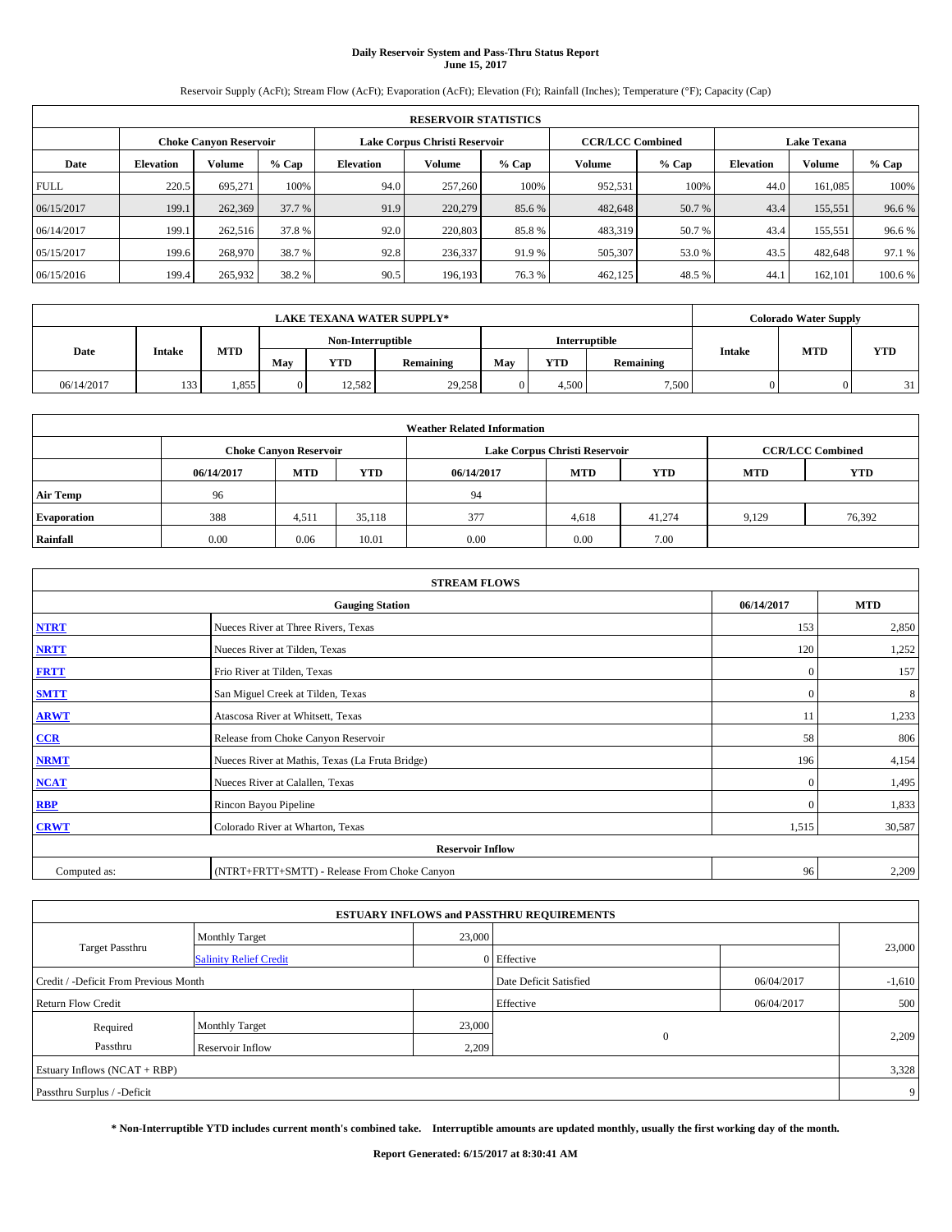# Daily Reservoir System and Pass-Thru Status Report
## June 15, 2017

Reservoir Supply (AcFt); Stream Flow (AcFt); Evaporation (AcFt); Elevation (Ft); Rainfall (Inches); Temperature (°F); Capacity (Cap)

| RESERVOIR STATISTICS | | | | | | | | | | | |
|---|---|---|---|---|---|---|---|---|---|---|---|
| | Choke Canyon Reservoir | | | Lake Corpus Christi Reservoir | | | CCR/LCC Combined | | Lake Texana | | |
| Date | Elevation | Volume | % Cap | Elevation | Volume | % Cap | Volume | % Cap | Elevation | Volume | % Cap |
| FULL | 220.5 | 695,271 | 100% | 94.0 | 257,260 | 100% | 952,531 | 100% | 44.0 | 161,085 | 100% |
| 06/15/2017 | 199.1 | 262,369 | 37.7 % | 91.9 | 220,279 | 85.6 % | 482,648 | 50.7 % | 43.4 | 155,551 | 96.6 % |
| 06/14/2017 | 199.1 | 262,516 | 37.8 % | 92.0 | 220,803 | 85.8 % | 483,319 | 50.7 % | 43.4 | 155,551 | 96.6 % |
| 05/15/2017 | 199.6 | 268,970 | 38.7 % | 92.8 | 236,337 | 91.9 % | 505,307 | 53.0 % | 43.5 | 482,648 | 97.1 % |
| 06/15/2016 | 199.4 | 265,932 | 38.2 % | 90.5 | 196,193 | 76.3 % | 462,125 | 48.5 % | 44.1 | 162,101 | 100.6 % |

| LAKE TEXANA WATER SUPPLY* | | | | | | | | | Colorado Water Supply | | |
|---|---|---|---|---|---|---|---|---|---|---|---|
| Date | Intake | MTD | Non-Interruptible | | | Interruptible | | | Intake | MTD | YTD |
| | | | May | YTD | Remaining | May | YTD | Remaining | | | |
| 06/14/2017 | 133 | 1,855 | 0 | 12,582 | 29,258 | 0 | 4,500 | 7,500 | 0 | 0 | 31 |

| Weather Related Information | | | | | | | | |
|---|---|---|---|---|---|---|---|---|
| | Choke Canyon Reservoir | | | Lake Corpus Christi Reservoir | | | CCR/LCC Combined | |
| | 06/14/2017 | MTD | YTD | 06/14/2017 | MTD | YTD | MTD | YTD |
| Air Temp | 96 | | | 94 | | | | |
| Evaporation | 388 | 4,511 | 35,118 | 377 | 4,618 | 41,274 | 9,129 | 76,392 |
| Rainfall | 0.00 | 0.06 | 10.01 | 0.00 | 0.00 | 7.00 | | |

| STREAM FLOWS | | | |
|---|---|---|---|
| | Gauging Station | 06/14/2017 | MTD |
| NTRT | Nueces River at Three Rivers, Texas | 153 | 2,850 |
| NRTT | Nueces River at Tilden, Texas | 120 | 1,252 |
| FRTT | Frio River at Tilden, Texas | 0 | 157 |
| SMTT | San Miguel Creek at Tilden, Texas | 0 | 8 |
| ARWT | Atascosa River at Whitsett, Texas | 11 | 1,233 |
| CCR | Release from Choke Canyon Reservoir | 58 | 806 |
| NRMT | Nueces River at Mathis, Texas (La Fruta Bridge) | 196 | 4,154 |
| NCAT | Nueces River at Calallen, Texas | 0 | 1,495 |
| RBP | Rincon Bayou Pipeline | 0 | 1,833 |
| CRWT | Colorado River at Wharton, Texas | 1,515 | 30,587 |
| Reservoir Inflow | | | |
| Computed as: | (NTRT+FRTT+SMTT) - Release From Choke Canyon | 96 | 2,209 |

| ESTUARY INFLOWS and PASSTHRU REQUIREMENTS | | | | | |
|---|---|---|---|---|---|
| Target Passthru | Monthly Target | 23,000 | | | 23,000 |
| | Salinity Relief Credit | 0 | Effective | | |
| Credit / -Deficit From Previous Month | | | Date Deficit Satisfied | 06/04/2017 | -1,610 |
| Return Flow Credit | | | Effective | 06/04/2017 | 500 |
| Required Passthru | Monthly Target | 23,000 | 0 | | 2,209 |
| | Reservoir Inflow | 2,209 | | | |
| Estuary Inflows (NCAT + RBP) | | | | | 3,328 |
| Passthru Surplus / -Deficit | | | | | 9 |

**\* Non-Interruptible YTD includes current month's combined take. Interruptible amounts are updated monthly, usually the first working day of the month.**

**Report Generated: 6/15/2017 at 8:30:41 AM**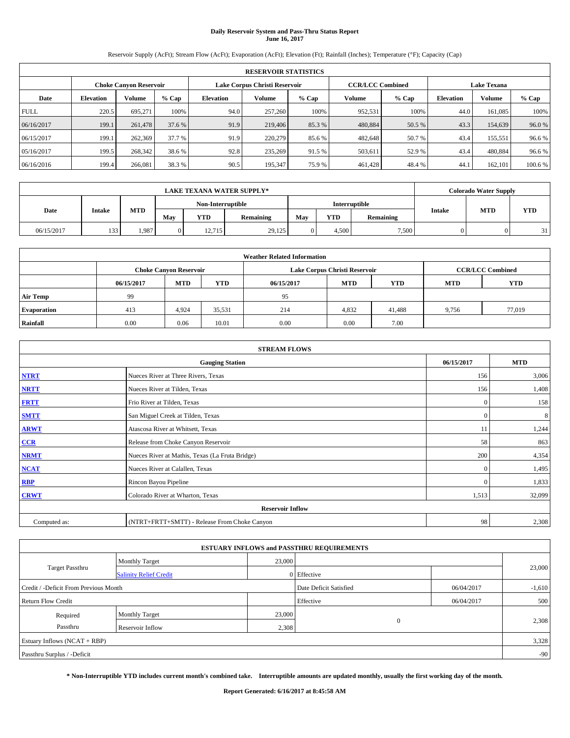# Daily Reservoir System and Pass-Thru Status Report
## June 16, 2017

Reservoir Supply (AcFt); Stream Flow (AcFt); Evaporation (AcFt); Elevation (Ft); Rainfall (Inches); Temperature (°F); Capacity (Cap)

| RESERVOIR STATISTICS | | | | | | | | | | | |
|---|---|---|---|---|---|---|---|---|---|---|---|
| | Choke Canyon Reservoir | | | Lake Corpus Christi Reservoir | | | CCR/LCC Combined | | Lake Texana | | |
| Date | Elevation | Volume | % Cap | Elevation | Volume | % Cap | Volume | % Cap | Elevation | Volume | % Cap |
| FULL | 220.5 | 695,271 | 100% | 94.0 | 257,260 | 100% | 952,531 | 100% | 44.0 | 161,085 | 100% |
| 06/16/2017 | 199.1 | 261,478 | 37.6 % | 91.9 | 219,406 | 85.3 % | 480,884 | 50.5 % | 43.3 | 154,639 | 96.0 % |
| 06/15/2017 | 199.1 | 262,369 | 37.7 % | 91.9 | 220,279 | 85.6 % | 482,648 | 50.7 % | 43.4 | 155,551 | 96.6 % |
| 05/16/2017 | 199.5 | 268,342 | 38.6 % | 92.8 | 235,269 | 91.5 % | 503,611 | 52.9 % | 43.4 | 480,884 | 96.6 % |
| 06/16/2016 | 199.4 | 266,081 | 38.3 % | 90.5 | 195,347 | 75.9 % | 461,428 | 48.4 % | 44.1 | 162,101 | 100.6 % |

| LAKE TEXANA WATER SUPPLY* | | | | | | | | | Colorado Water Supply | | |
|---|---|---|---|---|---|---|---|---|---|---|---|
| Date | Intake | MTD | Non-Interruptible | | | Interruptible | | | Intake | MTD | YTD |
| | | | May | YTD | Remaining | May | YTD | Remaining | | | |
| 06/15/2017 | 133 | 1,987 | 0 | 12,715 | 29,125 | 0 | 4,500 | 7,500 | 0 | 0 | 31 |

| Weather Related Information | | | | | | | | |
|---|---|---|---|---|---|---|---|---|
| | Choke Canyon Reservoir | | | Lake Corpus Christi Reservoir | | | CCR/LCC Combined | |
| | 06/15/2017 | MTD | YTD | 06/15/2017 | MTD | YTD | MTD | YTD |
| Air Temp | 99 | | | 95 | | | | |
| Evaporation | 413 | 4,924 | 35,531 | 214 | 4,832 | 41,488 | 9,756 | 77,019 |
| Rainfall | 0.00 | 0.06 | 10.01 | 0.00 | 0.00 | 7.00 | | |

| STREAM FLOWS | | | |
|---|---|---|---|
| | Gauging Station | 06/15/2017 | MTD |
| NTRT | Nueces River at Three Rivers, Texas | 156 | 3,006 |
| NRTT | Nueces River at Tilden, Texas | 156 | 1,408 |
| FRTT | Frio River at Tilden, Texas | 0 | 158 |
| SMTT | San Miguel Creek at Tilden, Texas | 0 | 8 |
| ARWT | Atascosa River at Whitsett, Texas | 11 | 1,244 |
| CCR | Release from Choke Canyon Reservoir | 58 | 863 |
| NRMT | Nueces River at Mathis, Texas (La Fruta Bridge) | 200 | 4,354 |
| NCAT | Nueces River at Calallen, Texas | 0 | 1,495 |
| RBP | Rincon Bayou Pipeline | 0 | 1,833 |
| CRWT | Colorado River at Wharton, Texas | 1,513 | 32,099 |
| | Reservoir Inflow | | |
| Computed as: | (NTRT+FRTT+SMTT) - Release From Choke Canyon | 98 | 2,308 |

| ESTUARY INFLOWS and PASSTHRU REQUIREMENTS | | | | | |
|---|---|---|---|---|---|
| Target Passthru | Monthly Target | 23,000 | | | 23,000 |
| | Salinity Relief Credit | 0 | Effective | | |
| Credit / -Deficit From Previous Month | | | Date Deficit Satisfied | 06/04/2017 | -1,610 |
| Return Flow Credit | | | Effective | 06/04/2017 | 500 |
| Required Passthru | Monthly Target | 23,000 | 0 | | 2,308 |
| | Reservoir Inflow | 2,308 | | | |
| Estuary Inflows (NCAT + RBP) | | | | | 3,328 |
| Passthru Surplus / -Deficit | | | | | -90 |

**\* Non-Interruptible YTD includes current month's combined take. Interruptible amounts are updated monthly, usually the first working day of the month.**

**Report Generated: 6/16/2017 at 8:45:58 AM**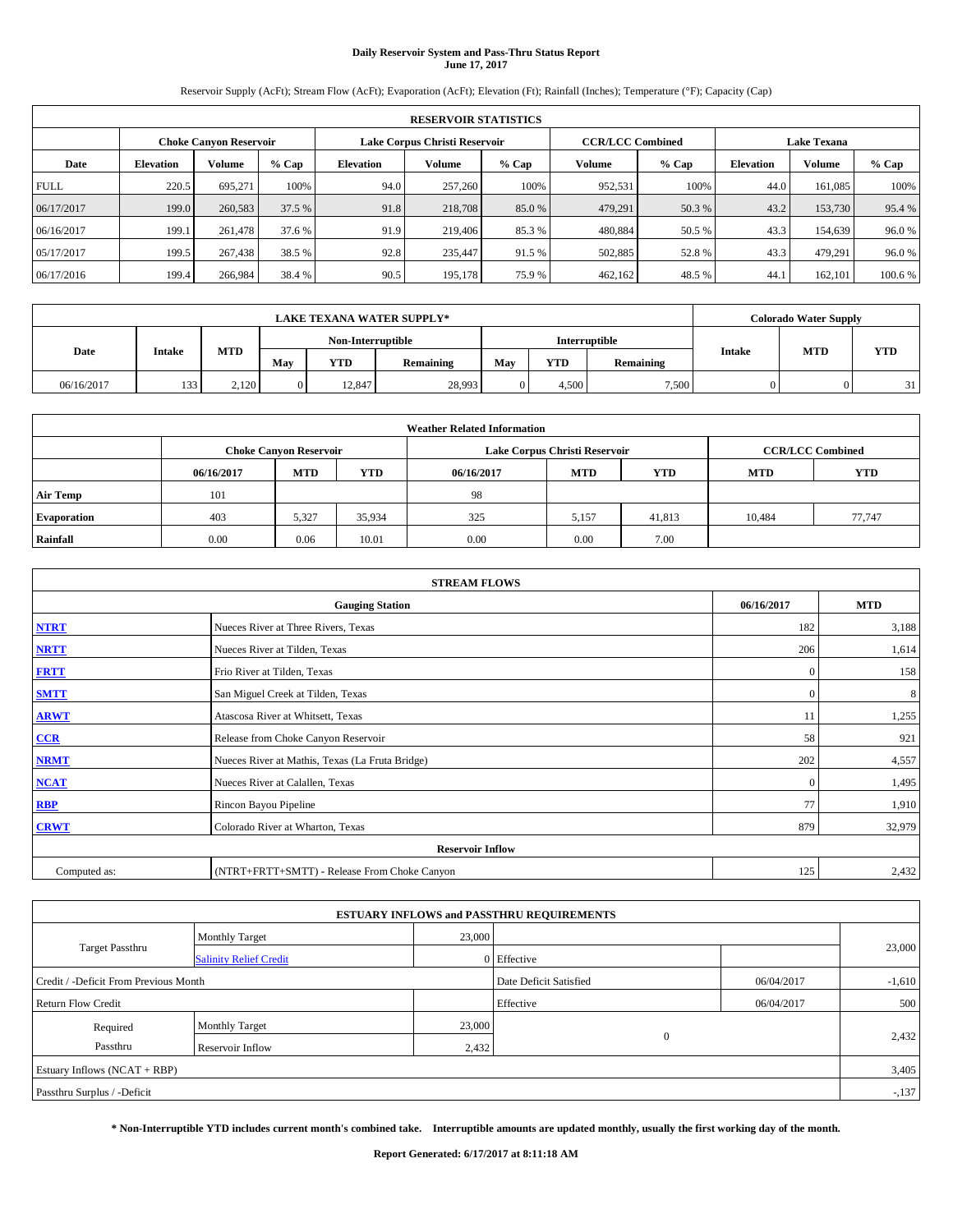# Daily Reservoir System and Pass-Thru Status Report
## June 17, 2017

Reservoir Supply (AcFt); Stream Flow (AcFt); Evaporation (AcFt); Elevation (Ft); Rainfall (Inches); Temperature (°F); Capacity (Cap)

| RESERVOIR STATISTICS | | | | | | | | | | | |
|---|---|---|---|---|---|---|---|---|---|---|---|
| | Choke Canyon Reservoir | | | Lake Corpus Christi Reservoir | | | CCR/LCC Combined | | Lake Texana | | |
| Date | Elevation | Volume | % Cap | Elevation | Volume | % Cap | Volume | % Cap | Elevation | Volume | % Cap |
| FULL | 220.5 | 695,271 | 100% | 94.0 | 257,260 | 100% | 952,531 | 100% | 44.0 | 161,085 | 100% |
| 06/17/2017 | 199.0 | 260,583 | 37.5 % | 91.8 | 218,708 | 85.0 % | 479,291 | 50.3 % | 43.2 | 153,730 | 95.4 % |
| 06/16/2017 | 199.1 | 261,478 | 37.6 % | 91.9 | 219,406 | 85.3 % | 480,884 | 50.5 % | 43.3 | 154,639 | 96.0 % |
| 05/17/2017 | 199.5 | 267,438 | 38.5 % | 92.8 | 235,447 | 91.5 % | 502,885 | 52.8 % | 43.3 | 479,291 | 96.0 % |
| 06/17/2016 | 199.4 | 266,984 | 38.4 % | 90.5 | 195,178 | 75.9 % | 462,162 | 48.5 % | 44.1 | 162,101 | 100.6 % |

| LAKE TEXANA WATER SUPPLY* | | | | | | | | | Colorado Water Supply | | |
|---|---|---|---|---|---|---|---|---|---|---|---|
| Date | Intake | MTD | Non-Interruptible | | | Interruptible | | | Intake | MTD | YTD |
| | | | May | YTD | Remaining | May | YTD | Remaining | | | |
| 06/16/2017 | 133 | 2,120 | 0 | 12,847 | 28,993 | 0 | 4,500 | 7,500 | 0 | 0 | 31 |

| Weather Related Information | | | | | | | | |
|---|---|---|---|---|---|---|---|---|
| | Choke Canyon Reservoir | | | Lake Corpus Christi Reservoir | | | CCR/LCC Combined | |
| | 06/16/2017 | MTD | YTD | 06/16/2017 | MTD | YTD | MTD | YTD |
| Air Temp | 101 | | | 98 | | | | |
| Evaporation | 403 | 5,327 | 35,934 | 325 | 5,157 | 41,813 | 10,484 | 77,747 |
| Rainfall | 0.00 | 0.06 | 10.01 | 0.00 | 0.00 | 7.00 | | |

| STREAM FLOWS | | | |
|---|---|---|---|
| | Gauging Station | 06/16/2017 | MTD |
| NTRT | Nueces River at Three Rivers, Texas | 182 | 3,188 |
| NRTT | Nueces River at Tilden, Texas | 206 | 1,614 |
| FRTT | Frio River at Tilden, Texas | 0 | 158 |
| SMTT | San Miguel Creek at Tilden, Texas | 0 | 8 |
| ARWT | Atascosa River at Whitsett, Texas | 11 | 1,255 |
| CCR | Release from Choke Canyon Reservoir | 58 | 921 |
| NRMT | Nueces River at Mathis, Texas (La Fruta Bridge) | 202 | 4,557 |
| NCAT | Nueces River at Calallen, Texas | 0 | 1,495 |
| RBP | Rincon Bayou Pipeline | 77 | 1,910 |
| CRWT | Colorado River at Wharton, Texas | 879 | 32,979 |
| Reservoir Inflow | | | |
| Computed as: | (NTRT+FRTT+SMTT) - Release From Choke Canyon | 125 | 2,432 |

| ESTUARY INFLOWS and PASSTHRU REQUIREMENTS | | | | | |
|---|---|---|---|---|---|
| Target Passthru | Monthly Target | 23,000 | | | 23,000 |
| | Salinity Relief Credit | 0 | Effective | | |
| Credit / -Deficit From Previous Month | | | Date Deficit Satisfied | 06/04/2017 | -1,610 |
| Return Flow Credit | | | Effective | 06/04/2017 | 500 |
| Required Passthru | Monthly Target | 23,000 | 0 | | 2,432 |
| | Reservoir Inflow | 2,432 | | | |
| Estuary Inflows (NCAT + RBP) | | | | | 3,405 |
| Passthru Surplus / -Deficit | | | | | -,137 |

**\* Non-Interruptible YTD includes current month's combined take. Interruptible amounts are updated monthly, usually the first working day of the month.**

**Report Generated: 6/17/2017 at 8:11:18 AM**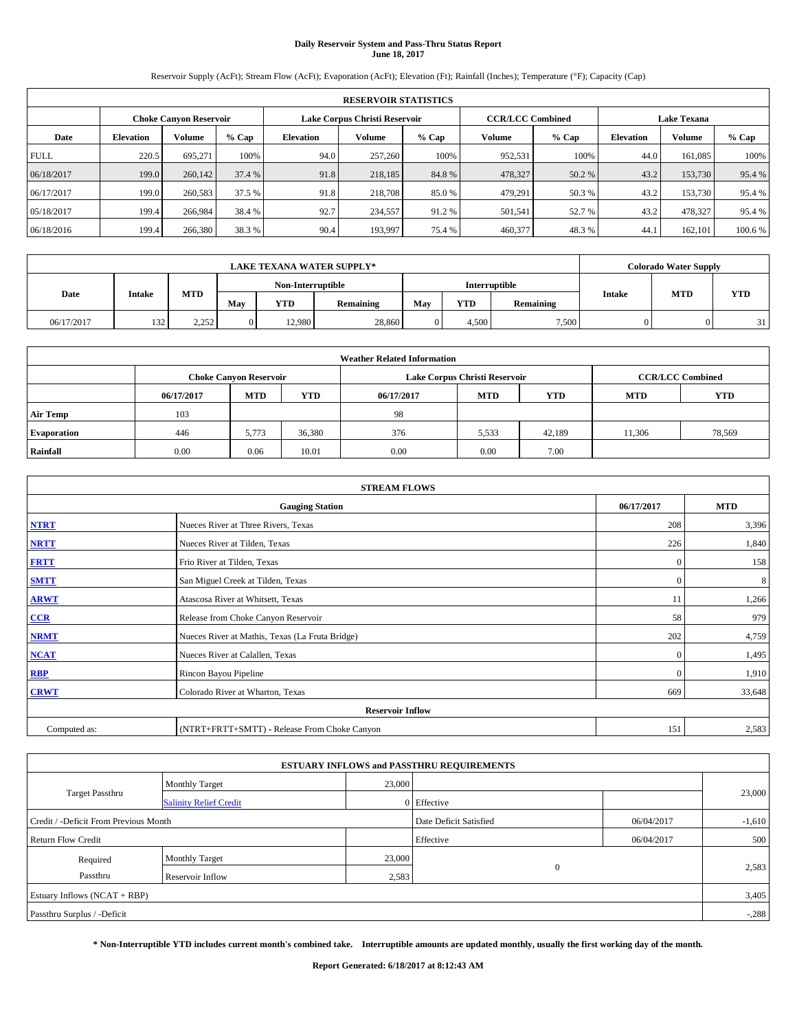# Daily Reservoir System and Pass-Thru Status Report
## June 18, 2017

Reservoir Supply (AcFt); Stream Flow (AcFt); Evaporation (AcFt); Elevation (Ft); Rainfall (Inches); Temperature (°F); Capacity (Cap)

| RESERVOIR STATISTICS | | | | | | | | | | | |
|---|---|---|---|---|---|---|---|---|---|---|---|
| | Choke Canyon Reservoir | | | Lake Corpus Christi Reservoir | | | CCR/LCC Combined | | Lake Texana | | |
| Date | Elevation | Volume | % Cap | Elevation | Volume | % Cap | Volume | % Cap | Elevation | Volume | % Cap |
| FULL | 220.5 | 695,271 | 100% | 94.0 | 257,260 | 100% | 952,531 | 100% | 44.0 | 161,085 | 100% |
| 06/18/2017 | 199.0 | 260,142 | 37.4 % | 91.8 | 218,185 | 84.8 % | 478,327 | 50.2 % | 43.2 | 153,730 | 95.4 % |
| 06/17/2017 | 199.0 | 260,583 | 37.5 % | 91.8 | 218,708 | 85.0 % | 479,291 | 50.3 % | 43.2 | 153,730 | 95.4 % |
| 05/18/2017 | 199.4 | 266,984 | 38.4 % | 92.7 | 234,557 | 91.2 % | 501,541 | 52.7 % | 43.2 | 478,327 | 95.4 % |
| 06/18/2016 | 199.4 | 266,380 | 38.3 % | 90.4 | 193,997 | 75.4 % | 460,377 | 48.3 % | 44.1 | 162,101 | 100.6 % |

| LAKE TEXANA WATER SUPPLY* | | | | | | | | | Colorado Water Supply | | |
|---|---|---|---|---|---|---|---|---|---|---|---|
| Date | Intake | MTD | Non-Interruptible | | | Interruptible | | | Intake | MTD | YTD |
| | | | May | YTD | Remaining | May | YTD | Remaining | | | |
| 06/17/2017 | 132 | 2,252 | 0 | 12,980 | 28,860 | 0 | 4,500 | 7,500 | 0 | 0 | 31 |

| Weather Related Information | | | | | | | | |
|---|---|---|---|---|---|---|---|---|
| | Choke Canyon Reservoir | | | Lake Corpus Christi Reservoir | | | CCR/LCC Combined | |
| | 06/17/2017 | MTD | YTD | 06/17/2017 | MTD | YTD | MTD | YTD |
| Air Temp | 103 | | | 98 | | | | |
| Evaporation | 446 | 5,773 | 36,380 | 376 | 5,533 | 42,189 | 11,306 | 78,569 |
| Rainfall | 0.00 | 0.06 | 10.01 | 0.00 | 0.00 | 7.00 | | |

| STREAM FLOWS | | | |
|---|---|---|---|
| Gauging Station | | 06/17/2017 | MTD |
| NTRT | Nueces River at Three Rivers, Texas | 208 | 3,396 |
| NRTT | Nueces River at Tilden, Texas | 226 | 1,840 |
| FRTT | Frio River at Tilden, Texas | 0 | 158 |
| SMTT | San Miguel Creek at Tilden, Texas | 0 | 8 |
| ARWT | Atascosa River at Whitsett, Texas | 11 | 1,266 |
| CCR | Release from Choke Canyon Reservoir | 58 | 979 |
| NRMT | Nueces River at Mathis, Texas (La Fruta Bridge) | 202 | 4,759 |
| NCAT | Nueces River at Calallen, Texas | 0 | 1,495 |
| RBP | Rincon Bayou Pipeline | 0 | 1,910 |
| CRWT | Colorado River at Wharton, Texas | 669 | 33,648 |
| Reservoir Inflow | | | |
| Computed as: | (NTRT+FRTT+SMTT) - Release From Choke Canyon | 151 | 2,583 |

| ESTUARY INFLOWS and PASSTHRU REQUIREMENTS | | | | | |
|---|---|---|---|---|---|
| Target Passthru | Monthly Target | 23,000 | | | 23,000 |
| | Salinity Relief Credit | 0 | Effective | | |
| Credit / -Deficit From Previous Month | | | Date Deficit Satisfied | 06/04/2017 | -1,610 |
| Return Flow Credit | | | Effective | 06/04/2017 | 500 |
| Required Passthru | Monthly Target | 23,000 | 0 | | 2,583 |
| | Reservoir Inflow | 2,583 | | | |
| Estuary Inflows (NCAT + RBP) | | | | | 3,405 |
| Passthru Surplus / -Deficit | | | | | -,288 |

**\* Non-Interruptible YTD includes current month's combined take. Interruptible amounts are updated monthly, usually the first working day of the month.**

**Report Generated: 6/18/2017 at 8:12:43 AM**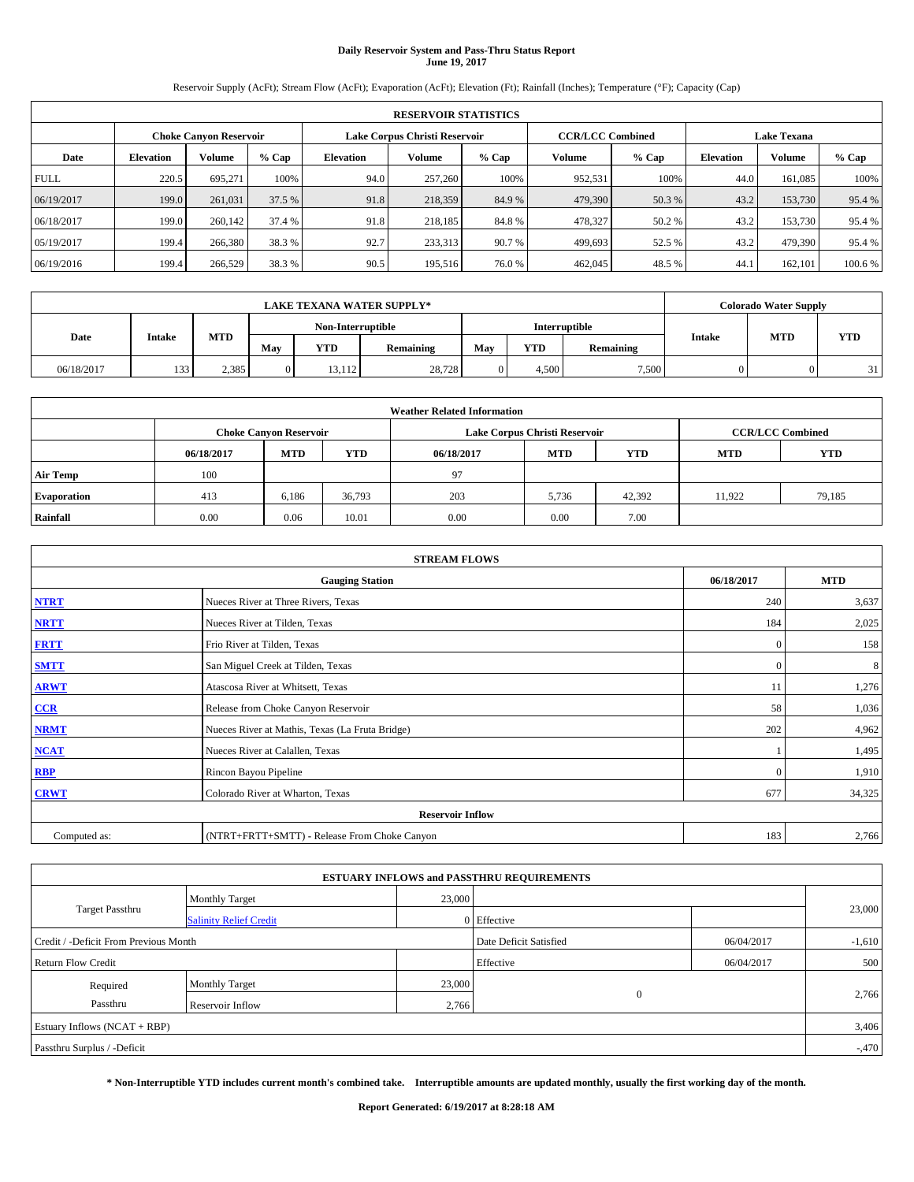**Daily Reservoir System and Pass-Thru Status Report**
**June 19, 2017**

Reservoir Supply (AcFt); Stream Flow (AcFt); Evaporation (AcFt); Elevation (Ft); Rainfall (Inches); Temperature (°F); Capacity (Cap)

| RESERVOIR STATISTICS | | | | | | | | | | | |
|---|---|---|---|---|---|---|---|---|---|---|---|
| | Choke Canyon Reservoir | | | Lake Corpus Christi Reservoir | | | CCR/LCC Combined | | Lake Texana | | |
| Date | Elevation | Volume | % Cap | Elevation | Volume | % Cap | Volume | % Cap | Elevation | Volume | % Cap |
| FULL | 220.5 | 695,271 | 100% | 94.0 | 257,260 | 100% | 952,531 | 100% | 44.0 | 161,085 | 100% |
| 06/19/2017 | 199.0 | 261,031 | 37.5 % | 91.8 | 218,359 | 84.9 % | 479,390 | 50.3 % | 43.2 | 153,730 | 95.4 % |
| 06/18/2017 | 199.0 | 260,142 | 37.4 % | 91.8 | 218,185 | 84.8 % | 478,327 | 50.2 % | 43.2 | 153,730 | 95.4 % |
| 05/19/2017 | 199.4 | 266,380 | 38.3 % | 92.7 | 233,313 | 90.7 % | 499,693 | 52.5 % | 43.2 | 479,390 | 95.4 % |
| 06/19/2016 | 199.4 | 266,529 | 38.3 % | 90.5 | 195,516 | 76.0 % | 462,045 | 48.5 % | 44.1 | 162,101 | 100.6 % |

| LAKE TEXANA WATER SUPPLY* | | | | | | | | | Colorado Water Supply | | |
|---|---|---|---|---|---|---|---|---|---|---|---|
| Date | Intake | MTD | Non-Interruptible | | | Interruptible | | | Intake | MTD | YTD |
| | | | May | YTD | Remaining | May | YTD | Remaining | | | |
| 06/18/2017 | 133 | 2,385 | 0 | 13,112 | 28,728 | 0 | 4,500 | 7,500 | 0 | 0 | 31 |

| Weather Related Information | | | | | | | | |
|---|---|---|---|---|---|---|---|---|
| | Choke Canyon Reservoir | | | Lake Corpus Christi Reservoir | | | CCR/LCC Combined | |
| | 06/18/2017 | MTD | YTD | 06/18/2017 | MTD | YTD | MTD | YTD |
| Air Temp | 100 | | | 97 | | | | |
| Evaporation | 413 | 6,186 | 36,793 | 203 | 5,736 | 42,392 | 11,922 | 79,185 |
| Rainfall | 0.00 | 0.06 | 10.01 | 0.00 | 0.00 | 7.00 | | |

| STREAM FLOWS | | | |
|---|---|---|---|
| Gauging Station | | 06/18/2017 | MTD |
| NTRT | Nueces River at Three Rivers, Texas | 240 | 3,637 |
| NRTT | Nueces River at Tilden, Texas | 184 | 2,025 |
| FRTT | Frio River at Tilden, Texas | 0 | 158 |
| SMTT | San Miguel Creek at Tilden, Texas | 0 | 8 |
| ARWT | Atascosa River at Whitsett, Texas | 11 | 1,276 |
| CCR | Release from Choke Canyon Reservoir | 58 | 1,036 |
| NRMT | Nueces River at Mathis, Texas (La Fruta Bridge) | 202 | 4,962 |
| NCAT | Nueces River at Calallen, Texas | 1 | 1,495 |
| RBP | Rincon Bayou Pipeline | 0 | 1,910 |
| CRWT | Colorado River at Wharton, Texas | 677 | 34,325 |
| Reservoir Inflow | | | |
| Computed as: | (NTRT+FRTT+SMTT) - Release From Choke Canyon | 183 | 2,766 |

| ESTUARY INFLOWS and PASSTHRU REQUIREMENTS | | | | | |
|---|---|---|---|---|---|
| Target Passthru | Monthly Target | 23,000 | | | 23,000 |
| | Salinity Relief Credit | 0 | Effective | | |
| Credit / -Deficit From Previous Month | | | Date Deficit Satisfied | 06/04/2017 | -1,610 |
| Return Flow Credit | | | Effective | 06/04/2017 | 500 |
| Required Passthru | Monthly Target | 23,000 | 0 | | 2,766 |
| | Reservoir Inflow | 2,766 | | | |
| Estuary Inflows (NCAT + RBP) | | | | | 3,406 |
| Passthru Surplus / -Deficit | | | | | -,470 |

**\* Non-Interruptible YTD includes current month's combined take. Interruptible amounts are updated monthly, usually the first working day of the month.**

**Report Generated: 6/19/2017 at 8:28:18 AM**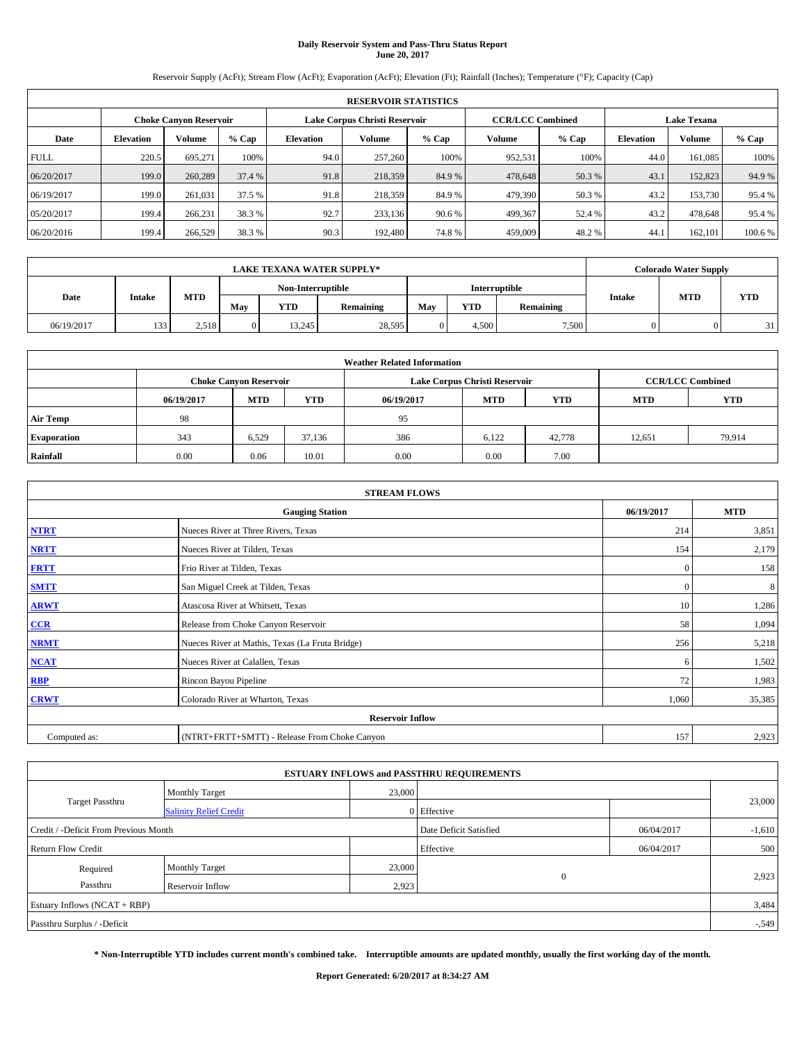# Daily Reservoir System and Pass-Thru Status Report
## June 20, 2017

Reservoir Supply (AcFt); Stream Flow (AcFt); Evaporation (AcFt); Elevation (Ft); Rainfall (Inches); Temperature (°F); Capacity (Cap)

| RESERVOIR STATISTICS | | | | | | | | | | | |
|---|---|---|---|---|---|---|---|---|---|---|---|
| | Choke Canyon Reservoir | | | Lake Corpus Christi Reservoir | | | CCR/LCC Combined | | Lake Texana | | |
| Date | Elevation | Volume | % Cap | Elevation | Volume | % Cap | Volume | % Cap | Elevation | Volume | % Cap |
| FULL | 220.5 | 695,271 | 100% | 94.0 | 257,260 | 100% | 952,531 | 100% | 44.0 | 161,085 | 100% |
| 06/20/2017 | 199.0 | 260,289 | 37.4 % | 91.8 | 218,359 | 84.9 % | 478,648 | 50.3 % | 43.1 | 152,823 | 94.9 % |
| 06/19/2017 | 199.0 | 261,031 | 37.5 % | 91.8 | 218,359 | 84.9 % | 479,390 | 50.3 % | 43.2 | 153,730 | 95.4 % |
| 05/20/2017 | 199.4 | 266,231 | 38.3 % | 92.7 | 233,136 | 90.6 % | 499,367 | 52.4 % | 43.2 | 478,648 | 95.4 % |
| 06/20/2016 | 199.4 | 266,529 | 38.3 % | 90.3 | 192,480 | 74.8 % | 459,009 | 48.2 % | 44.1 | 162,101 | 100.6 % |

| LAKE TEXANA WATER SUPPLY* | | | | | | | | | Colorado Water Supply | | |
|---|---|---|---|---|---|---|---|---|---|---|---|
| Date | Intake | MTD | Non-Interruptible | | | Interruptible | | | Intake | MTD | YTD |
| | | | May | YTD | Remaining | May | YTD | Remaining | | | |
| 06/19/2017 | 133 | 2,518 | 0 | 13,245 | 28,595 | 0 | 4,500 | 7,500 | 0 | 0 | 31 |

| Weather Related Information | | | | | | | | |
|---|---|---|---|---|---|---|---|---|
| | Choke Canyon Reservoir | | | Lake Corpus Christi Reservoir | | | CCR/LCC Combined | |
| | 06/19/2017 | MTD | YTD | 06/19/2017 | MTD | YTD | MTD | YTD |
| Air Temp | 98 | | | 95 | | | | |
| Evaporation | 343 | 6,529 | 37,136 | 386 | 6,122 | 42,778 | 12,651 | 79,914 |
| Rainfall | 0.00 | 0.06 | 10.01 | 0.00 | 0.00 | 7.00 | | |

| STREAM FLOWS | | | |
|---|---|---|---|
| | Gauging Station | 06/19/2017 | MTD |
| NTRT | Nueces River at Three Rivers, Texas | 214 | 3,851 |
| NRTT | Nueces River at Tilden, Texas | 154 | 2,179 |
| FRTT | Frio River at Tilden, Texas | 0 | 158 |
| SMTT | San Miguel Creek at Tilden, Texas | 0 | 8 |
| ARWT | Atascosa River at Whitsett, Texas | 10 | 1,286 |
| CCR | Release from Choke Canyon Reservoir | 58 | 1,094 |
| NRMT | Nueces River at Mathis, Texas (La Fruta Bridge) | 256 | 5,218 |
| NCAT | Nueces River at Calallen, Texas | 6 | 1,502 |
| RBP | Rincon Bayou Pipeline | 72 | 1,983 |
| CRWT | Colorado River at Wharton, Texas | 1,060 | 35,385 |
| | Reservoir Inflow | | |
| Computed as: | (NTRT+FRTT+SMTT) - Release From Choke Canyon | 157 | 2,923 |

| ESTUARY INFLOWS and PASSTHRU REQUIREMENTS | | | | | |
|---|---|---|---|---|---|
| Target Passthru | Monthly Target | 23,000 | | | 23,000 |
| | Salinity Relief Credit | 0 | Effective | | |
| Credit / -Deficit From Previous Month | | | Date Deficit Satisfied | 06/04/2017 | -1,610 |
| Return Flow Credit | | | Effective | 06/04/2017 | 500 |
| Required Passthru | Monthly Target | 23,000 | 0 | | 2,923 |
| | Reservoir Inflow | 2,923 | | | |
| Estuary Inflows (NCAT + RBP) | | | | | 3,484 |
| Passthru Surplus / -Deficit | | | | | -,549 |

**\* Non-Interruptible YTD includes current month's combined take. Interruptible amounts are updated monthly, usually the first working day of the month.**

**Report Generated: 6/20/2017 at 8:34:27 AM**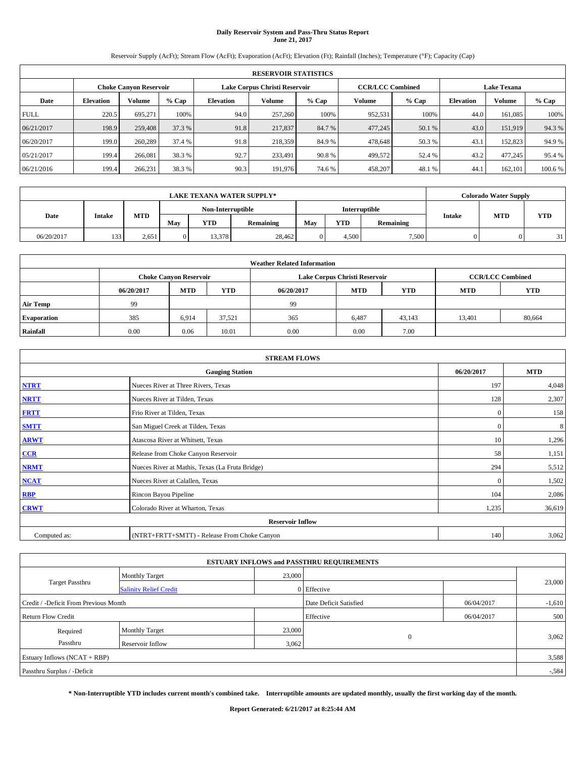# Daily Reservoir System and Pass-Thru Status Report
## June 21, 2017

Reservoir Supply (AcFt); Stream Flow (AcFt); Evaporation (AcFt); Elevation (Ft); Rainfall (Inches); Temperature (°F); Capacity (Cap)

| RESERVOIR STATISTICS | | | | | | | | | | | |
|---|---|---|---|---|---|---|---|---|---|---|---|
| | Choke Canyon Reservoir | | | Lake Corpus Christi Reservoir | | | CCR/LCC Combined | | Lake Texana | | |
| Date | Elevation | Volume | % Cap | Elevation | Volume | % Cap | Volume | % Cap | Elevation | Volume | % Cap |
| FULL | 220.5 | 695,271 | 100% | 94.0 | 257,260 | 100% | 952,531 | 100% | 44.0 | 161,085 | 100% |
| 06/21/2017 | 198.9 | 259,408 | 37.3 % | 91.8 | 217,837 | 84.7 % | 477,245 | 50.1 % | 43.0 | 151,919 | 94.3 % |
| 06/20/2017 | 199.0 | 260,289 | 37.4 % | 91.8 | 218,359 | 84.9 % | 478,648 | 50.3 % | 43.1 | 152,823 | 94.9 % |
| 05/21/2017 | 199.4 | 266,081 | 38.3 % | 92.7 | 233,491 | 90.8 % | 499,572 | 52.4 % | 43.2 | 477,245 | 95.4 % |
| 06/21/2016 | 199.4 | 266,231 | 38.3 % | 90.3 | 191,976 | 74.6 % | 458,207 | 48.1 % | 44.1 | 162,101 | 100.6 % |

| LAKE TEXANA WATER SUPPLY* | | | | | | | | | Colorado Water Supply | | |
|---|---|---|---|---|---|---|---|---|---|---|---|
| Date | Intake | MTD | Non-Interruptible | | | Interruptible | | | Intake | MTD | YTD |
| | | | May | YTD | Remaining | May | YTD | Remaining | | | |
| 06/20/2017 | 133 | 2,651 | 0 | 13,378 | 28,462 | 0 | 4,500 | 7,500 | 0 | 0 | 31 |

| Weather Related Information | | | | | | | | |
|---|---|---|---|---|---|---|---|---|
| | Choke Canyon Reservoir | | | Lake Corpus Christi Reservoir | | | CCR/LCC Combined | |
| | 06/20/2017 | MTD | YTD | 06/20/2017 | MTD | YTD | MTD | YTD |
| Air Temp | 99 | | | 99 | | | | |
| Evaporation | 385 | 6,914 | 37,521 | 365 | 6,487 | 43,143 | 13,401 | 80,664 |
| Rainfall | 0.00 | 0.06 | 10.01 | 0.00 | 0.00 | 7.00 | | |

| STREAM FLOWS | | | |
|---|---|---|---|
| | Gauging Station | 06/20/2017 | MTD |
| NTRT | Nueces River at Three Rivers, Texas | 197 | 4,048 |
| NRTT | Nueces River at Tilden, Texas | 128 | 2,307 |
| FRTT | Frio River at Tilden, Texas | 0 | 158 |
| SMTT | San Miguel Creek at Tilden, Texas | 0 | 8 |
| ARWT | Atascosa River at Whitsett, Texas | 10 | 1,296 |
| CCR | Release from Choke Canyon Reservoir | 58 | 1,151 |
| NRMT | Nueces River at Mathis, Texas (La Fruta Bridge) | 294 | 5,512 |
| NCAT | Nueces River at Calallen, Texas | 0 | 1,502 |
| RBP | Rincon Bayou Pipeline | 104 | 2,086 |
| CRWT | Colorado River at Wharton, Texas | 1,235 | 36,619 |
| | Reservoir Inflow | | |
| Computed as: | (NTRT+FRTT+SMTT) - Release From Choke Canyon | 140 | 3,062 |

| ESTUARY INFLOWS and PASSTHRU REQUIREMENTS | | | | | |
|---|---|---|---|---|---|
| Target Passthru | Monthly Target | 23,000 | | | 23,000 |
| | Salinity Relief Credit | 0 | Effective | | |
| Credit / -Deficit From Previous Month | | | Date Deficit Satisfied | 06/04/2017 | -1,610 |
| Return Flow Credit | | | Effective | 06/04/2017 | 500 |
| Required Passthru | Monthly Target | 23,000 | 0 | | 3,062 |
| | Reservoir Inflow | 3,062 | | | |
| Estuary Inflows (NCAT + RBP) | | | | | 3,588 |
| Passthru Surplus / -Deficit | | | | | -,584 |

**\* Non-Interruptible YTD includes current month's combined take. Interruptible amounts are updated monthly, usually the first working day of the month.**

**Report Generated: 6/21/2017 at 8:25:44 AM**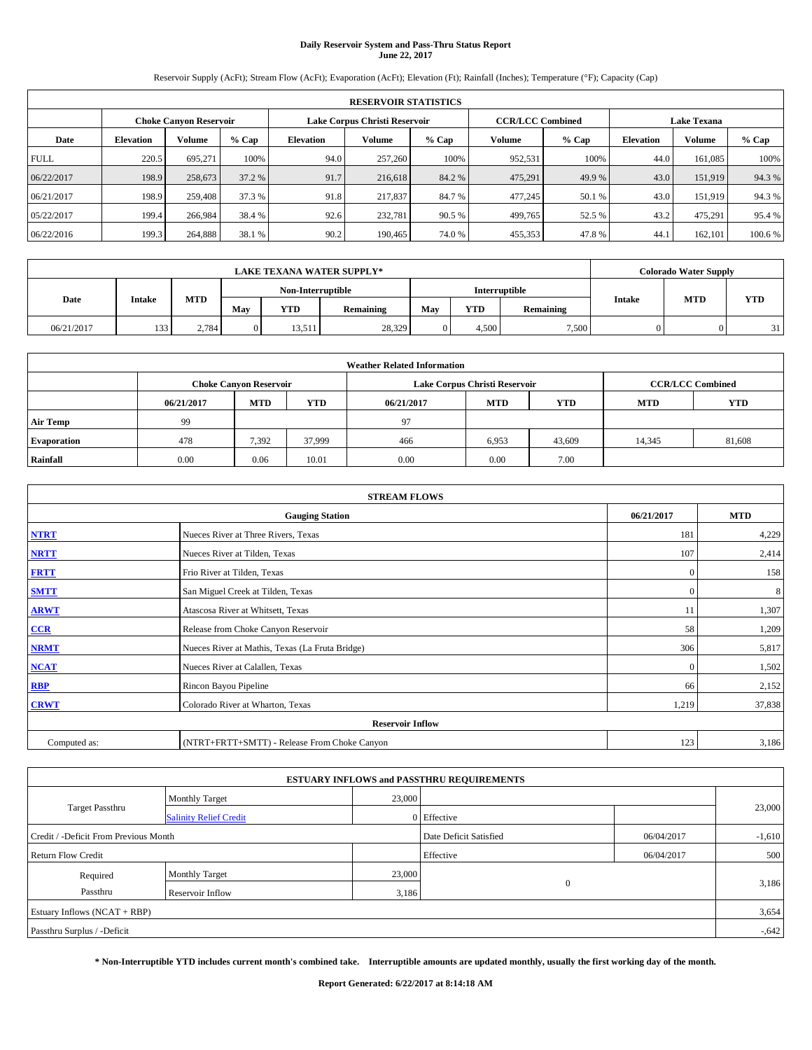# Daily Reservoir System and Pass-Thru Status Report
## June 22, 2017

Reservoir Supply (AcFt); Stream Flow (AcFt); Evaporation (AcFt); Elevation (Ft); Rainfall (Inches); Temperature (°F); Capacity (Cap)

| RESERVOIR STATISTICS | | | | | | | | | | | |
|---|---|---|---|---|---|---|---|---|---|---|---|
| | Choke Canyon Reservoir | | | Lake Corpus Christi Reservoir | | | CCR/LCC Combined | | Lake Texana | | |
| Date | Elevation | Volume | % Cap | Elevation | Volume | % Cap | Volume | % Cap | Elevation | Volume | % Cap |
| FULL | 220.5 | 695,271 | 100% | 94.0 | 257,260 | 100% | 952,531 | 100% | 44.0 | 161,085 | 100% |
| 06/22/2017 | 198.9 | 258,673 | 37.2 % | 91.7 | 216,618 | 84.2 % | 475,291 | 49.9 % | 43.0 | 151,919 | 94.3 % |
| 06/21/2017 | 198.9 | 259,408 | 37.3 % | 91.8 | 217,837 | 84.7 % | 477,245 | 50.1 % | 43.0 | 151,919 | 94.3 % |
| 05/22/2017 | 199.4 | 266,984 | 38.4 % | 92.6 | 232,781 | 90.5 % | 499,765 | 52.5 % | 43.2 | 475,291 | 95.4 % |
| 06/22/2016 | 199.3 | 264,888 | 38.1 % | 90.2 | 190,465 | 74.0 % | 455,353 | 47.8 % | 44.1 | 162,101 | 100.6 % |

| LAKE TEXANA WATER SUPPLY* | | | | | | | | | Colorado Water Supply | | |
|---|---|---|---|---|---|---|---|---|---|---|---|
| Date | Intake | MTD | Non-Interruptible | | | Interruptible | | | Intake | MTD | YTD |
| | | | May | YTD | Remaining | May | YTD | Remaining | | | |
| 06/21/2017 | 133 | 2,784 | 0 | 13,511 | 28,329 | 0 | 4,500 | 7,500 | 0 | 0 | 31 |

| Weather Related Information | | | | | | | | |
|---|---|---|---|---|---|---|---|---|
| | Choke Canyon Reservoir | | | Lake Corpus Christi Reservoir | | | CCR/LCC Combined | |
| | 06/21/2017 | MTD | YTD | 06/21/2017 | MTD | YTD | MTD | YTD |
| Air Temp | 99 | | | 97 | | | | |
| Evaporation | 478 | 7,392 | 37,999 | 466 | 6,953 | 43,609 | 14,345 | 81,608 |
| Rainfall | 0.00 | 0.06 | 10.01 | 0.00 | 0.00 | 7.00 | | |

| STREAM FLOWS | | | |
|---|---|---|---|
| | Gauging Station | 06/21/2017 | MTD |
| NTRT | Nueces River at Three Rivers, Texas | 181 | 4,229 |
| NRTT | Nueces River at Tilden, Texas | 107 | 2,414 |
| FRTT | Frio River at Tilden, Texas | 0 | 158 |
| SMTT | San Miguel Creek at Tilden, Texas | 0 | 8 |
| ARWT | Atascosa River at Whitsett, Texas | 11 | 1,307 |
| CCR | Release from Choke Canyon Reservoir | 58 | 1,209 |
| NRMT | Nueces River at Mathis, Texas (La Fruta Bridge) | 306 | 5,817 |
| NCAT | Nueces River at Calallen, Texas | 0 | 1,502 |
| RBP | Rincon Bayou Pipeline | 66 | 2,152 |
| CRWT | Colorado River at Wharton, Texas | 1,219 | 37,838 |
| Reservoir Inflow | | | |
| Computed as: | (NTRT+FRTT+SMTT) - Release From Choke Canyon | 123 | 3,186 |

| ESTUARY INFLOWS and PASSTHRU REQUIREMENTS | | | | | |
|---|---|---|---|---|---|
| Target Passthru | Monthly Target | 23,000 | | | 23,000 |
| | Salinity Relief Credit | 0 | Effective | | |
| Credit / -Deficit From Previous Month | | | Date Deficit Satisfied | 06/04/2017 | -1,610 |
| Return Flow Credit | | | Effective | 06/04/2017 | 500 |
| Required Passthru | Monthly Target | 23,000 | 0 | | 3,186 |
| | Reservoir Inflow | 3,186 | | | |
| Estuary Inflows (NCAT + RBP) | | | | | 3,654 |
| Passthru Surplus / -Deficit | | | | | -,642 |

**\* Non-Interruptible YTD includes current month's combined take. Interruptible amounts are updated monthly, usually the first working day of the month.**

**Report Generated: 6/22/2017 at 8:14:18 AM**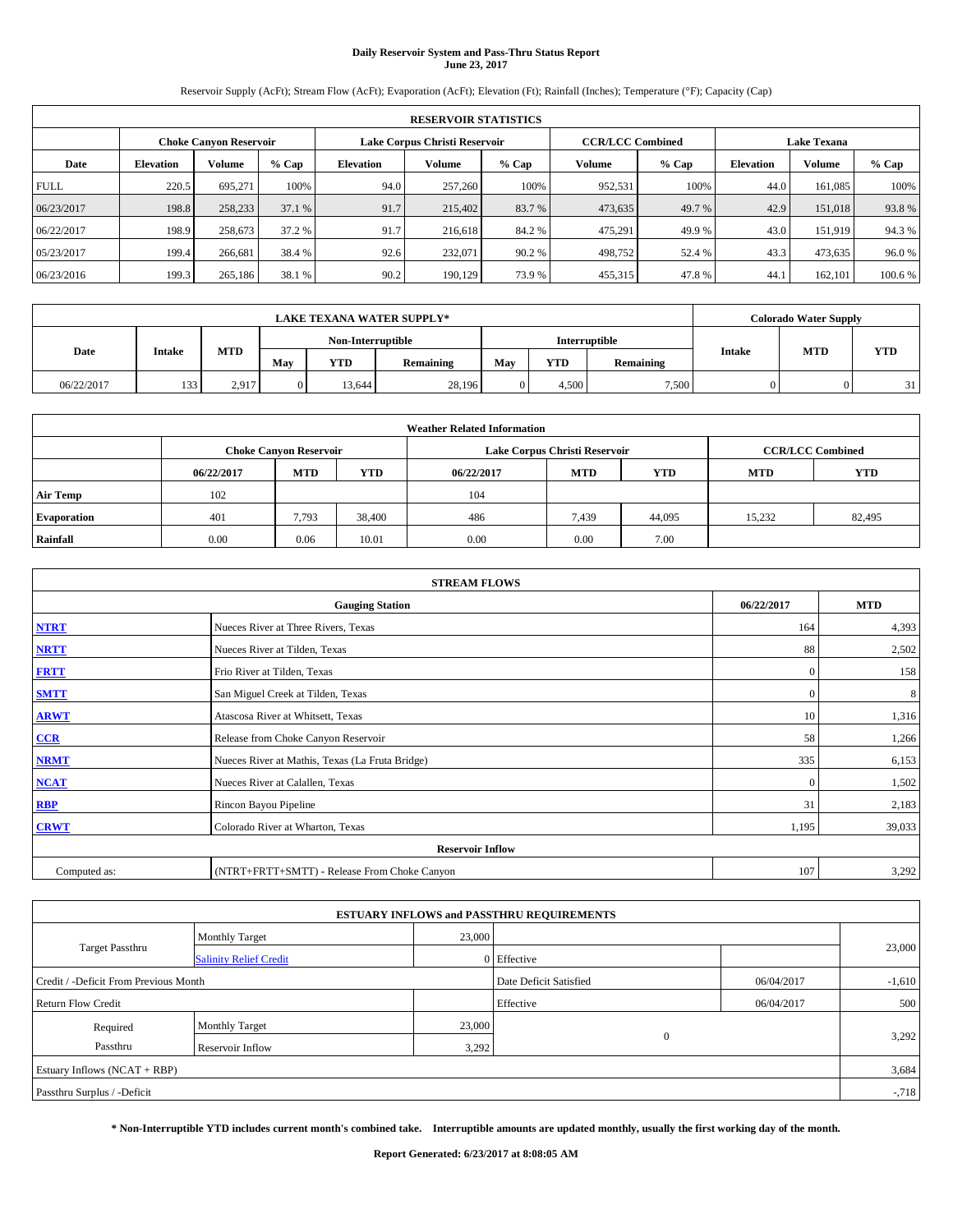# Daily Reservoir System and Pass-Thru Status Report
## June 23, 2017

Reservoir Supply (AcFt); Stream Flow (AcFt); Evaporation (AcFt); Elevation (Ft); Rainfall (Inches); Temperature (°F); Capacity (Cap)

| RESERVOIR STATISTICS | | | | | | | | | | | |
|---|---|---|---|---|---|---|---|---|---|---|---|
| | Choke Canyon Reservoir | | | Lake Corpus Christi Reservoir | | | CCR/LCC Combined | | Lake Texana | | |
| Date | Elevation | Volume | % Cap | Elevation | Volume | % Cap | Volume | % Cap | Elevation | Volume | % Cap |
| FULL | 220.5 | 695,271 | 100% | 94.0 | 257,260 | 100% | 952,531 | 100% | 44.0 | 161,085 | 100% |
| 06/23/2017 | 198.8 | 258,233 | 37.1 % | 91.7 | 215,402 | 83.7 % | 473,635 | 49.7 % | 42.9 | 151,018 | 93.8 % |
| 06/22/2017 | 198.9 | 258,673 | 37.2 % | 91.7 | 216,618 | 84.2 % | 475,291 | 49.9 % | 43.0 | 151,919 | 94.3 % |
| 05/23/2017 | 199.4 | 266,681 | 38.4 % | 92.6 | 232,071 | 90.2 % | 498,752 | 52.4 % | 43.3 | 473,635 | 96.0 % |
| 06/23/2016 | 199.3 | 265,186 | 38.1 % | 90.2 | 190,129 | 73.9 % | 455,315 | 47.8 % | 44.1 | 162,101 | 100.6 % |

| LAKE TEXANA WATER SUPPLY* | | | | | | | | | Colorado Water Supply | | |
|---|---|---|---|---|---|---|---|---|---|---|---|
| Date | Intake | MTD | Non-Interruptible | | | Interruptible | | | Intake | MTD | YTD |
| | | | May | YTD | Remaining | May | YTD | Remaining | | | |
| 06/22/2017 | 133 | 2,917 | 0 | 13,644 | 28,196 | 0 | 4,500 | 7,500 | 0 | 0 | 31 |

| Weather Related Information | | | | | | | | |
|---|---|---|---|---|---|---|---|---|
| | Choke Canyon Reservoir | | | Lake Corpus Christi Reservoir | | | CCR/LCC Combined | |
| | 06/22/2017 | MTD | YTD | 06/22/2017 | MTD | YTD | MTD | YTD |
| Air Temp | 102 | | | 104 | | | | |
| Evaporation | 401 | 7,793 | 38,400 | 486 | 7,439 | 44,095 | 15,232 | 82,495 |
| Rainfall | 0.00 | 0.06 | 10.01 | 0.00 | 0.00 | 7.00 | | |

| STREAM FLOWS | | | |
|---|---|---|---|
| | Gauging Station | 06/22/2017 | MTD |
| NTRT | Nueces River at Three Rivers, Texas | 164 | 4,393 |
| NRTT | Nueces River at Tilden, Texas | 88 | 2,502 |
| FRTT | Frio River at Tilden, Texas | 0 | 158 |
| SMTT | San Miguel Creek at Tilden, Texas | 0 | 8 |
| ARWT | Atascosa River at Whitsett, Texas | 10 | 1,316 |
| CCR | Release from Choke Canyon Reservoir | 58 | 1,266 |
| NRMT | Nueces River at Mathis, Texas (La Fruta Bridge) | 335 | 6,153 |
| NCAT | Nueces River at Calallen, Texas | 0 | 1,502 |
| RBP | Rincon Bayou Pipeline | 31 | 2,183 |
| CRWT | Colorado River at Wharton, Texas | 1,195 | 39,033 |
| Reservoir Inflow | | | |
| Computed as: | (NTRT+FRTT+SMTT) - Release From Choke Canyon | 107 | 3,292 |

| ESTUARY INFLOWS and PASSTHRU REQUIREMENTS | | | | | |
|---|---|---|---|---|---|
| Target Passthru | Monthly Target | 23,000 | | | 23,000 |
| | Salinity Relief Credit | 0 | Effective | | |
| Credit / -Deficit From Previous Month | | | Date Deficit Satisfied | 06/04/2017 | -1,610 |
| Return Flow Credit | | | Effective | 06/04/2017 | 500 |
| Required Passthru | Monthly Target | 23,000 | 0 | | 3,292 |
| | Reservoir Inflow | 3,292 | | | |
| Estuary Inflows (NCAT + RBP) | | | | | 3,684 |
| Passthru Surplus / -Deficit | | | | | -,718 |

**\* Non-Interruptible YTD includes current month's combined take. Interruptible amounts are updated monthly, usually the first working day of the month.**

**Report Generated: 6/23/2017 at 8:08:05 AM**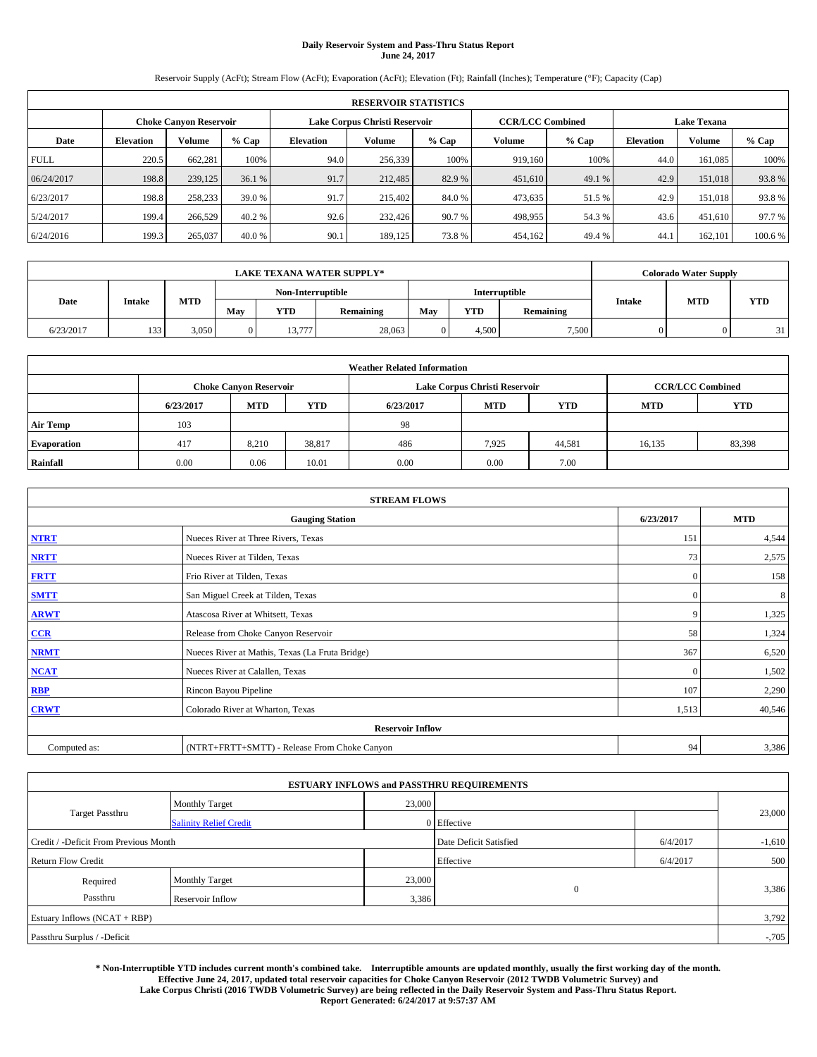**Daily Reservoir System and Pass-Thru Status Report**
**June 24, 2017**

Reservoir Supply (AcFt); Stream Flow (AcFt); Evaporation (AcFt); Elevation (Ft); Rainfall (Inches); Temperature (°F); Capacity (Cap)

| RESERVOIR STATISTICS | | | | | | | | | | | |
|---|---|---|---|---|---|---|---|---|---|---|---|
| | Choke Canyon Reservoir | | | Lake Corpus Christi Reservoir | | | CCR/LCC Combined | | Lake Texana | | |
| Date | Elevation | Volume | % Cap | Elevation | Volume | % Cap | Volume | % Cap | Elevation | Volume | % Cap |
| FULL | 220.5 | 662,281 | 100% | 94.0 | 256,339 | 100% | 919,160 | 100% | 44.0 | 161,085 | 100% |
| 06/24/2017 | 198.8 | 239,125 | 36.1 % | 91.7 | 212,485 | 82.9 % | 451,610 | 49.1 % | 42.9 | 151,018 | 93.8 % |
| 6/23/2017 | 198.8 | 258,233 | 39.0 % | 91.7 | 215,402 | 84.0 % | 473,635 | 51.5 % | 42.9 | 151,018 | 93.8 % |
| 5/24/2017 | 199.4 | 266,529 | 40.2 % | 92.6 | 232,426 | 90.7 % | 498,955 | 54.3 % | 43.6 | 451,610 | 97.7 % |
| 6/24/2016 | 199.3 | 265,037 | 40.0 % | 90.1 | 189,125 | 73.8 % | 454,162 | 49.4 % | 44.1 | 162,101 | 100.6 % |

| LAKE TEXANA WATER SUPPLY* | | | | | | | | | Colorado Water Supply | | |
|---|---|---|---|---|---|---|---|---|---|---|---|
| Date | Intake | MTD | Non-Interruptible | | | Interruptible | | | Intake | MTD | YTD |
| | | | May | YTD | Remaining | May | YTD | Remaining | | | |
| 6/23/2017 | 133 | 3,050 | 0 | 13,777 | 28,063 | 0 | 4,500 | 7,500 | 0 | 0 | 31 |

| Weather Related Information | | | | | | | | |
|---|---|---|---|---|---|---|---|---|
| | Choke Canyon Reservoir | | | Lake Corpus Christi Reservoir | | | CCR/LCC Combined | |
| | 6/23/2017 | MTD | YTD | 6/23/2017 | MTD | YTD | MTD | YTD |
| Air Temp | 103 | | | 98 | | | | |
| Evaporation | 417 | 8,210 | 38,817 | 486 | 7,925 | 44,581 | 16,135 | 83,398 |
| Rainfall | 0.00 | 0.06 | 10.01 | 0.00 | 0.00 | 7.00 | | |

| STREAM FLOWS | | | |
|---|---|---|---|
| | Gauging Station | 6/23/2017 | MTD |
| NTRT | Nueces River at Three Rivers, Texas | 151 | 4,544 |
| NRTT | Nueces River at Tilden, Texas | 73 | 2,575 |
| FRTT | Frio River at Tilden, Texas | 0 | 158 |
| SMTT | San Miguel Creek at Tilden, Texas | 0 | 8 |
| ARWT | Atascosa River at Whitsett, Texas | 9 | 1,325 |
| CCR | Release from Choke Canyon Reservoir | 58 | 1,324 |
| NRMT | Nueces River at Mathis, Texas (La Fruta Bridge) | 367 | 6,520 |
| NCAT | Nueces River at Calallen, Texas | 0 | 1,502 |
| RBP | Rincon Bayou Pipeline | 107 | 2,290 |
| CRWT | Colorado River at Wharton, Texas | 1,513 | 40,546 |
| | Reservoir Inflow | | |
| Computed as: | (NTRT+FRTT+SMTT) - Release From Choke Canyon | 94 | 3,386 |

| ESTUARY INFLOWS and PASSTHRU REQUIREMENTS | | | | | |
|---|---|---|---|---|---|
| Target Passthru | Monthly Target | 23,000 | | | 23,000 |
| | Salinity Relief Credit | 0 | Effective | | |
| Credit / -Deficit From Previous Month | | | Date Deficit Satisfied | 6/4/2017 | -1,610 |
| Return Flow Credit | | | Effective | 6/4/2017 | 500 |
| Required Passthru | Monthly Target | 23,000 | 0 | | 3,386 |
| | Reservoir Inflow | 3,386 | | | |
| Estuary Inflows (NCAT + RBP) | | | | | 3,792 |
| Passthru Surplus / -Deficit | | | | | -,705 |

**\* Non-Interruptible YTD includes current month's combined take. Interruptible amounts are updated monthly, usually the first working day of the month. Effective June 24, 2017, updated total reservoir capacities for Choke Canyon Reservoir (2012 TWDB Volumetric Survey) and Lake Corpus Christi (2016 TWDB Volumetric Survey) are being reflected in the Daily Reservoir System and Pass-Thru Status Report. Report Generated: 6/24/2017 at 9:57:37 AM**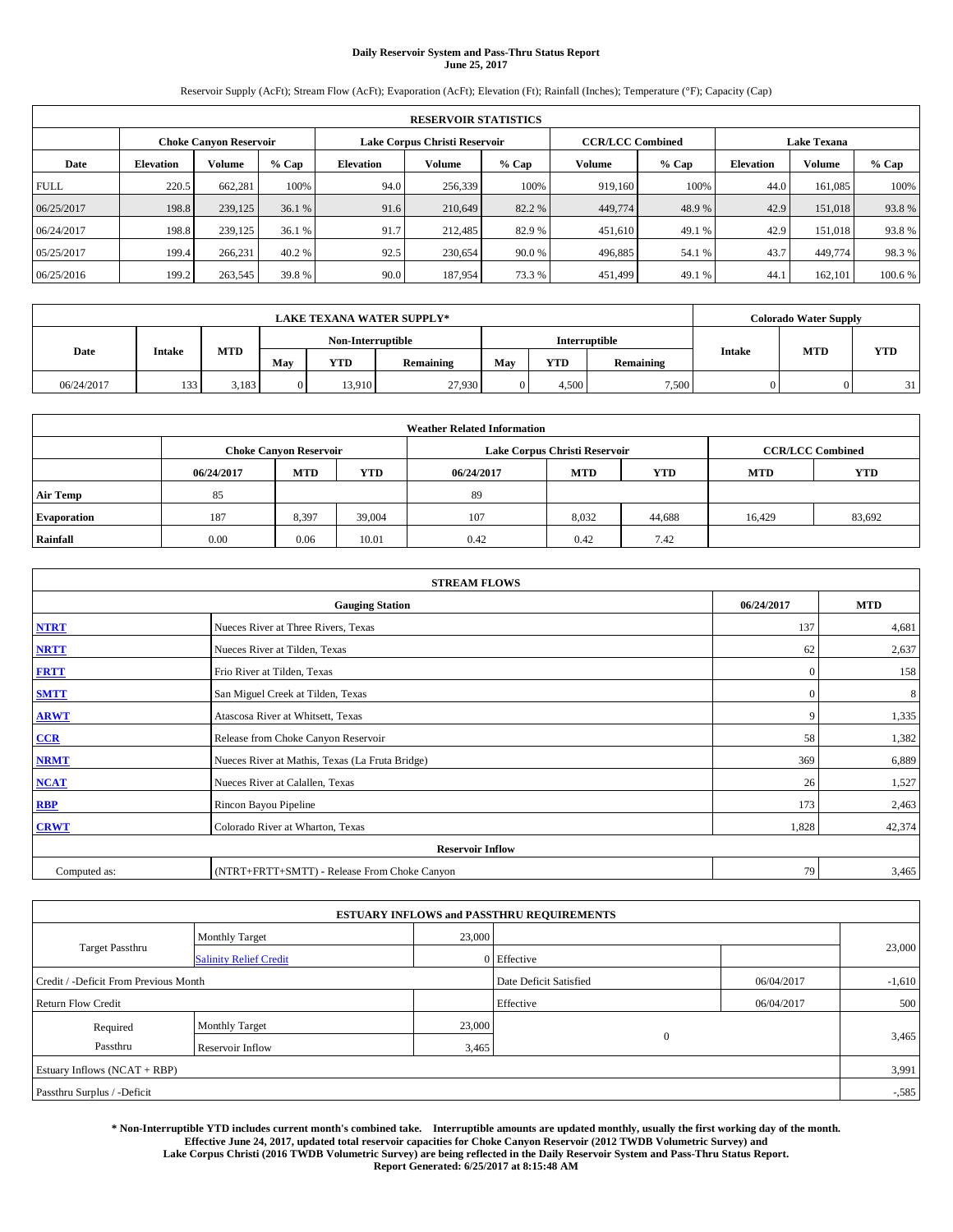# Daily Reservoir System and Pass-Thru Status Report
## June 25, 2017

Reservoir Supply (AcFt); Stream Flow (AcFt); Evaporation (AcFt); Elevation (Ft); Rainfall (Inches); Temperature (°F); Capacity (Cap)

| RESERVOIR STATISTICS | | | | | | | | | | | |
|---|---|---|---|---|---|---|---|---|---|---|---|
| | Choke Canyon Reservoir | | | Lake Corpus Christi Reservoir | | | CCR/LCC Combined | | Lake Texana | | |
| Date | Elevation | Volume | % Cap | Elevation | Volume | % Cap | Volume | % Cap | Elevation | Volume | % Cap |
| FULL | 220.5 | 662,281 | 100% | 94.0 | 256,339 | 100% | 919,160 | 100% | 44.0 | 161,085 | 100% |
| 06/25/2017 | 198.8 | 239,125 | 36.1 % | 91.6 | 210,649 | 82.2 % | 449,774 | 48.9 % | 42.9 | 151,018 | 93.8 % |
| 06/24/2017 | 198.8 | 239,125 | 36.1 % | 91.7 | 212,485 | 82.9 % | 451,610 | 49.1 % | 42.9 | 151,018 | 93.8 % |
| 05/25/2017 | 199.4 | 266,231 | 40.2 % | 92.5 | 230,654 | 90.0 % | 496,885 | 54.1 % | 43.7 | 449,774 | 98.3 % |
| 06/25/2016 | 199.2 | 263,545 | 39.8 % | 90.0 | 187,954 | 73.3 % | 451,499 | 49.1 % | 44.1 | 162,101 | 100.6 % |

| LAKE TEXANA WATER SUPPLY* | | | | | | | | | Colorado Water Supply | | |
|---|---|---|---|---|---|---|---|---|---|---|---|
| Date | Intake | MTD | Non-Interruptible | | | Interruptible | | | Intake | MTD | YTD |
| | | | May | YTD | Remaining | May | YTD | Remaining | | | |
| 06/24/2017 | 133 | 3,183 | 0 | 13,910 | 27,930 | 0 | 4,500 | 7,500 | 0 | 0 | 31 |

| Weather Related Information | | | | | | | | |
|---|---|---|---|---|---|---|---|---|
| | Choke Canyon Reservoir | | | Lake Corpus Christi Reservoir | | | CCR/LCC Combined | |
| | 06/24/2017 | MTD | YTD | 06/24/2017 | MTD | YTD | MTD | YTD |
| Air Temp | 85 | | | 89 | | | | |
| Evaporation | 187 | 8,397 | 39,004 | 107 | 8,032 | 44,688 | 16,429 | 83,692 |
| Rainfall | 0.00 | 0.06 | 10.01 | 0.42 | 0.42 | 7.42 | | |

| STREAM FLOWS | | | |
|---|---|---|---|
| | Gauging Station | 06/24/2017 | MTD |
| NTRT | Nueces River at Three Rivers, Texas | 137 | 4,681 |
| NRTT | Nueces River at Tilden, Texas | 62 | 2,637 |
| FRTT | Frio River at Tilden, Texas | 0 | 158 |
| SMTT | San Miguel Creek at Tilden, Texas | 0 | 8 |
| ARWT | Atascosa River at Whitsett, Texas | 9 | 1,335 |
| CCR | Release from Choke Canyon Reservoir | 58 | 1,382 |
| NRMT | Nueces River at Mathis, Texas (La Fruta Bridge) | 369 | 6,889 |
| NCAT | Nueces River at Calallen, Texas | 26 | 1,527 |
| RBP | Rincon Bayou Pipeline | 173 | 2,463 |
| CRWT | Colorado River at Wharton, Texas | 1,828 | 42,374 |
| | Reservoir Inflow | | |
| Computed as: | (NTRT+FRTT+SMTT) - Release From Choke Canyon | 79 | 3,465 |

| ESTUARY INFLOWS and PASSTHRU REQUIREMENTS | | | | | |
|---|---|---|---|---|---|
| Target Passthru | Monthly Target | 23,000 | | | 23,000 |
| | Salinity Relief Credit | 0 | Effective | | |
| Credit / -Deficit From Previous Month | | | Date Deficit Satisfied | 06/04/2017 | -1,610 |
| Return Flow Credit | | | Effective | 06/04/2017 | 500 |
| Required Passthru | Monthly Target | 23,000 | 0 | | 3,465 |
| | Reservoir Inflow | 3,465 | | | |
| Estuary Inflows (NCAT + RBP) | | | | | 3,991 |
| Passthru Surplus / -Deficit | | | | | -,585 |

**\* Non-Interruptible YTD includes current month's combined take. Interruptible amounts are updated monthly, usually the first working day of the month. Effective June 24, 2017, updated total reservoir capacities for Choke Canyon Reservoir (2012 TWDB Volumetric Survey) and Lake Corpus Christi (2016 TWDB Volumetric Survey) are being reflected in the Daily Reservoir System and Pass-Thru Status Report. Report Generated: 6/25/2017 at 8:15:48 AM**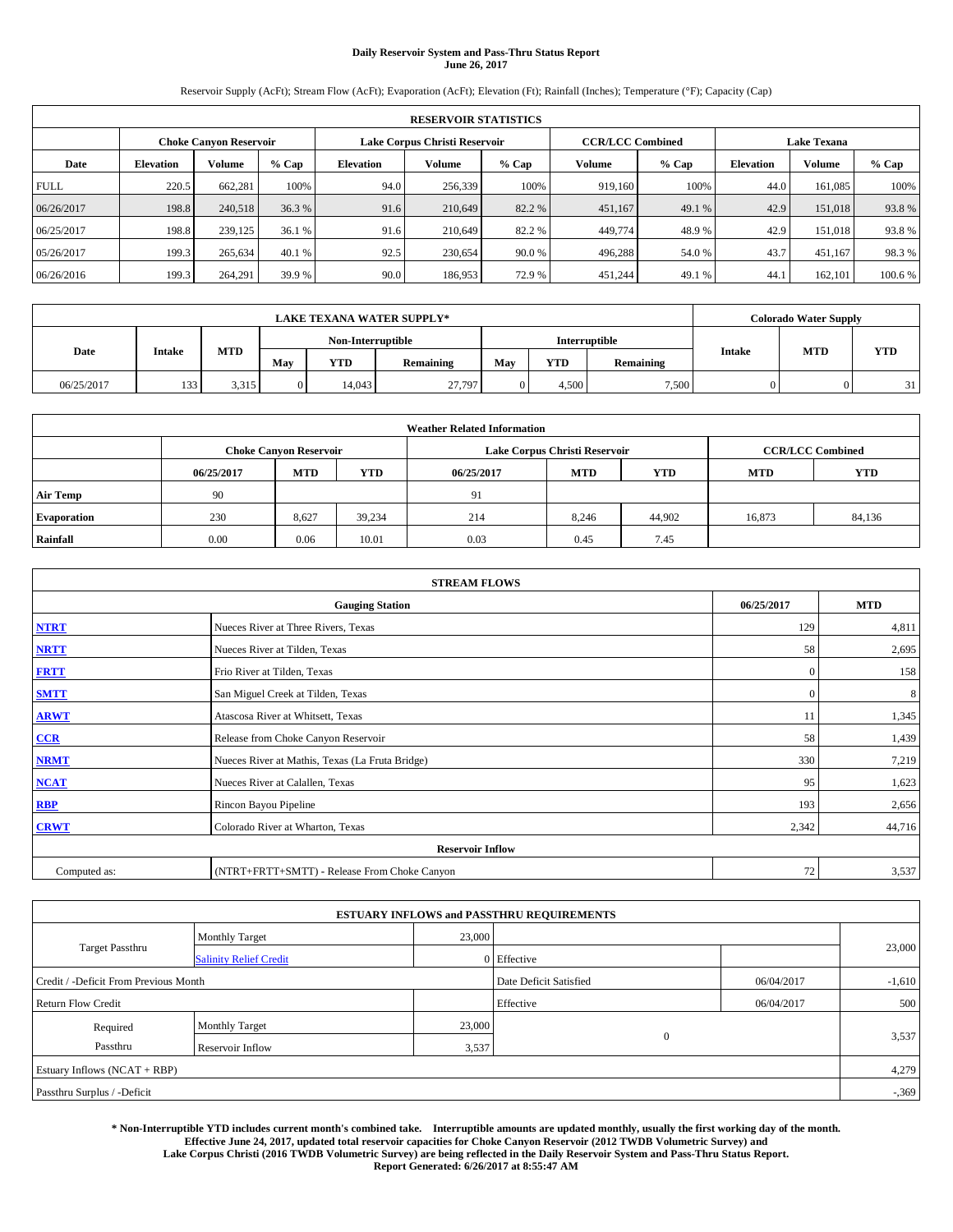# Daily Reservoir System and Pass-Thru Status Report
## June 26, 2017

Reservoir Supply (AcFt); Stream Flow (AcFt); Evaporation (AcFt); Elevation (Ft); Rainfall (Inches); Temperature (°F); Capacity (Cap)

| RESERVOIR STATISTICS | | | | | | | | | | | |
|---|---|---|---|---|---|---|---|---|---|---|---|
| | Choke Canyon Reservoir | | | Lake Corpus Christi Reservoir | | | CCR/LCC Combined | | Lake Texana | | |
| Date | Elevation | Volume | % Cap | Elevation | Volume | % Cap | Volume | % Cap | Elevation | Volume | % Cap |
| FULL | 220.5 | 662,281 | 100% | 94.0 | 256,339 | 100% | 919,160 | 100% | 44.0 | 161,085 | 100% |
| 06/26/2017 | 198.8 | 240,518 | 36.3 % | 91.6 | 210,649 | 82.2 % | 451,167 | 49.1 % | 42.9 | 151,018 | 93.8 % |
| 06/25/2017 | 198.8 | 239,125 | 36.1 % | 91.6 | 210,649 | 82.2 % | 449,774 | 48.9 % | 42.9 | 151,018 | 93.8 % |
| 05/26/2017 | 199.3 | 265,634 | 40.1 % | 92.5 | 230,654 | 90.0 % | 496,288 | 54.0 % | 43.7 | 451,167 | 98.3 % |
| 06/26/2016 | 199.3 | 264,291 | 39.9 % | 90.0 | 186,953 | 72.9 % | 451,244 | 49.1 % | 44.1 | 162,101 | 100.6 % |

| LAKE TEXANA WATER SUPPLY* | | | | | | | | | Colorado Water Supply | | |
|---|---|---|---|---|---|---|---|---|---|---|---|
| Date | Intake | MTD | Non-Interruptible | | | Interruptible | | | Intake | MTD | YTD |
| | | | May | YTD | Remaining | May | YTD | Remaining | | | |
| 06/25/2017 | 133 | 3,315 | 0 | 14,043 | 27,797 | 0 | 4,500 | 7,500 | 0 | 0 | 31 |

| Weather Related Information | | | | | | | | |
|---|---|---|---|---|---|---|---|---|
| | Choke Canyon Reservoir | | | Lake Corpus Christi Reservoir | | | CCR/LCC Combined | |
| | 06/25/2017 | MTD | YTD | 06/25/2017 | MTD | YTD | MTD | YTD |
| Air Temp | 90 | | | 91 | | | | |
| Evaporation | 230 | 8,627 | 39,234 | 214 | 8,246 | 44,902 | 16,873 | 84,136 |
| Rainfall | 0.00 | 0.06 | 10.01 | 0.03 | 0.45 | 7.45 | | |

| STREAM FLOWS | | | |
|---|---|---|---|
| Gauging Station | | 06/25/2017 | MTD |
| NTRT | Nueces River at Three Rivers, Texas | 129 | 4,811 |
| NRTT | Nueces River at Tilden, Texas | 58 | 2,695 |
| FRTT | Frio River at Tilden, Texas | 0 | 158 |
| SMTT | San Miguel Creek at Tilden, Texas | 0 | 8 |
| ARWT | Atascosa River at Whitsett, Texas | 11 | 1,345 |
| CCR | Release from Choke Canyon Reservoir | 58 | 1,439 |
| NRMT | Nueces River at Mathis, Texas (La Fruta Bridge) | 330 | 7,219 |
| NCAT | Nueces River at Calallen, Texas | 95 | 1,623 |
| RBP | Rincon Bayou Pipeline | 193 | 2,656 |
| CRWT | Colorado River at Wharton, Texas | 2,342 | 44,716 |
| Reservoir Inflow | | | |
| Computed as: | (NTRT+FRTT+SMTT) - Release From Choke Canyon | 72 | 3,537 |

| ESTUARY INFLOWS and PASSTHRU REQUIREMENTS | | | | | |
|---|---|---|---|---|---|
| Target Passthru | Monthly Target | 23,000 | | | 23,000 |
| | Salinity Relief Credit | 0 | Effective | | |
| Credit / -Deficit From Previous Month | | | Date Deficit Satisfied | 06/04/2017 | -1,610 |
| Return Flow Credit | | | Effective | 06/04/2017 | 500 |
| Required Passthru | Monthly Target | 23,000 | 0 | | 3,537 |
| | Reservoir Inflow | 3,537 | | | |
| Estuary Inflows (NCAT + RBP) | | | | | 4,279 |
| Passthru Surplus / -Deficit | | | | | -,369 |

**\* Non-Interruptible YTD includes current month's combined take. Interruptible amounts are updated monthly, usually the first working day of the month. Effective June 24, 2017, updated total reservoir capacities for Choke Canyon Reservoir (2012 TWDB Volumetric Survey) and Lake Corpus Christi (2016 TWDB Volumetric Survey) are being reflected in the Daily Reservoir System and Pass-Thru Status Report. Report Generated: 6/26/2017 at 8:55:47 AM**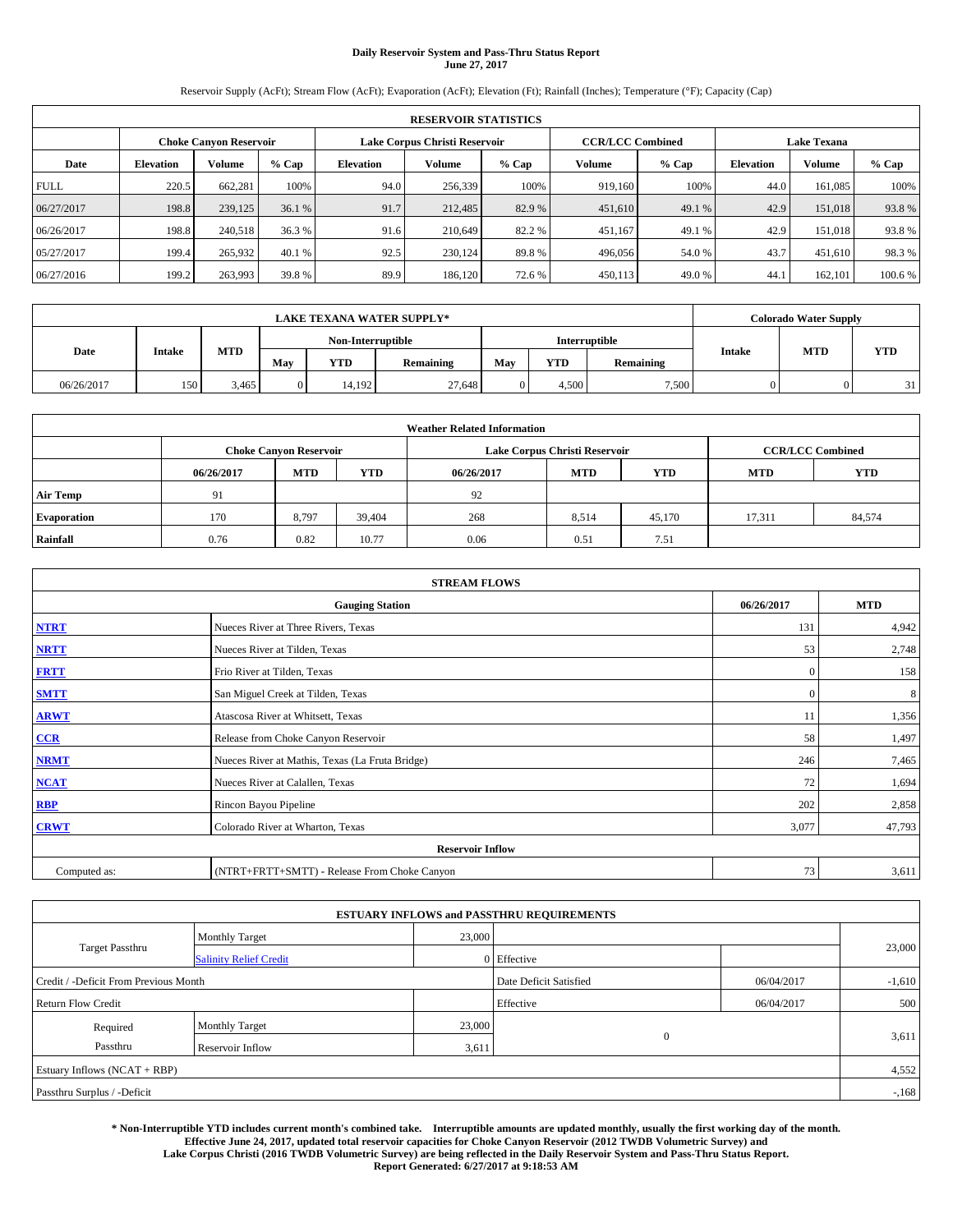# Daily Reservoir System and Pass-Thru Status Report
## June 27, 2017

Reservoir Supply (AcFt); Stream Flow (AcFt); Evaporation (AcFt); Elevation (Ft); Rainfall (Inches); Temperature (°F); Capacity (Cap)

| RESERVOIR STATISTICS | | | | | | | | | | | |
|---|---|---|---|---|---|---|---|---|---|---|---|
| | Choke Canyon Reservoir | | | Lake Corpus Christi Reservoir | | | CCR/LCC Combined | | Lake Texana | | |
| Date | Elevation | Volume | % Cap | Elevation | Volume | % Cap | Volume | % Cap | Elevation | Volume | % Cap |
| FULL | 220.5 | 662,281 | 100% | 94.0 | 256,339 | 100% | 919,160 | 100% | 44.0 | 161,085 | 100% |
| 06/27/2017 | 198.8 | 239,125 | 36.1 % | 91.7 | 212,485 | 82.9 % | 451,610 | 49.1 % | 42.9 | 151,018 | 93.8 % |
| 06/26/2017 | 198.8 | 240,518 | 36.3 % | 91.6 | 210,649 | 82.2 % | 451,167 | 49.1 % | 42.9 | 151,018 | 93.8 % |
| 05/27/2017 | 199.4 | 265,932 | 40.1 % | 92.5 | 230,124 | 89.8 % | 496,056 | 54.0 % | 43.7 | 451,610 | 98.3 % |
| 06/27/2016 | 199.2 | 263,993 | 39.8 % | 89.9 | 186,120 | 72.6 % | 450,113 | 49.0 % | 44.1 | 162,101 | 100.6 % |

| LAKE TEXANA WATER SUPPLY* | | | | | | | | | Colorado Water Supply | | |
|---|---|---|---|---|---|---|---|---|---|---|---|
| Date | Intake | MTD | Non-Interruptible | | | Interruptible | | | Intake | MTD | YTD |
| | | | May | YTD | Remaining | May | YTD | Remaining | | | |
| 06/26/2017 | 150 | 3,465 | 0 | 14,192 | 27,648 | 0 | 4,500 | 7,500 | 0 | 0 | 31 |

| Weather Related Information | | | | | | | | |
|---|---|---|---|---|---|---|---|---|
| | Choke Canyon Reservoir | | | Lake Corpus Christi Reservoir | | | CCR/LCC Combined | |
| | 06/26/2017 | MTD | YTD | 06/26/2017 | MTD | YTD | MTD | YTD |
| Air Temp | 91 | | | 92 | | | | |
| Evaporation | 170 | 8,797 | 39,404 | 268 | 8,514 | 45,170 | 17,311 | 84,574 |
| Rainfall | 0.76 | 0.82 | 10.77 | 0.06 | 0.51 | 7.51 | | |

| STREAM FLOWS | | | |
|---|---|---|---|
| | Gauging Station | 06/26/2017 | MTD |
| NTRT | Nueces River at Three Rivers, Texas | 131 | 4,942 |
| NRTT | Nueces River at Tilden, Texas | 53 | 2,748 |
| FRTT | Frio River at Tilden, Texas | 0 | 158 |
| SMTT | San Miguel Creek at Tilden, Texas | 0 | 8 |
| ARWT | Atascosa River at Whitsett, Texas | 11 | 1,356 |
| CCR | Release from Choke Canyon Reservoir | 58 | 1,497 |
| NRMT | Nueces River at Mathis, Texas (La Fruta Bridge) | 246 | 7,465 |
| NCAT | Nueces River at Calallen, Texas | 72 | 1,694 |
| RBP | Rincon Bayou Pipeline | 202 | 2,858 |
| CRWT | Colorado River at Wharton, Texas | 3,077 | 47,793 |
| | Reservoir Inflow | | |
| Computed as: | (NTRT+FRTT+SMTT) - Release From Choke Canyon | 73 | 3,611 |

| ESTUARY INFLOWS and PASSTHRU REQUIREMENTS | | | | | |
|---|---|---|---|---|---|
| Target Passthru | Monthly Target | 23,000 | | | 23,000 |
| | Salinity Relief Credit | 0 | Effective | | |
| Credit / -Deficit From Previous Month | | | Date Deficit Satisfied | 06/04/2017 | -1,610 |
| Return Flow Credit | | | Effective | 06/04/2017 | 500 |
| Required Passthru | Monthly Target | 23,000 | 0 | | 3,611 |
| | Reservoir Inflow | 3,611 | | | |
| Estuary Inflows (NCAT + RBP) | | | | | 4,552 |
| Passthru Surplus / -Deficit | | | | | -,168 |

**\* Non-Interruptible YTD includes current month's combined take. Interruptible amounts are updated monthly, usually the first working day of the month. Effective June 24, 2017, updated total reservoir capacities for Choke Canyon Reservoir (2012 TWDB Volumetric Survey) and Lake Corpus Christi (2016 TWDB Volumetric Survey) are being reflected in the Daily Reservoir System and Pass-Thru Status Report. Report Generated: 6/27/2017 at 9:18:53 AM**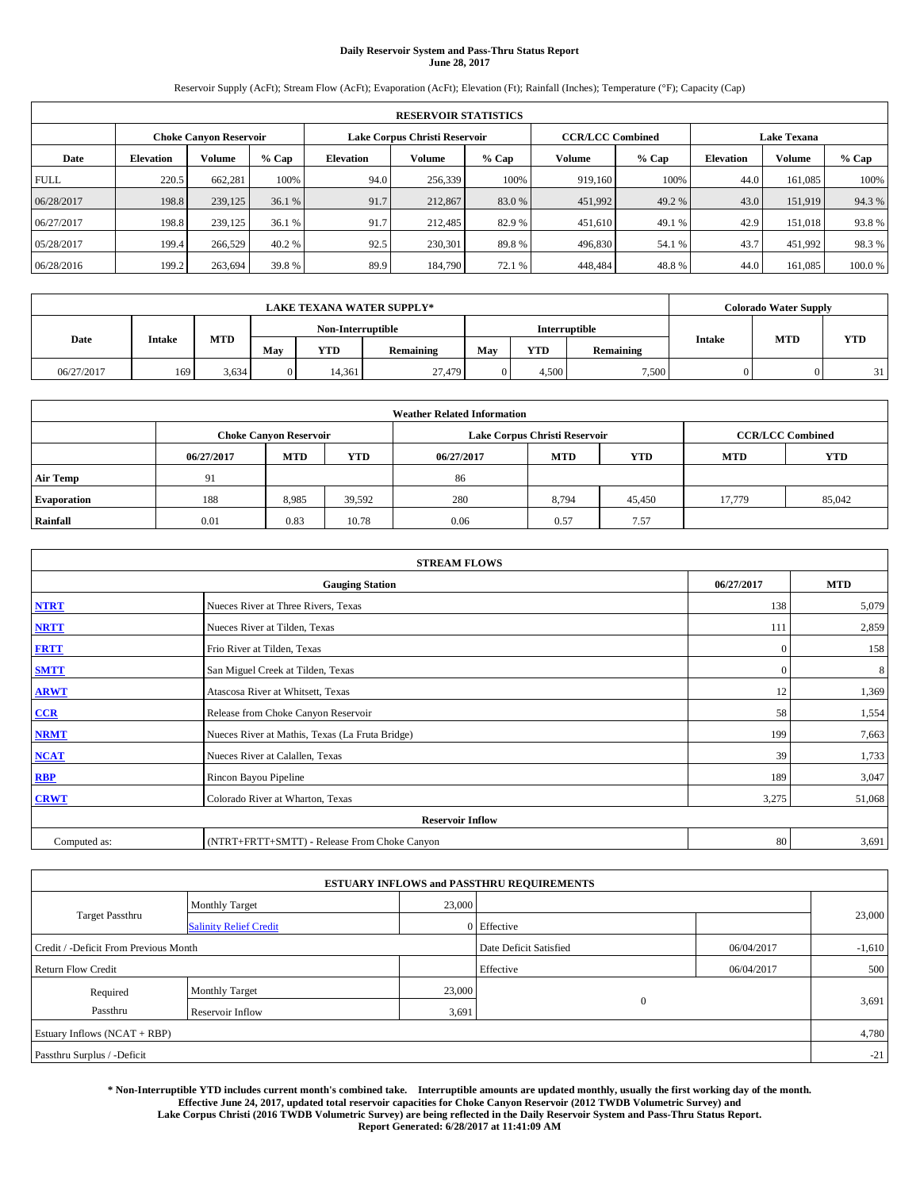# Daily Reservoir System and Pass-Thru Status Report
## June 28, 2017

Reservoir Supply (AcFt); Stream Flow (AcFt); Evaporation (AcFt); Elevation (Ft); Rainfall (Inches); Temperature (°F); Capacity (Cap)

| RESERVOIR STATISTICS | | | | | | | | | | | |
|---|---|---|---|---|---|---|---|---|---|---|---|
| | Choke Canyon Reservoir | | | Lake Corpus Christi Reservoir | | | CCR/LCC Combined | | Lake Texana | | |
| Date | Elevation | Volume | % Cap | Elevation | Volume | % Cap | Volume | % Cap | Elevation | Volume | % Cap |
| FULL | 220.5 | 662,281 | 100% | 94.0 | 256,339 | 100% | 919,160 | 100% | 44.0 | 161,085 | 100% |
| 06/28/2017 | 198.8 | 239,125 | 36.1 % | 91.7 | 212,867 | 83.0 % | 451,992 | 49.2 % | 43.0 | 151,919 | 94.3 % |
| 06/27/2017 | 198.8 | 239,125 | 36.1 % | 91.7 | 212,485 | 82.9 % | 451,610 | 49.1 % | 42.9 | 151,018 | 93.8 % |
| 05/28/2017 | 199.4 | 266,529 | 40.2 % | 92.5 | 230,301 | 89.8 % | 496,830 | 54.1 % | 43.7 | 451,992 | 98.3 % |
| 06/28/2016 | 199.2 | 263,694 | 39.8 % | 89.9 | 184,790 | 72.1 % | 448,484 | 48.8 % | 44.0 | 161,085 | 100.0 % |

| LAKE TEXANA WATER SUPPLY* | | | | | | | | | Colorado Water Supply | | |
|---|---|---|---|---|---|---|---|---|---|---|---|
| Date | Intake | MTD | Non-Interruptible | | | Interruptible | | | Intake | MTD | YTD |
| | | | May | YTD | Remaining | May | YTD | Remaining | | | |
| 06/27/2017 | 169 | 3,634 | 0 | 14,361 | 27,479 | 0 | 4,500 | 7,500 | 0 | 0 | 31 |

| Weather Related Information | | | | | | | | |
|---|---|---|---|---|---|---|---|---|
| | Choke Canyon Reservoir | | | Lake Corpus Christi Reservoir | | | CCR/LCC Combined | |
| | 06/27/2017 | MTD | YTD | 06/27/2017 | MTD | YTD | MTD | YTD |
| Air Temp | 91 | | | 86 | | | | |
| Evaporation | 188 | 8,985 | 39,592 | 280 | 8,794 | 45,450 | 17,779 | 85,042 |
| Rainfall | 0.01 | 0.83 | 10.78 | 0.06 | 0.57 | 7.57 | | |

| STREAM FLOWS | | | |
|---|---|---|---|
| | Gauging Station | 06/27/2017 | MTD |
| NTRT | Nueces River at Three Rivers, Texas | 138 | 5,079 |
| NRTT | Nueces River at Tilden, Texas | 111 | 2,859 |
| FRTT | Frio River at Tilden, Texas | 0 | 158 |
| SMTT | San Miguel Creek at Tilden, Texas | 0 | 8 |
| ARWT | Atascosa River at Whitsett, Texas | 12 | 1,369 |
| CCR | Release from Choke Canyon Reservoir | 58 | 1,554 |
| NRMT | Nueces River at Mathis, Texas (La Fruta Bridge) | 199 | 7,663 |
| NCAT | Nueces River at Calallen, Texas | 39 | 1,733 |
| RBP | Rincon Bayou Pipeline | 189 | 3,047 |
| CRWT | Colorado River at Wharton, Texas | 3,275 | 51,068 |
| | Reservoir Inflow | | |
| Computed as: | (NTRT+FRTT+SMTT) - Release From Choke Canyon | 80 | 3,691 |

| ESTUARY INFLOWS and PASSTHRU REQUIREMENTS | | | | | |
|---|---|---|---|---|---|
| Target Passthru | Monthly Target | 23,000 | | | 23,000 |
| | Salinity Relief Credit | 0 | Effective | | |
| Credit / -Deficit From Previous Month | | | Date Deficit Satisfied | 06/04/2017 | -1,610 |
| Return Flow Credit | | | Effective | 06/04/2017 | 500 |
| Required Passthru | Monthly Target | 23,000 | 0 | | 3,691 |
| | Reservoir Inflow | 3,691 | | | |
| Estuary Inflows (NCAT + RBP) | | | | | 4,780 |
| Passthru Surplus / -Deficit | | | | | -21 |

**\* Non-Interruptible YTD includes current month's combined take. Interruptible amounts are updated monthly, usually the first working day of the month. Effective June 24, 2017, updated total reservoir capacities for Choke Canyon Reservoir (2012 TWDB Volumetric Survey) and Lake Corpus Christi (2016 TWDB Volumetric Survey) are being reflected in the Daily Reservoir System and Pass-Thru Status Report. Report Generated: 6/28/2017 at 11:41:09 AM**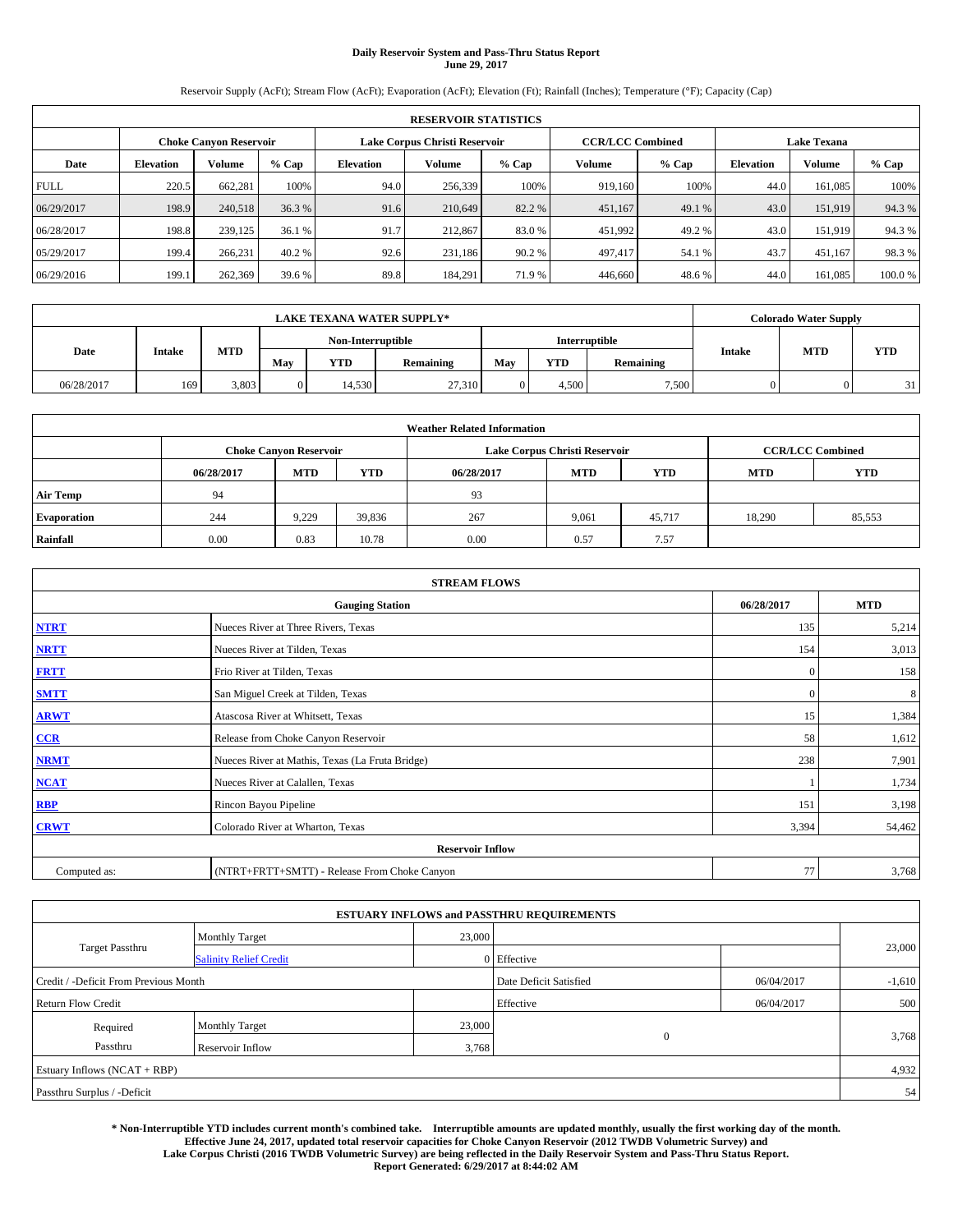# Daily Reservoir System and Pass-Thru Status Report
## June 29, 2017

Reservoir Supply (AcFt); Stream Flow (AcFt); Evaporation (AcFt); Elevation (Ft); Rainfall (Inches); Temperature (°F); Capacity (Cap)

| RESERVOIR STATISTICS | | | | | | | | | | | |
|---|---|---|---|---|---|---|---|---|---|---|---|
| | Choke Canyon Reservoir | | | Lake Corpus Christi Reservoir | | | CCR/LCC Combined | | Lake Texana | | |
| Date | Elevation | Volume | % Cap | Elevation | Volume | % Cap | Volume | % Cap | Elevation | Volume | % Cap |
| FULL | 220.5 | 662,281 | 100% | 94.0 | 256,339 | 100% | 919,160 | 100% | 44.0 | 161,085 | 100% |
| 06/29/2017 | 198.9 | 240,518 | 36.3 % | 91.6 | 210,649 | 82.2 % | 451,167 | 49.1 % | 43.0 | 151,919 | 94.3 % |
| 06/28/2017 | 198.8 | 239,125 | 36.1 % | 91.7 | 212,867 | 83.0 % | 451,992 | 49.2 % | 43.0 | 151,919 | 94.3 % |
| 05/29/2017 | 199.4 | 266,231 | 40.2 % | 92.6 | 231,186 | 90.2 % | 497,417 | 54.1 % | 43.7 | 451,167 | 98.3 % |
| 06/29/2016 | 199.1 | 262,369 | 39.6 % | 89.8 | 184,291 | 71.9 % | 446,660 | 48.6 % | 44.0 | 161,085 | 100.0 % |

| LAKE TEXANA WATER SUPPLY* | | | | | | | | | Colorado Water Supply | | |
|---|---|---|---|---|---|---|---|---|---|---|---|
| Date | Intake | MTD | Non-Interruptible | | | Interruptible | | | Intake | MTD | YTD |
| | | | May | YTD | Remaining | May | YTD | Remaining | | | |
| 06/28/2017 | 169 | 3,803 | 0 | 14,530 | 27,310 | 0 | 4,500 | 7,500 | 0 | 0 | 31 |

| Weather Related Information | | | | | | | | |
|---|---|---|---|---|---|---|---|---|
| | Choke Canyon Reservoir | | | Lake Corpus Christi Reservoir | | | CCR/LCC Combined | |
| | 06/28/2017 | MTD | YTD | 06/28/2017 | MTD | YTD | MTD | YTD |
| Air Temp | 94 | | | 93 | | | | |
| Evaporation | 244 | 9,229 | 39,836 | 267 | 9,061 | 45,717 | 18,290 | 85,553 |
| Rainfall | 0.00 | 0.83 | 10.78 | 0.00 | 0.57 | 7.57 | | |

| STREAM FLOWS | | | |
|---|---|---|---|
| Gauging Station | | 06/28/2017 | MTD |
| NTRT | Nueces River at Three Rivers, Texas | 135 | 5,214 |
| NRTT | Nueces River at Tilden, Texas | 154 | 3,013 |
| FRTT | Frio River at Tilden, Texas | 0 | 158 |
| SMTT | San Miguel Creek at Tilden, Texas | 0 | 8 |
| ARWT | Atascosa River at Whitsett, Texas | 15 | 1,384 |
| CCR | Release from Choke Canyon Reservoir | 58 | 1,612 |
| NRMT | Nueces River at Mathis, Texas (La Fruta Bridge) | 238 | 7,901 |
| NCAT | Nueces River at Calallen, Texas | 1 | 1,734 |
| RBP | Rincon Bayou Pipeline | 151 | 3,198 |
| CRWT | Colorado River at Wharton, Texas | 3,394 | 54,462 |
| Reservoir Inflow | | | |
| Computed as: | (NTRT+FRTT+SMTT) - Release From Choke Canyon | 77 | 3,768 |

| ESTUARY INFLOWS and PASSTHRU REQUIREMENTS | | | | | |
|---|---|---|---|---|---|
| Target Passthru | Monthly Target | 23,000 | | | 23,000 |
| | Salinity Relief Credit | 0 | Effective | | |
| Credit / -Deficit From Previous Month | | | Date Deficit Satisfied | 06/04/2017 | -1,610 |
| Return Flow Credit | | | Effective | 06/04/2017 | 500 |
| Required Passthru | Monthly Target | 23,000 | 0 | | 3,768 |
| | Reservoir Inflow | 3,768 | | | |
| Estuary Inflows (NCAT + RBP) | | | | | 4,932 |
| Passthru Surplus / -Deficit | | | | | 54 |

**\* Non-Interruptible YTD includes current month's combined take. Interruptible amounts are updated monthly, usually the first working day of the month. Effective June 24, 2017, updated total reservoir capacities for Choke Canyon Reservoir (2012 TWDB Volumetric Survey) and Lake Corpus Christi (2016 TWDB Volumetric Survey) are being reflected in the Daily Reservoir System and Pass-Thru Status Report. Report Generated: 6/29/2017 at 8:44:02 AM**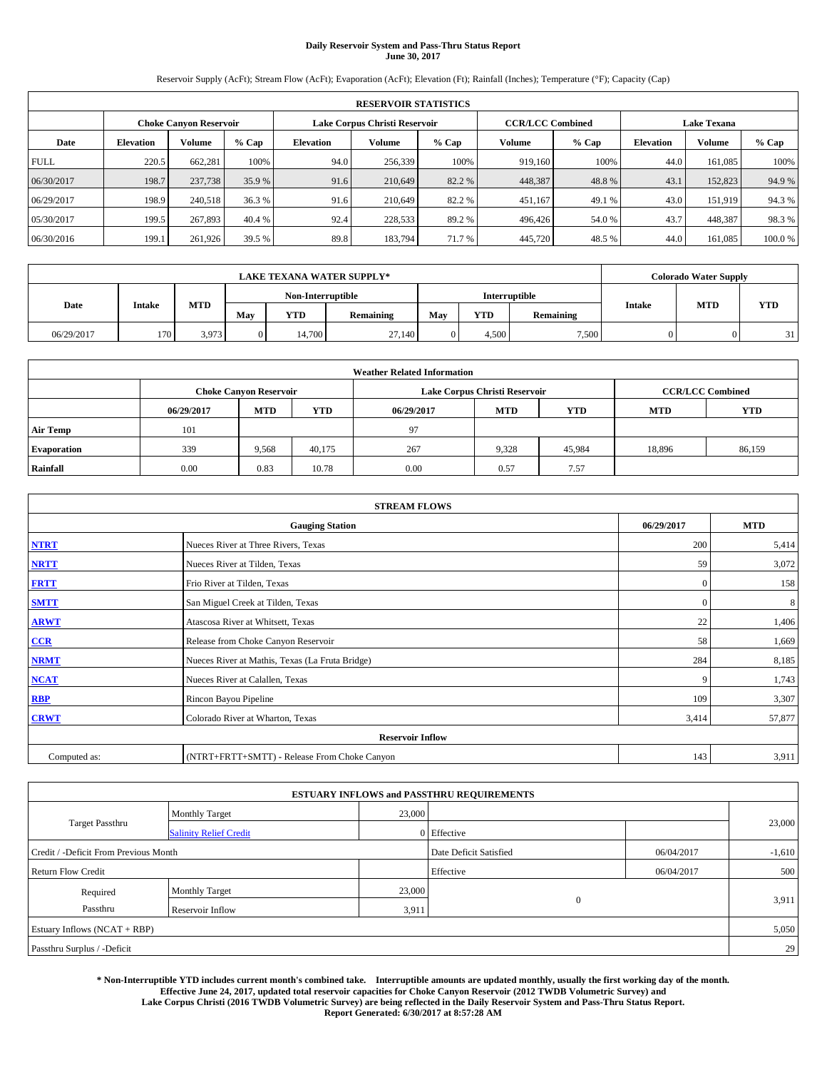# Daily Reservoir System and Pass-Thru Status Report
**June 30, 2017**

Reservoir Supply (AcFt); Stream Flow (AcFt); Evaporation (AcFt); Elevation (Ft); Rainfall (Inches); Temperature (°F); Capacity (Cap)

| RESERVOIR STATISTICS | | | | | | | | | | | |
|---|---|---|---|---|---|---|---|---|---|---|---|
| | Choke Canyon Reservoir | | | Lake Corpus Christi Reservoir | | | CCR/LCC Combined | | Lake Texana | | |
| Date | Elevation | Volume | % Cap | Elevation | Volume | % Cap | Volume | % Cap | Elevation | Volume | % Cap |
| FULL | 220.5 | 662,281 | 100% | 94.0 | 256,339 | 100% | 919,160 | 100% | 44.0 | 161,085 | 100% |
| 06/30/2017 | 198.7 | 237,738 | 35.9 % | 91.6 | 210,649 | 82.2 % | 448,387 | 48.8 % | 43.1 | 152,823 | 94.9 % |
| 06/29/2017 | 198.9 | 240,518 | 36.3 % | 91.6 | 210,649 | 82.2 % | 451,167 | 49.1 % | 43.0 | 151,919 | 94.3 % |
| 05/30/2017 | 199.5 | 267,893 | 40.4 % | 92.4 | 228,533 | 89.2 % | 496,426 | 54.0 % | 43.7 | 448,387 | 98.3 % |
| 06/30/2016 | 199.1 | 261,926 | 39.5 % | 89.8 | 183,794 | 71.7 % | 445,720 | 48.5 % | 44.0 | 161,085 | 100.0 % |

| LAKE TEXANA WATER SUPPLY* | | | | | | | | | Colorado Water Supply | | |
|---|---|---|---|---|---|---|---|---|---|---|---|
| | | | Non-Interruptible | | | Interruptible | | | | | |
| Date | Intake | MTD | May | YTD | Remaining | May | YTD | Remaining | Intake | MTD | YTD |
| 06/29/2017 | 170 | 3,973 | 0 | 14,700 | 27,140 | 0 | 4,500 | 7,500 | 0 | 0 | 31 |

| Weather Related Information | | | | | | | | |
|---|---|---|---|---|---|---|---|---|
| | Choke Canyon Reservoir | | | Lake Corpus Christi Reservoir | | | CCR/LCC Combined | |
| | 06/29/2017 | MTD | YTD | 06/29/2017 | MTD | YTD | MTD | YTD |
| Air Temp | 101 | | | 97 | | | | |
| Evaporation | 339 | 9,568 | 40,175 | 267 | 9,328 | 45,984 | 18,896 | 86,159 |
| Rainfall | 0.00 | 0.83 | 10.78 | 0.00 | 0.57 | 7.57 | | |

| STREAM FLOWS | | | |
|---|---|---|---|
| | Gauging Station | 06/29/2017 | MTD |
| NTRT | Nueces River at Three Rivers, Texas | 200 | 5,414 |
| NRTT | Nueces River at Tilden, Texas | 59 | 3,072 |
| FRTT | Frio River at Tilden, Texas | 0 | 158 |
| SMTT | San Miguel Creek at Tilden, Texas | 0 | 8 |
| ARWT | Atascosa River at Whitsett, Texas | 22 | 1,406 |
| CCR | Release from Choke Canyon Reservoir | 58 | 1,669 |
| NRMT | Nueces River at Mathis, Texas (La Fruta Bridge) | 284 | 8,185 |
| NCAT | Nueces River at Calallen, Texas | 9 | 1,743 |
| RBP | Rincon Bayou Pipeline | 109 | 3,307 |
| CRWT | Colorado River at Wharton, Texas | 3,414 | 57,877 |
| | Reservoir Inflow | | |
| Computed as: | (NTRT+FRTT+SMTT) - Release From Choke Canyon | 143 | 3,911 |

| ESTUARY INFLOWS and PASSTHRU REQUIREMENTS | | | | | |
|---|---|---|---|---|---|
| Target Passthru | Monthly Target | 23,000 | | | 23,000 |
| | Salinity Relief Credit | 0 | Effective | | |
| Credit / -Deficit From Previous Month | | | Date Deficit Satisfied | 06/04/2017 | -1,610 |
| Return Flow Credit | | | Effective | 06/04/2017 | 500 |
| Required Passthru | Monthly Target | 23,000 | 0 | | 3,911 |
| | Reservoir Inflow | 3,911 | | | |
| Estuary Inflows (NCAT + RBP) | | | | | 5,050 |
| Passthru Surplus / -Deficit | | | | | 29 |

**\* Non-Interruptible YTD includes current month's combined take. Interruptible amounts are updated monthly, usually the first working day of the month. Effective June 24, 2017, updated total reservoir capacities for Choke Canyon Reservoir (2012 TWDB Volumetric Survey) and Lake Corpus Christi (2016 TWDB Volumetric Survey) are being reflected in the Daily Reservoir System and Pass-Thru Status Report. Report Generated: 6/30/2017 at 8:57:28 AM**